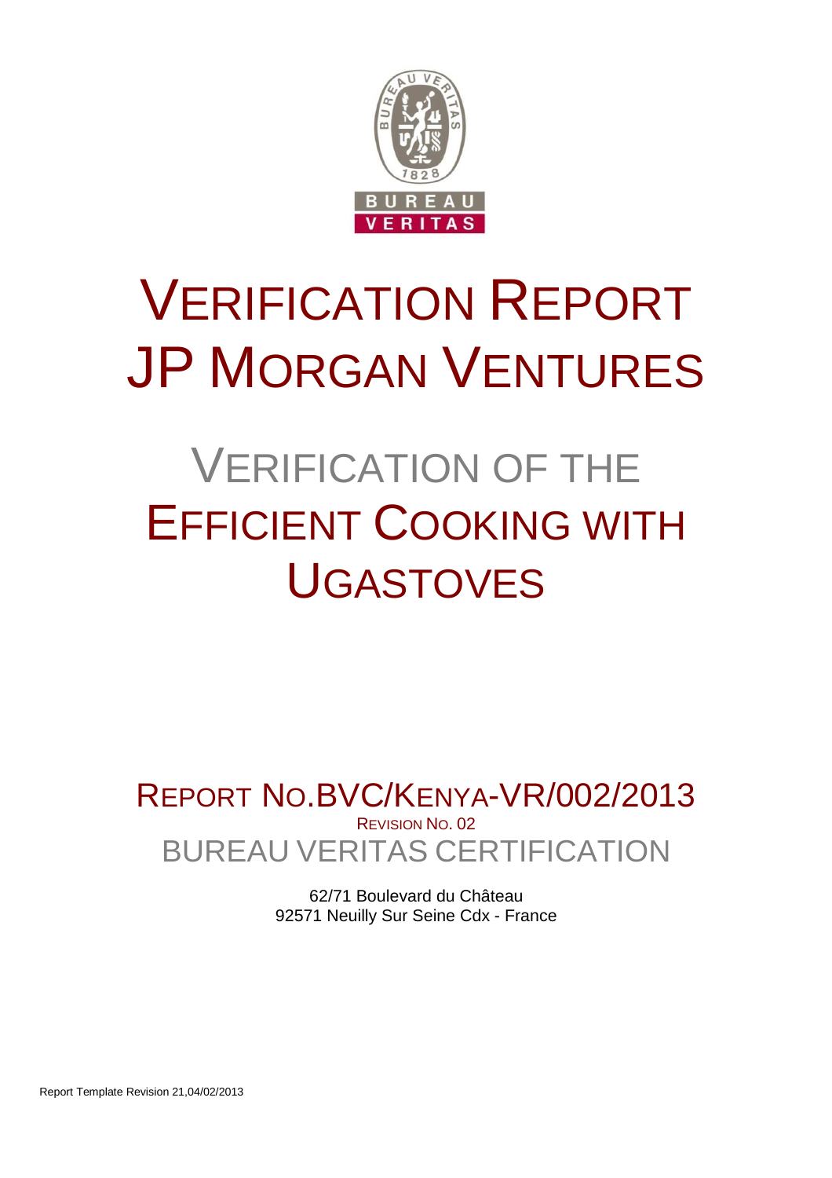# VERIFICATION REPORT JP MORGAN VENTURES

## VERIFICATION OF THE EFFICIENT COOKING WITH UGASTOVES

REPORT NO.BVC/KENYA-VR/002/2013

REVISION NO. 02

BUREAU VERITAS CERTIFICATION

62/71 Boulevard du Château
92571 Neuilly Sur Seine Cdx - France

Report Template Revision 21,04/02/2013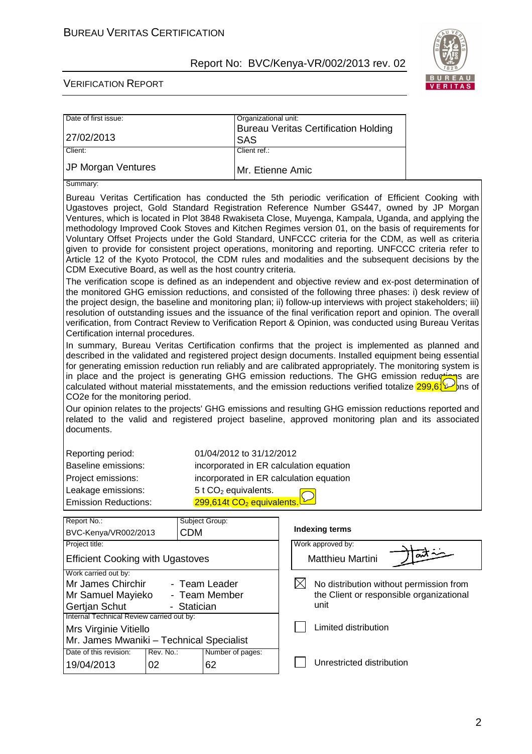| Date of first issue: | Organizational unit: |
|---|---|
| 27/02/2013 | Bureau Veritas Certification Holding SAS |
| Client: | Client ref.: |
| JP Morgan Ventures | Mr. Etienne Amic |

Summary:

Bureau Veritas Certification has conducted the 5th periodic verification of Efficient Cooking with Ugastoves project, Gold Standard Registration Reference Number GS447, owned by JP Morgan Ventures, which is located in Plot 3848 Rwakiseta Close, Muyenga, Kampala, Uganda, and applying the methodology Improved Cook Stoves and Kitchen Regimes version 01, on the basis of requirements for Voluntary Offset Projects under the Gold Standard, UNFCCC criteria for the CDM, as well as criteria given to provide for consistent project operations, monitoring and reporting. UNFCCC criteria refer to Article 12 of the Kyoto Protocol, the CDM rules and modalities and the subsequent decisions by the CDM Executive Board, as well as the host country criteria.

The verification scope is defined as an independent and objective review and ex-post determination of the monitored GHG emission reductions, and consisted of the following three phases: i) desk review of the project design, the baseline and monitoring plan; ii) follow-up interviews with project stakeholders; iii) resolution of outstanding issues and the issuance of the final verification report and opinion. The overall verification, from Contract Review to Verification Report & Opinion, was conducted using Bureau Veritas Certification internal procedures.

In summary, Bureau Veritas Certification confirms that the project is implemented as planned and described in the validated and registered project design documents. Installed equipment being essential for generating emission reduction run reliably and are calibrated appropriately. The monitoring system is in place and the project is generating GHG emission reductions. The GHG emission reductions are calculated without material misstatements, and the emission reductions verified totalize 299,614 tons of CO2e for the monitoring period.

Our opinion relates to the projects' GHG emissions and resulting GHG emission reductions reported and related to the valid and registered project baseline, approved monitoring plan and its associated documents.

| | |
|---|---|
| Reporting period: | 01/04/2012 to 31/12/2012 |
| Baseline emissions: | incorporated in ER calculation equation |
| Project emissions: | incorporated in ER calculation equation |
| Leakage emissions: | 5 t $CO_2$ equivalents. |
| Emission Reductions: | 299,614t $CO_2$ equivalents. |

| Report No.: | Subject Group: | Indexing terms |
|---|---|---|
| BVC-Kenya/VR002/2013 | CDM | |

| Project title: | Work approved by: |
|---|---|
| Efficient Cooking with Ugastoves | Matthieu Martini |

Work carried out by:

- Mr James Chirchir - Team Leader
- Mr Samuel Mayieko - Team Member
- Gertjan Schut - Statician

Internal Technical Review carried out by:

- Mrs Virginie Vitiello
- Mr. James Mwaniki – Technical Specialist

| Date of this revision: | Rev. No.: | Number of pages: |
|---|---|---|
| 19/04/2013 | 02 | 62 |

- [x] No distribution without permission from the Client or responsible organizational unit
- [ ] Limited distribution
- [ ] Unrestricted distribution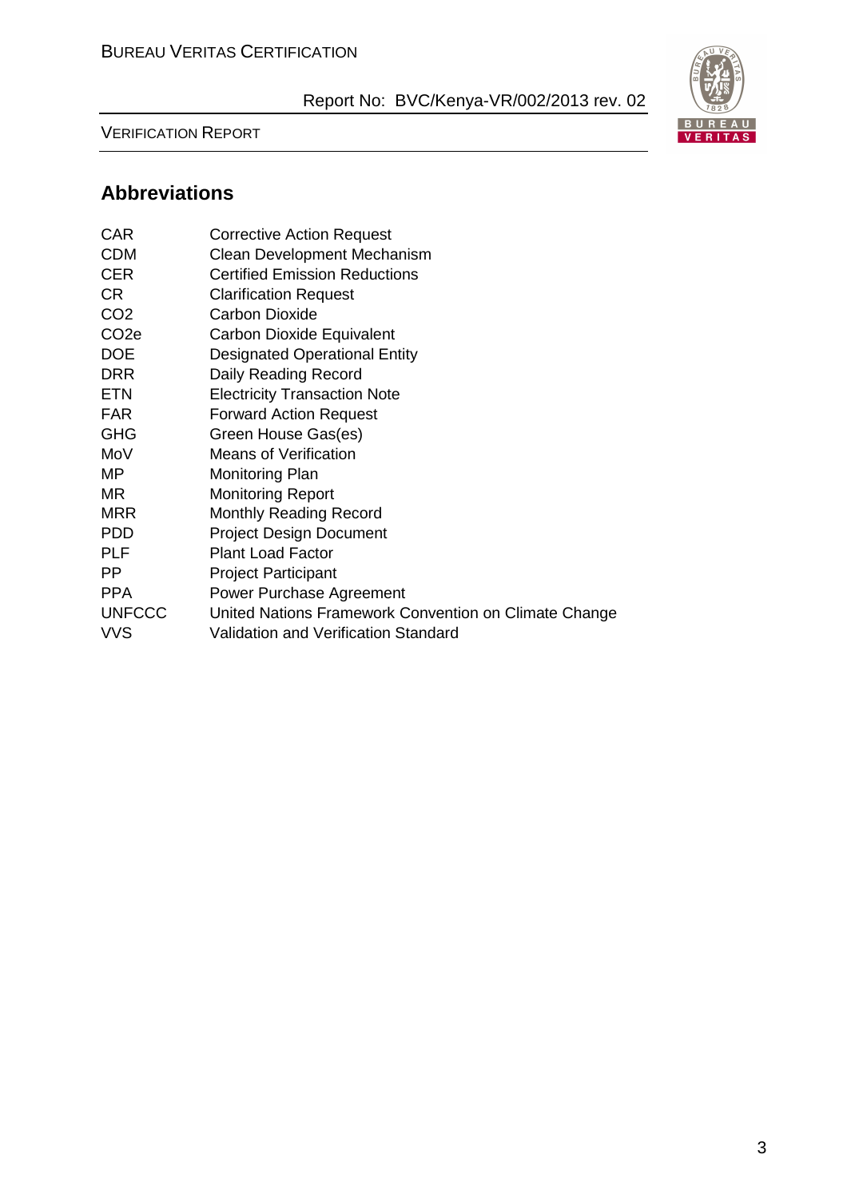## Abbreviations

| | |
|---|---|
| CAR | Corrective Action Request |
| CDM | Clean Development Mechanism |
| CER | Certified Emission Reductions |
| CR | Clarification Request |
| $CO_2$ | Carbon Dioxide |
| $CO_2e$ | Carbon Dioxide Equivalent |
| DOE | Designated Operational Entity |
| DRR | Daily Reading Record |
| ETN | Electricity Transaction Note |
| FAR | Forward Action Request |
| GHG | Green House Gas(es) |
| MoV | Means of Verification |
| MP | Monitoring Plan |
| MR | Monitoring Report |
| MRR | Monthly Reading Record |
| PDD | Project Design Document |
| PLF | Plant Load Factor |
| PP | Project Participant |
| PPA | Power Purchase Agreement |
| UNFCCC | United Nations Framework Convention on Climate Change |
| VVS | Validation and Verification Standard |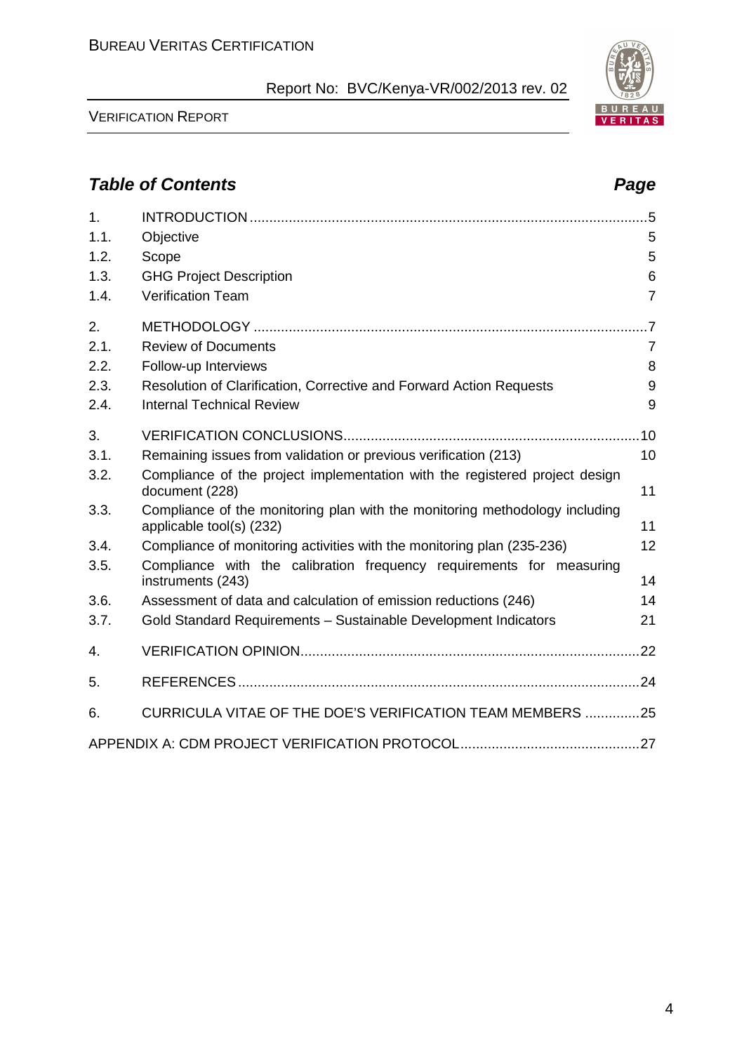## *Table of Contents* *Page*

| | | |
|---|---|---|
| 1. | INTRODUCTION | 5 |
| 1.1. | Objective | 5 |
| 1.2. | Scope | 5 |
| 1.3. | GHG Project Description | 6 |
| 1.4. | Verification Team | 7 |
| 2. | METHODOLOGY | 7 |
| 2.1. | Review of Documents | 7 |
| 2.2. | Follow-up Interviews | 8 |
| 2.3. | Resolution of Clarification, Corrective and Forward Action Requests | 9 |
| 2.4. | Internal Technical Review | 9 |
| 3. | VERIFICATION CONCLUSIONS | 10 |
| 3.1. | Remaining issues from validation or previous verification (213) | 10 |
| 3.2. | Compliance of the project implementation with the registered project design document (228) | 11 |
| 3.3. | Compliance of the monitoring plan with the monitoring methodology including applicable tool(s) (232) | 11 |
| 3.4. | Compliance of monitoring activities with the monitoring plan (235-236) | 12 |
| 3.5. | Compliance with the calibration frequency requirements for measuring instruments (243) | 14 |
| 3.6. | Assessment of data and calculation of emission reductions (246) | 14 |
| 3.7. | Gold Standard Requirements – Sustainable Development Indicators | 21 |
| 4. | VERIFICATION OPINION | 22 |
| 5. | REFERENCES | 24 |
| 6. | CURRICULA VITAE OF THE DOE'S VERIFICATION TEAM MEMBERS | 25 |
| | APPENDIX A: CDM PROJECT VERIFICATION PROTOCOL | 27 |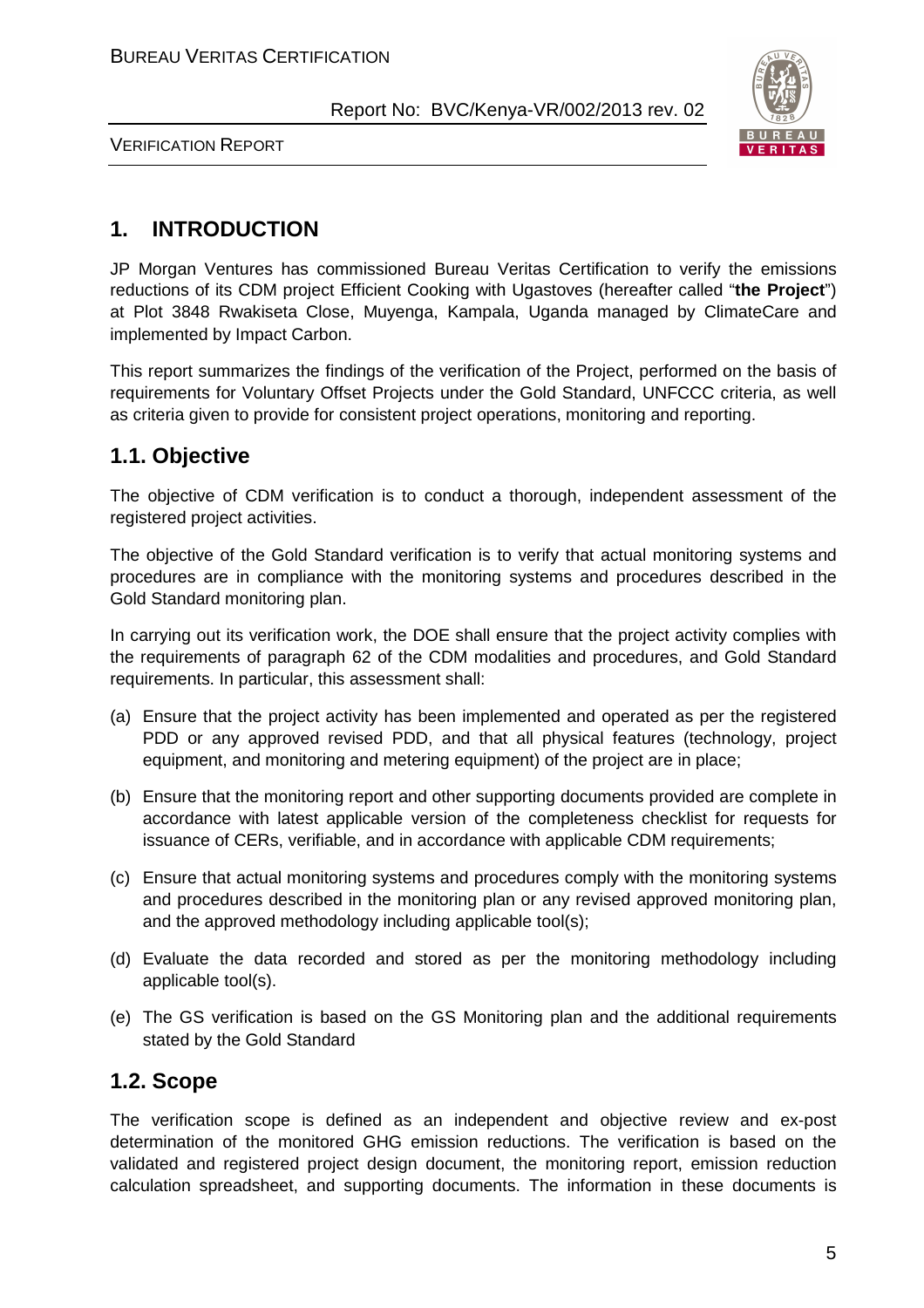# 1. INTRODUCTION

JP Morgan Ventures has commissioned Bureau Veritas Certification to verify the emissions reductions of its CDM project Efficient Cooking with Ugastoves (hereafter called "**the Project**") at Plot 3848 Rwakiseta Close, Muyenga, Kampala, Uganda managed by ClimateCare and implemented by Impact Carbon.

This report summarizes the findings of the verification of the Project, performed on the basis of requirements for Voluntary Offset Projects under the Gold Standard, UNFCCC criteria, as well as criteria given to provide for consistent project operations, monitoring and reporting.

## 1.1. Objective

The objective of CDM verification is to conduct a thorough, independent assessment of the registered project activities.

The objective of the Gold Standard verification is to verify that actual monitoring systems and procedures are in compliance with the monitoring systems and procedures described in the Gold Standard monitoring plan.

In carrying out its verification work, the DOE shall ensure that the project activity complies with the requirements of paragraph 62 of the CDM modalities and procedures, and Gold Standard requirements. In particular, this assessment shall:

(a) Ensure that the project activity has been implemented and operated as per the registered PDD or any approved revised PDD, and that all physical features (technology, project equipment, and monitoring and metering equipment) of the project are in place;

(b) Ensure that the monitoring report and other supporting documents provided are complete in accordance with latest applicable version of the completeness checklist for requests for issuance of CERs, verifiable, and in accordance with applicable CDM requirements;

(c) Ensure that actual monitoring systems and procedures comply with the monitoring systems and procedures described in the monitoring plan or any revised approved monitoring plan, and the approved methodology including applicable tool(s);

(d) Evaluate the data recorded and stored as per the monitoring methodology including applicable tool(s).

(e) The GS verification is based on the GS Monitoring plan and the additional requirements stated by the Gold Standard

## 1.2. Scope

The verification scope is defined as an independent and objective review and ex-post determination of the monitored GHG emission reductions. The verification is based on the validated and registered project design document, the monitoring report, emission reduction calculation spreadsheet, and supporting documents. The information in these documents is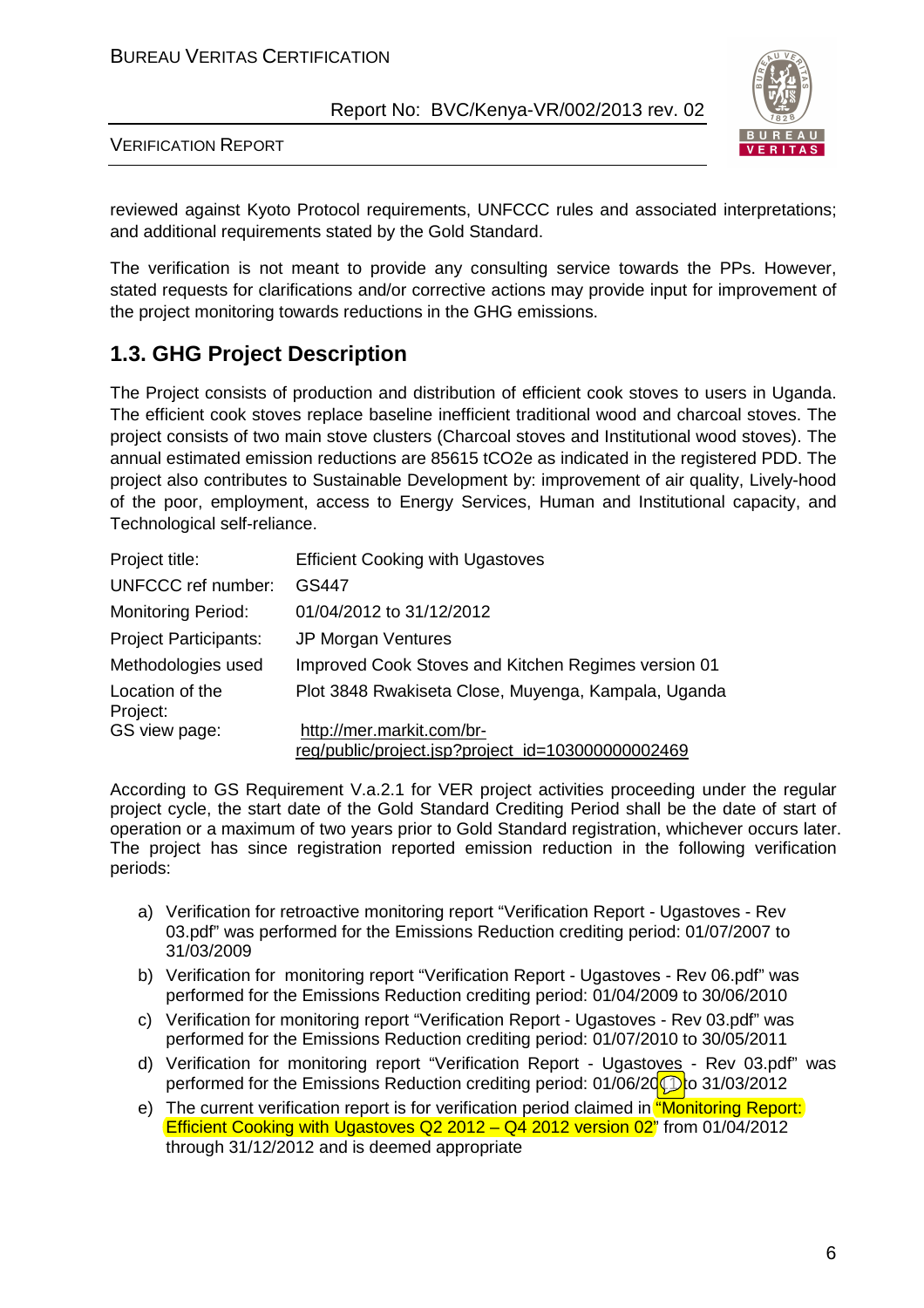reviewed against Kyoto Protocol requirements, UNFCCC rules and associated interpretations; and additional requirements stated by the Gold Standard.

The verification is not meant to provide any consulting service towards the PPs. However, stated requests for clarifications and/or corrective actions may provide input for improvement of the project monitoring towards reductions in the GHG emissions.

## 1.3. GHG Project Description

The Project consists of production and distribution of efficient cook stoves to users in Uganda. The efficient cook stoves replace baseline inefficient traditional wood and charcoal stoves. The project consists of two main stove clusters (Charcoal stoves and Institutional wood stoves). The annual estimated emission reductions are 85615 tCO2e as indicated in the registered PDD. The project also contributes to Sustainable Development by: improvement of air quality, Lively-hood of the poor, employment, access to Energy Services, Human and Institutional capacity, and Technological self-reliance.

| | |
|---|---|
| Project title: | Efficient Cooking with Ugastoves |
| UNFCCC ref number: | GS447 |
| Monitoring Period: | 01/04/2012 to 31/12/2012 |
| Project Participants: | JP Morgan Ventures |
| Methodologies used | Improved Cook Stoves and Kitchen Regimes version 01 |
| Location of the Project: | Plot 3848 Rwakiseta Close, Muyenga, Kampala, Uganda |
| GS view page: | http://mer.markit.com/br-reg/public/project.jsp?project_id=103000000002469 |

According to GS Requirement V.a.2.1 for VER project activities proceeding under the regular project cycle, the start date of the Gold Standard Crediting Period shall be the date of start of operation or a maximum of two years prior to Gold Standard registration, whichever occurs later. The project has since registration reported emission reduction in the following verification periods:

a) Verification for retroactive monitoring report "Verification Report - Ugastoves - Rev 03.pdf" was performed for the Emissions Reduction crediting period: 01/07/2007 to 31/03/2009
b) Verification for monitoring report "Verification Report - Ugastoves - Rev 06.pdf" was performed for the Emissions Reduction crediting period: 01/04/2009 to 30/06/2010
c) Verification for monitoring report "Verification Report - Ugastoves - Rev 03.pdf" was performed for the Emissions Reduction crediting period: 01/07/2010 to 30/05/2011
d) Verification for monitoring report "Verification Report - Ugastoves - Rev 03.pdf" was performed for the Emissions Reduction crediting period: 01/06/20 to 31/03/2012
e) The current verification report is for verification period claimed in "Monitoring Report: Efficient Cooking with Ugastoves Q2 2012 – Q4 2012 version 02" from 01/04/2012 through 31/12/2012 and is deemed appropriate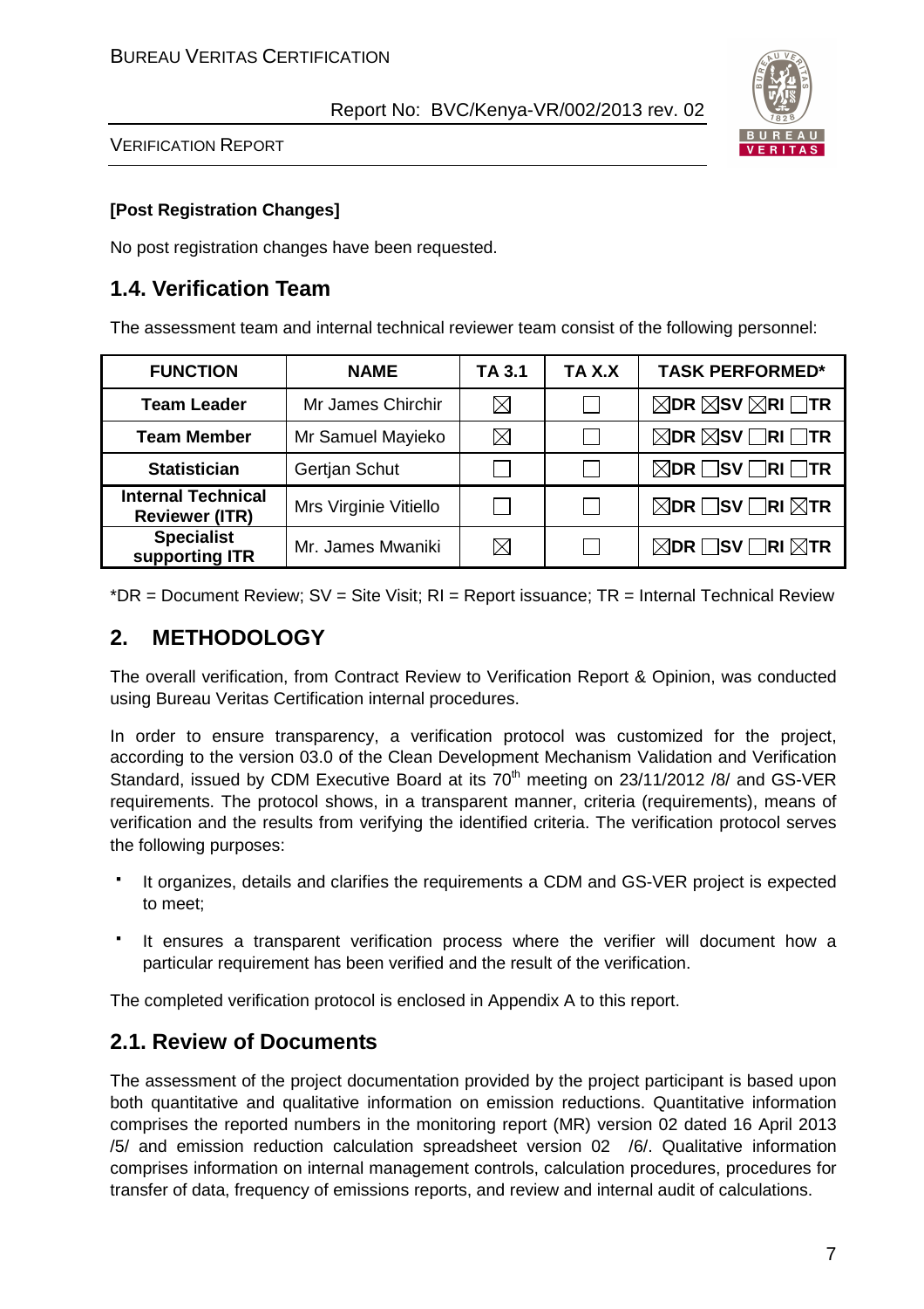**[Post Registration Changes]**

No post registration changes have been requested.

## 1.4. Verification Team

The assessment team and internal technical reviewer team consist of the following personnel:

| FUNCTION | NAME | TA 3.1 | TA X.X | TASK PERFORMED* |
|---|---|---|---|---|
| **Team Leader** | Mr James Chirchir | ☒ | ☐ | ☒DR ☒SV ☒RI ☐TR |
| **Team Member** | Mr Samuel Mayieko | ☒ | ☐ | ☒DR ☒SV ☐RI ☐TR |
| **Statistician** | Gertjan Schut | ☐ | ☐ | ☒DR ☐SV ☐RI ☐TR |
| **Internal Technical Reviewer (ITR)** | Mrs Virginie Vitiello | ☐ | ☐ | ☒DR ☐SV ☐RI ☒TR |
| **Specialist supporting ITR** | Mr. James Mwaniki | ☒ | ☐ | ☒DR ☐SV ☐RI ☒TR |

*DR = Document Review; SV = Site Visit; RI = Report issuance; TR = Internal Technical Review

# 2. METHODOLOGY

The overall verification, from Contract Review to Verification Report & Opinion, was conducted using Bureau Veritas Certification internal procedures.

In order to ensure transparency, a verification protocol was customized for the project, according to the version 03.0 of the Clean Development Mechanism Validation and Verification Standard, issued by CDM Executive Board at its 70th meeting on 23/11/2012 /8/ and GS-VER requirements. The protocol shows, in a transparent manner, criteria (requirements), means of verification and the results from verifying the identified criteria. The verification protocol serves the following purposes:

- It organizes, details and clarifies the requirements a CDM and GS-VER project is expected to meet;
- It ensures a transparent verification process where the verifier will document how a particular requirement has been verified and the result of the verification.

The completed verification protocol is enclosed in Appendix A to this report.

## 2.1. Review of Documents

The assessment of the project documentation provided by the project participant is based upon both quantitative and qualitative information on emission reductions. Quantitative information comprises the reported numbers in the monitoring report (MR) version 02 dated 16 April 2013 /5/ and emission reduction calculation spreadsheet version 02 /6/. Qualitative information comprises information on internal management controls, calculation procedures, procedures for transfer of data, frequency of emissions reports, and review and internal audit of calculations.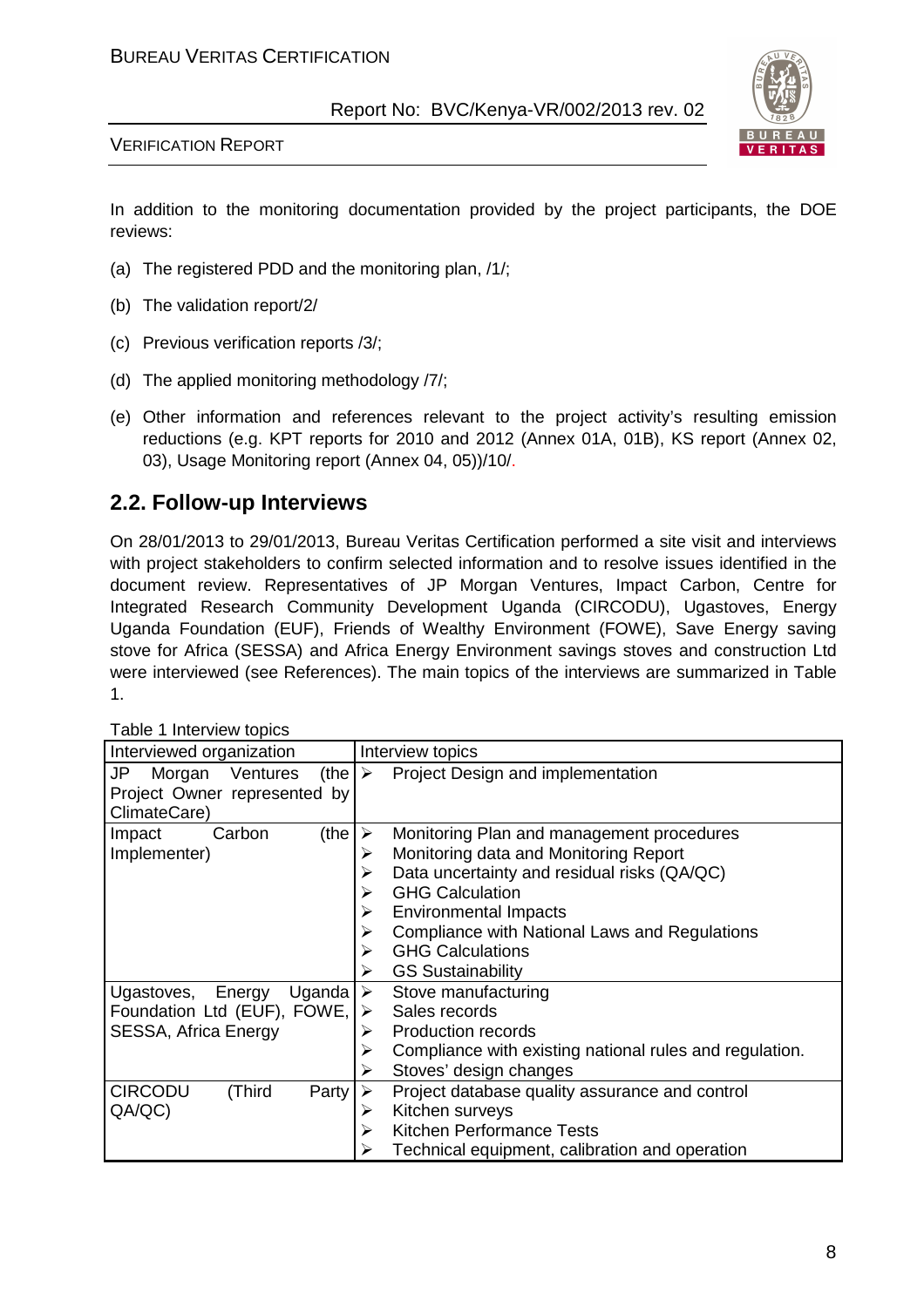In addition to the monitoring documentation provided by the project participants, the DOE reviews:

(a) The registered PDD and the monitoring plan, /1/;

(b) The validation report/2/

(c) Previous verification reports /3/;

(d) The applied monitoring methodology /7/;

(e) Other information and references relevant to the project activity's resulting emission reductions (e.g. KPT reports for 2010 and 2012 (Annex 01A, 01B), KS report (Annex 02, 03), Usage Monitoring report (Annex 04, 05))/10/.

## 2.2. Follow-up Interviews

On 28/01/2013 to 29/01/2013, Bureau Veritas Certification performed a site visit and interviews with project stakeholders to confirm selected information and to resolve issues identified in the document review. Representatives of JP Morgan Ventures, Impact Carbon, Centre for Integrated Research Community Development Uganda (CIRCODU), Ugastoves, Energy Uganda Foundation (EUF), Friends of Wealthy Environment (FOWE), Save Energy saving stove for Africa (SESSA) and Africa Energy Environment savings stoves and construction Ltd were interviewed (see References). The main topics of the interviews are summarized in Table 1.

Table 1 Interview topics

| Interviewed organization | Interview topics |
|---|---|
| JP Morgan Ventures (the Project Owner represented by ClimateCare) | ➢ Project Design and implementation |
| Impact Carbon (the Implementer) | ➢ Monitoring Plan and management procedures<br>➢ Monitoring data and Monitoring Report<br>➢ Data uncertainty and residual risks (QA/QC)<br>➢ GHG Calculation<br>➢ Environmental Impacts<br>➢ Compliance with National Laws and Regulations<br>➢ GHG Calculations<br>➢ GS Sustainability |
| Ugastoves, Energy Uganda Foundation Ltd (EUF), FOWE, SESSA, Africa Energy | ➢ Stove manufacturing<br>➢ Sales records<br>➢ Production records<br>➢ Compliance with existing national rules and regulation.<br>➢ Stoves' design changes |
| CIRCODU (Third Party QA/QC) | ➢ Project database quality assurance and control<br>➢ Kitchen surveys<br>➢ Kitchen Performance Tests<br>➢ Technical equipment, calibration and operation |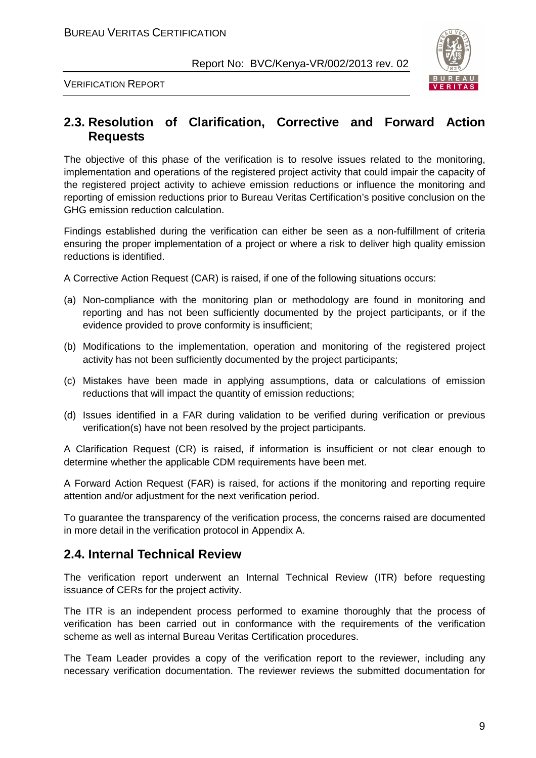## 2.3. Resolution of Clarification, Corrective and Forward Action Requests

The objective of this phase of the verification is to resolve issues related to the monitoring, implementation and operations of the registered project activity that could impair the capacity of the registered project activity to achieve emission reductions or influence the monitoring and reporting of emission reductions prior to Bureau Veritas Certification's positive conclusion on the GHG emission reduction calculation.

Findings established during the verification can either be seen as a non-fulfillment of criteria ensuring the proper implementation of a project or where a risk to deliver high quality emission reductions is identified.

A Corrective Action Request (CAR) is raised, if one of the following situations occurs:

(a) Non-compliance with the monitoring plan or methodology are found in monitoring and reporting and has not been sufficiently documented by the project participants, or if the evidence provided to prove conformity is insufficient;

(b) Modifications to the implementation, operation and monitoring of the registered project activity has not been sufficiently documented by the project participants;

(c) Mistakes have been made in applying assumptions, data or calculations of emission reductions that will impact the quantity of emission reductions;

(d) Issues identified in a FAR during validation to be verified during verification or previous verification(s) have not been resolved by the project participants.

A Clarification Request (CR) is raised, if information is insufficient or not clear enough to determine whether the applicable CDM requirements have been met.

A Forward Action Request (FAR) is raised, for actions if the monitoring and reporting require attention and/or adjustment for the next verification period.

To guarantee the transparency of the verification process, the concerns raised are documented in more detail in the verification protocol in Appendix A.

## 2.4. Internal Technical Review

The verification report underwent an Internal Technical Review (ITR) before requesting issuance of CERs for the project activity.

The ITR is an independent process performed to examine thoroughly that the process of verification has been carried out in conformance with the requirements of the verification scheme as well as internal Bureau Veritas Certification procedures.

The Team Leader provides a copy of the verification report to the reviewer, including any necessary verification documentation. The reviewer reviews the submitted documentation for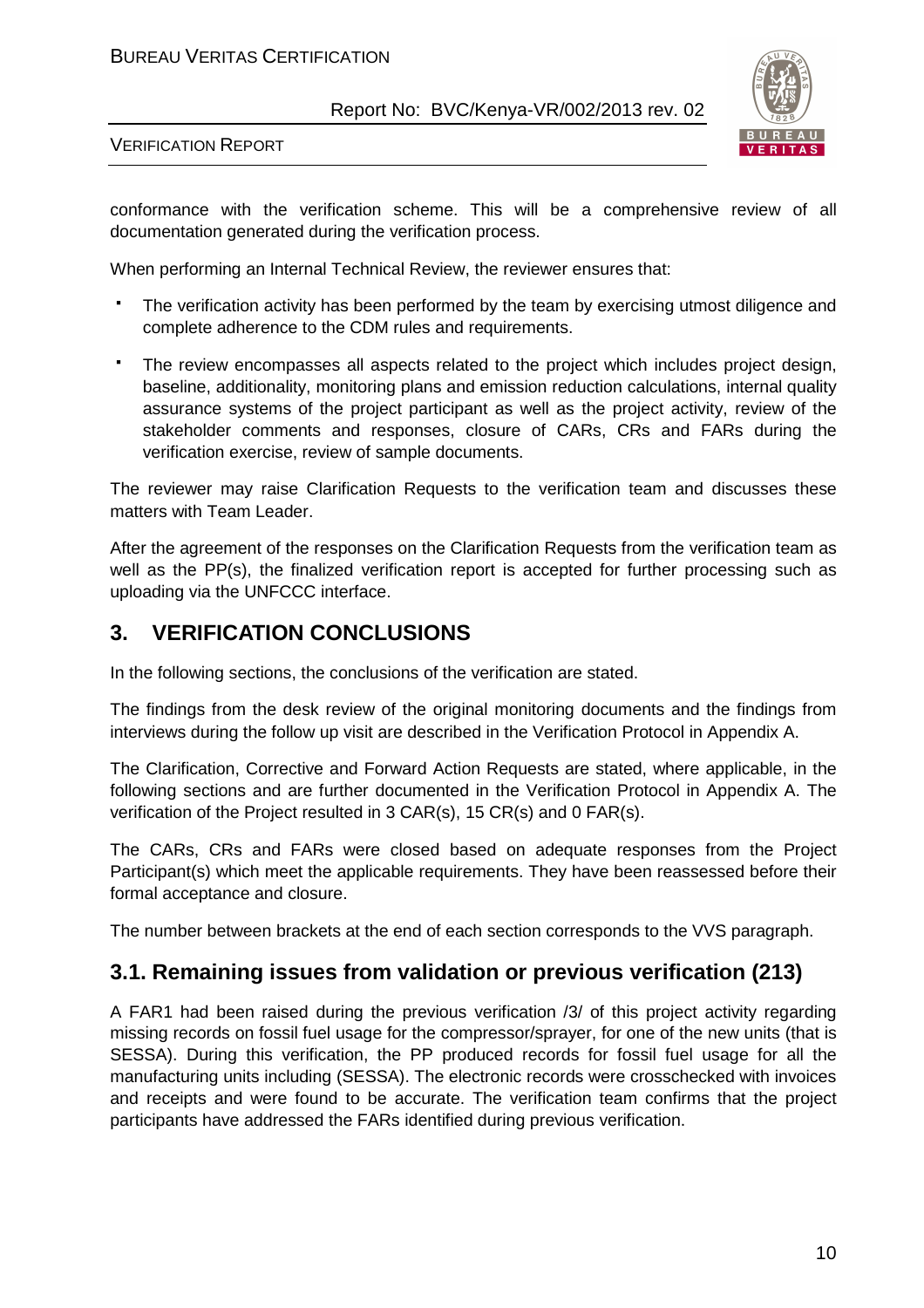conformance with the verification scheme. This will be a comprehensive review of all documentation generated during the verification process.

When performing an Internal Technical Review, the reviewer ensures that:

- The verification activity has been performed by the team by exercising utmost diligence and complete adherence to the CDM rules and requirements.
- The review encompasses all aspects related to the project which includes project design, baseline, additionality, monitoring plans and emission reduction calculations, internal quality assurance systems of the project participant as well as the project activity, review of the stakeholder comments and responses, closure of CARs, CRs and FARs during the verification exercise, review of sample documents.

The reviewer may raise Clarification Requests to the verification team and discusses these matters with Team Leader.

After the agreement of the responses on the Clarification Requests from the verification team as well as the PP(s), the finalized verification report is accepted for further processing such as uploading via the UNFCCC interface.

# 3. VERIFICATION CONCLUSIONS

In the following sections, the conclusions of the verification are stated.

The findings from the desk review of the original monitoring documents and the findings from interviews during the follow up visit are described in the Verification Protocol in Appendix A.

The Clarification, Corrective and Forward Action Requests are stated, where applicable, in the following sections and are further documented in the Verification Protocol in Appendix A. The verification of the Project resulted in 3 CAR(s), 15 CR(s) and 0 FAR(s).

The CARs, CRs and FARs were closed based on adequate responses from the Project Participant(s) which meet the applicable requirements. They have been reassessed before their formal acceptance and closure.

The number between brackets at the end of each section corresponds to the VVS paragraph.

## 3.1. Remaining issues from validation or previous verification (213)

A FAR1 had been raised during the previous verification /3/ of this project activity regarding missing records on fossil fuel usage for the compressor/sprayer, for one of the new units (that is SESSA). During this verification, the PP produced records for fossil fuel usage for all the manufacturing units including (SESSA). The electronic records were crosschecked with invoices and receipts and were found to be accurate. The verification team confirms that the project participants have addressed the FARs identified during previous verification.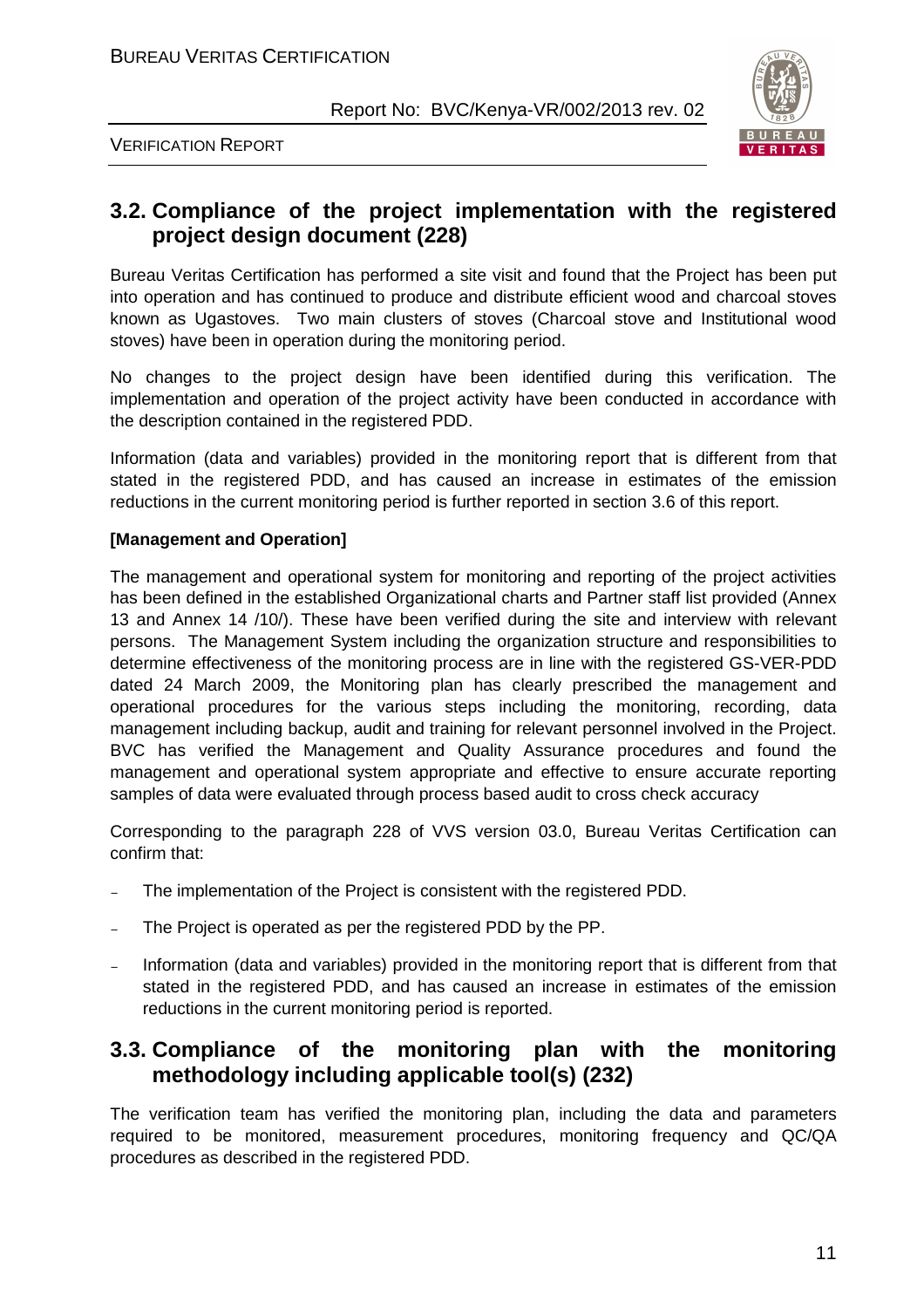## 3.2. Compliance of the project implementation with the registered project design document (228)

Bureau Veritas Certification has performed a site visit and found that the Project has been put into operation and has continued to produce and distribute efficient wood and charcoal stoves known as Ugastoves. Two main clusters of stoves (Charcoal stove and Institutional wood stoves) have been in operation during the monitoring period.

No changes to the project design have been identified during this verification. The implementation and operation of the project activity have been conducted in accordance with the description contained in the registered PDD.

Information (data and variables) provided in the monitoring report that is different from that stated in the registered PDD, and has caused an increase in estimates of the emission reductions in the current monitoring period is further reported in section 3.6 of this report.

**[Management and Operation]**

The management and operational system for monitoring and reporting of the project activities has been defined in the established Organizational charts and Partner staff list provided (Annex 13 and Annex 14 /10/). These have been verified during the site and interview with relevant persons. The Management System including the organization structure and responsibilities to determine effectiveness of the monitoring process are in line with the registered GS-VER-PDD dated 24 March 2009, the Monitoring plan has clearly prescribed the management and operational procedures for the various steps including the monitoring, recording, data management including backup, audit and training for relevant personnel involved in the Project. BVC has verified the Management and Quality Assurance procedures and found the management and operational system appropriate and effective to ensure accurate reporting samples of data were evaluated through process based audit to cross check accuracy

Corresponding to the paragraph 228 of VVS version 03.0, Bureau Veritas Certification can confirm that:

- The implementation of the Project is consistent with the registered PDD.
- The Project is operated as per the registered PDD by the PP.
- Information (data and variables) provided in the monitoring report that is different from that stated in the registered PDD, and has caused an increase in estimates of the emission reductions in the current monitoring period is reported.

## 3.3. Compliance of the monitoring plan with the monitoring methodology including applicable tool(s) (232)

The verification team has verified the monitoring plan, including the data and parameters required to be monitored, measurement procedures, monitoring frequency and QC/QA procedures as described in the registered PDD.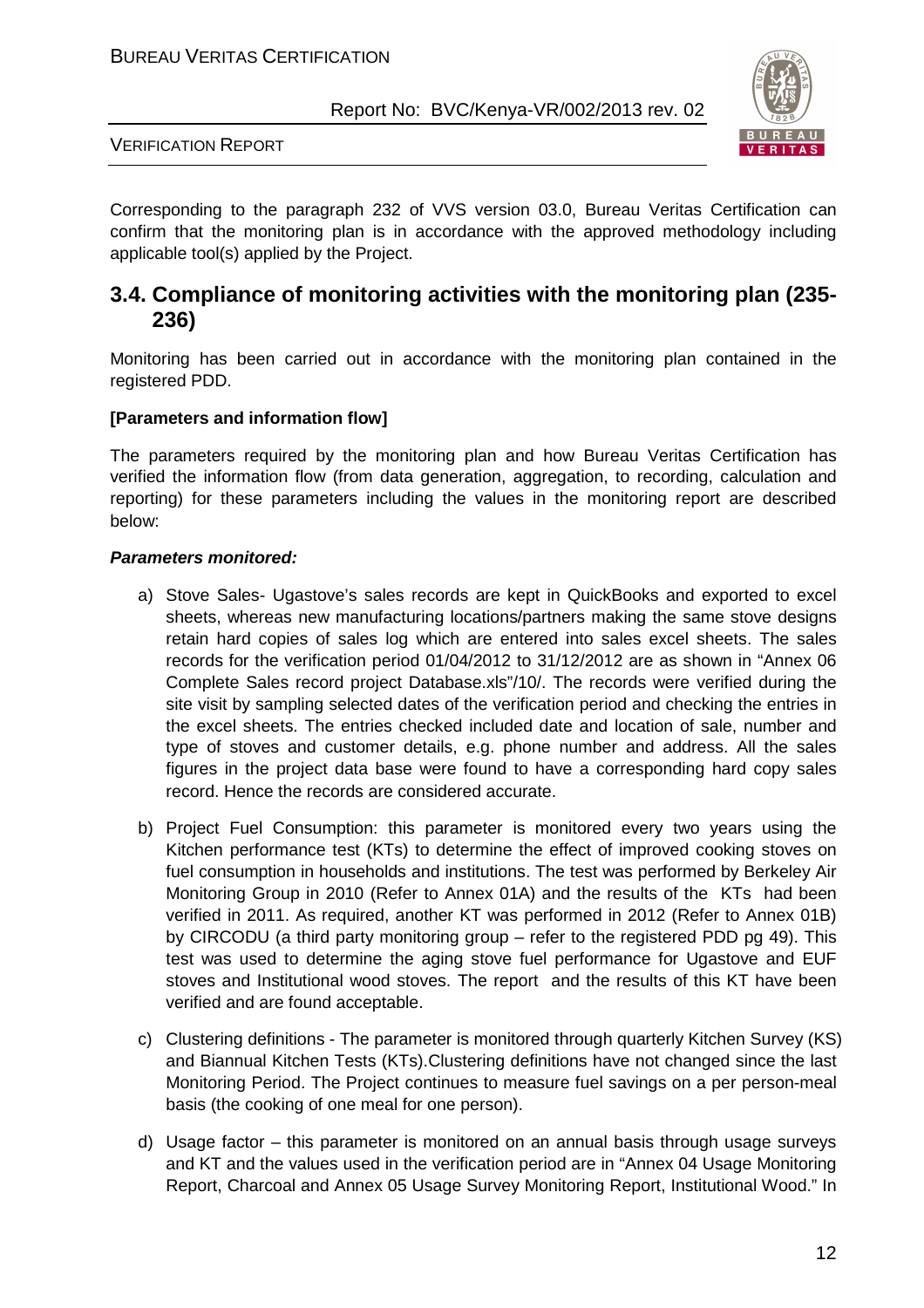Corresponding to the paragraph 232 of VVS version 03.0, Bureau Veritas Certification can confirm that the monitoring plan is in accordance with the approved methodology including applicable tool(s) applied by the Project.

## 3.4. Compliance of monitoring activities with the monitoring plan (235-236)

Monitoring has been carried out in accordance with the monitoring plan contained in the registered PDD.

**[Parameters and information flow]**

The parameters required by the monitoring plan and how Bureau Veritas Certification has verified the information flow (from data generation, aggregation, to recording, calculation and reporting) for these parameters including the values in the monitoring report are described below:

***Parameters monitored:***

a) Stove Sales- Ugastove's sales records are kept in QuickBooks and exported to excel sheets, whereas new manufacturing locations/partners making the same stove designs retain hard copies of sales log which are entered into sales excel sheets. The sales records for the verification period 01/04/2012 to 31/12/2012 are as shown in "Annex 06 Complete Sales record project Database.xls"/10/. The records were verified during the site visit by sampling selected dates of the verification period and checking the entries in the excel sheets. The entries checked included date and location of sale, number and type of stoves and customer details, e.g. phone number and address. All the sales figures in the project data base were found to have a corresponding hard copy sales record. Hence the records are considered accurate.

b) Project Fuel Consumption: this parameter is monitored every two years using the Kitchen performance test (KTs) to determine the effect of improved cooking stoves on fuel consumption in households and institutions. The test was performed by Berkeley Air Monitoring Group in 2010 (Refer to Annex 01A) and the results of the KTs had been verified in 2011. As required, another KT was performed in 2012 (Refer to Annex 01B) by CIRCODU (a third party monitoring group – refer to the registered PDD pg 49). This test was used to determine the aging stove fuel performance for Ugastove and EUF stoves and Institutional wood stoves. The report and the results of this KT have been verified and are found acceptable.

c) Clustering definitions - The parameter is monitored through quarterly Kitchen Survey (KS) and Biannual Kitchen Tests (KTs).Clustering definitions have not changed since the last Monitoring Period. The Project continues to measure fuel savings on a per person-meal basis (the cooking of one meal for one person).

d) Usage factor – this parameter is monitored on an annual basis through usage surveys and KT and the values used in the verification period are in "Annex 04 Usage Monitoring Report, Charcoal and Annex 05 Usage Survey Monitoring Report, Institutional Wood." In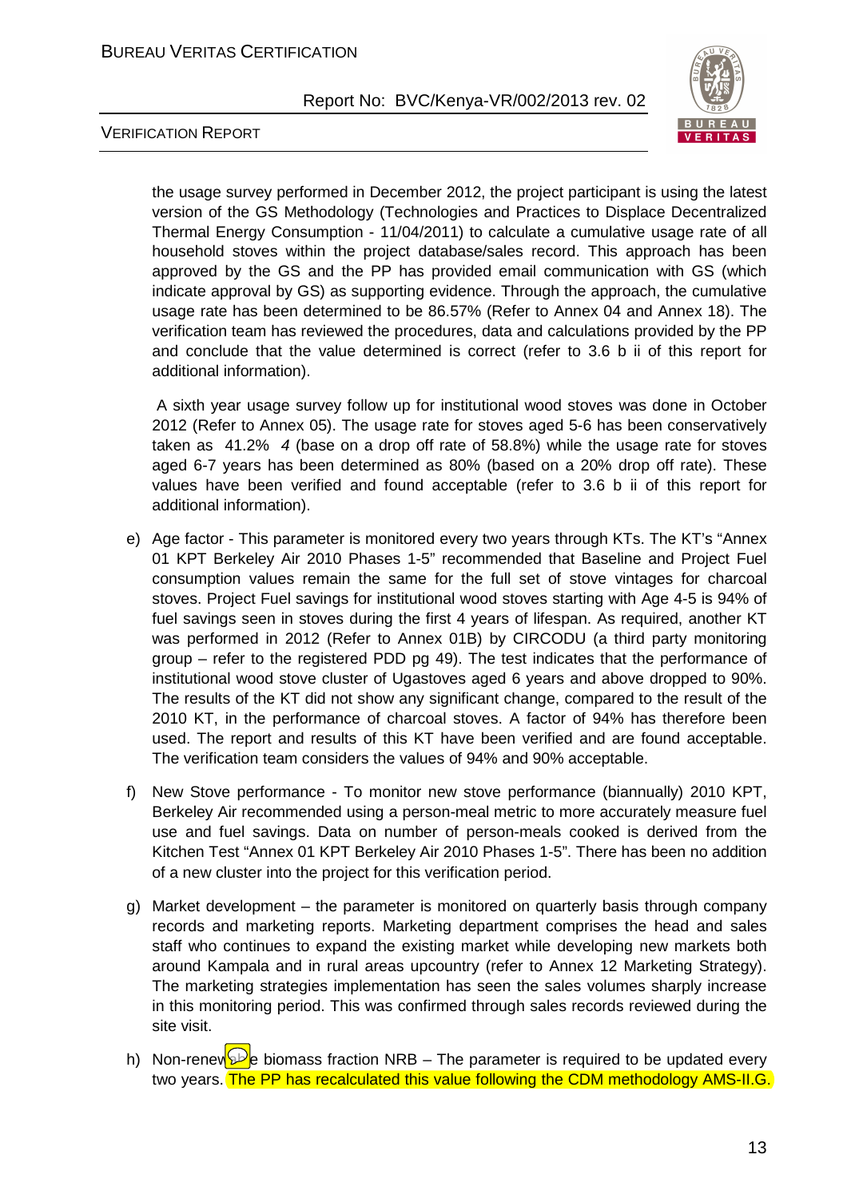the usage survey performed in December 2012, the project participant is using the latest version of the GS Methodology (Technologies and Practices to Displace Decentralized Thermal Energy Consumption - 11/04/2011) to calculate a cumulative usage rate of all household stoves within the project database/sales record. This approach has been approved by the GS and the PP has provided email communication with GS (which indicate approval by GS) as supporting evidence. Through the approach, the cumulative usage rate has been determined to be 86.57% (Refer to Annex 04 and Annex 18). The verification team has reviewed the procedures, data and calculations provided by the PP and conclude that the value determined is correct (refer to 3.6 b ii of this report for additional information).

A sixth year usage survey follow up for institutional wood stoves was done in October 2012 (Refer to Annex 05). The usage rate for stoves aged 5-6 has been conservatively taken as 41.2% *4* (base on a drop off rate of 58.8%) while the usage rate for stoves aged 6-7 years has been determined as 80% (based on a 20% drop off rate). These values have been verified and found acceptable (refer to 3.6 b ii of this report for additional information).

e) Age factor - This parameter is monitored every two years through KTs. The KT's "Annex 01 KPT Berkeley Air 2010 Phases 1-5" recommended that Baseline and Project Fuel consumption values remain the same for the full set of stove vintages for charcoal stoves. Project Fuel savings for institutional wood stoves starting with Age 4-5 is 94% of fuel savings seen in stoves during the first 4 years of lifespan. As required, another KT was performed in 2012 (Refer to Annex 01B) by CIRCODU (a third party monitoring group – refer to the registered PDD pg 49). The test indicates that the performance of institutional wood stove cluster of Ugastoves aged 6 years and above dropped to 90%. The results of the KT did not show any significant change, compared to the result of the 2010 KT, in the performance of charcoal stoves. A factor of 94% has therefore been used. The report and results of this KT have been verified and are found acceptable. The verification team considers the values of 94% and 90% acceptable.

f) New Stove performance - To monitor new stove performance (biannually) 2010 KPT, Berkeley Air recommended using a person-meal metric to more accurately measure fuel use and fuel savings. Data on number of person-meals cooked is derived from the Kitchen Test "Annex 01 KPT Berkeley Air 2010 Phases 1-5". There has been no addition of a new cluster into the project for this verification period.

g) Market development – the parameter is monitored on quarterly basis through company records and marketing reports. Marketing department comprises the head and sales staff who continues to expand the existing market while developing new markets both around Kampala and in rural areas upcountry (refer to Annex 12 Marketing Strategy). The marketing strategies implementation has seen the sales volumes sharply increase in this monitoring period. This was confirmed through sales records reviewed during the site visit.

h) Non-renewable biomass fraction NRB – The parameter is required to be updated every two years. The PP has recalculated this value following the CDM methodology AMS-II.G.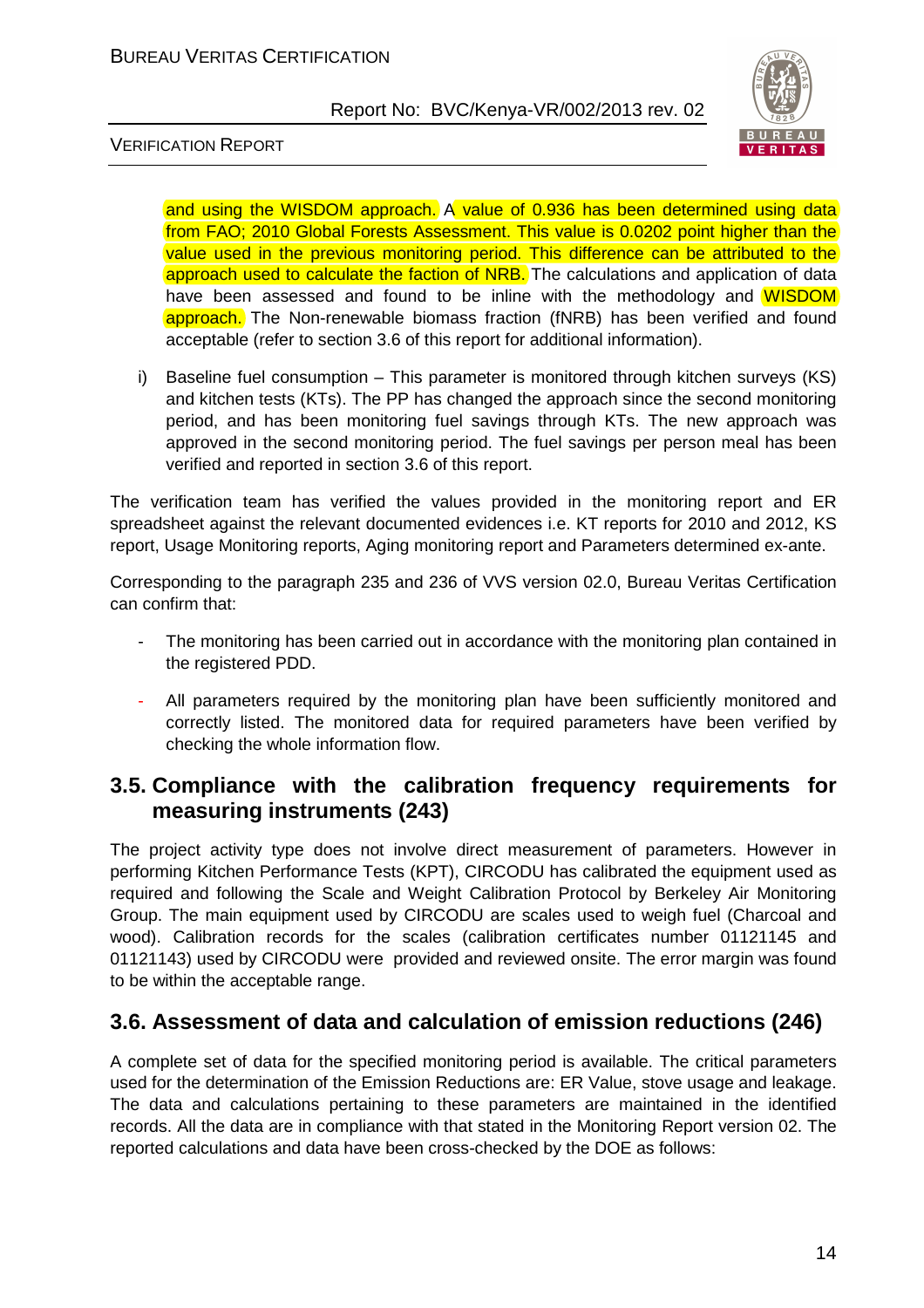and using the WISDOM approach. A value of 0.936 has been determined using data from FAO; 2010 Global Forests Assessment. This value is 0.0202 point higher than the value used in the previous monitoring period. This difference can be attributed to the approach used to calculate the faction of NRB. The calculations and application of data have been assessed and found to be inline with the methodology and WISDOM approach. The Non-renewable biomass fraction (fNRB) has been verified and found acceptable (refer to section 3.6 of this report for additional information).

i) Baseline fuel consumption – This parameter is monitored through kitchen surveys (KS) and kitchen tests (KTs). The PP has changed the approach since the second monitoring period, and has been monitoring fuel savings through KTs. The new approach was approved in the second monitoring period. The fuel savings per person meal has been verified and reported in section 3.6 of this report.

The verification team has verified the values provided in the monitoring report and ER spreadsheet against the relevant documented evidences i.e. KT reports for 2010 and 2012, KS report, Usage Monitoring reports, Aging monitoring report and Parameters determined ex-ante.

Corresponding to the paragraph 235 and 236 of VVS version 02.0, Bureau Veritas Certification can confirm that:

- The monitoring has been carried out in accordance with the monitoring plan contained in the registered PDD.
- All parameters required by the monitoring plan have been sufficiently monitored and correctly listed. The monitored data for required parameters have been verified by checking the whole information flow.

## 3.5. Compliance with the calibration frequency requirements for measuring instruments (243)

The project activity type does not involve direct measurement of parameters. However in performing Kitchen Performance Tests (KPT), CIRCODU has calibrated the equipment used as required and following the Scale and Weight Calibration Protocol by Berkeley Air Monitoring Group. The main equipment used by CIRCODU are scales used to weigh fuel (Charcoal and wood). Calibration records for the scales (calibration certificates number 01121145 and 01121143) used by CIRCODU were provided and reviewed onsite. The error margin was found to be within the acceptable range.

## 3.6. Assessment of data and calculation of emission reductions (246)

A complete set of data for the specified monitoring period is available. The critical parameters used for the determination of the Emission Reductions are: ER Value, stove usage and leakage. The data and calculations pertaining to these parameters are maintained in the identified records. All the data are in compliance with that stated in the Monitoring Report version 02. The reported calculations and data have been cross-checked by the DOE as follows: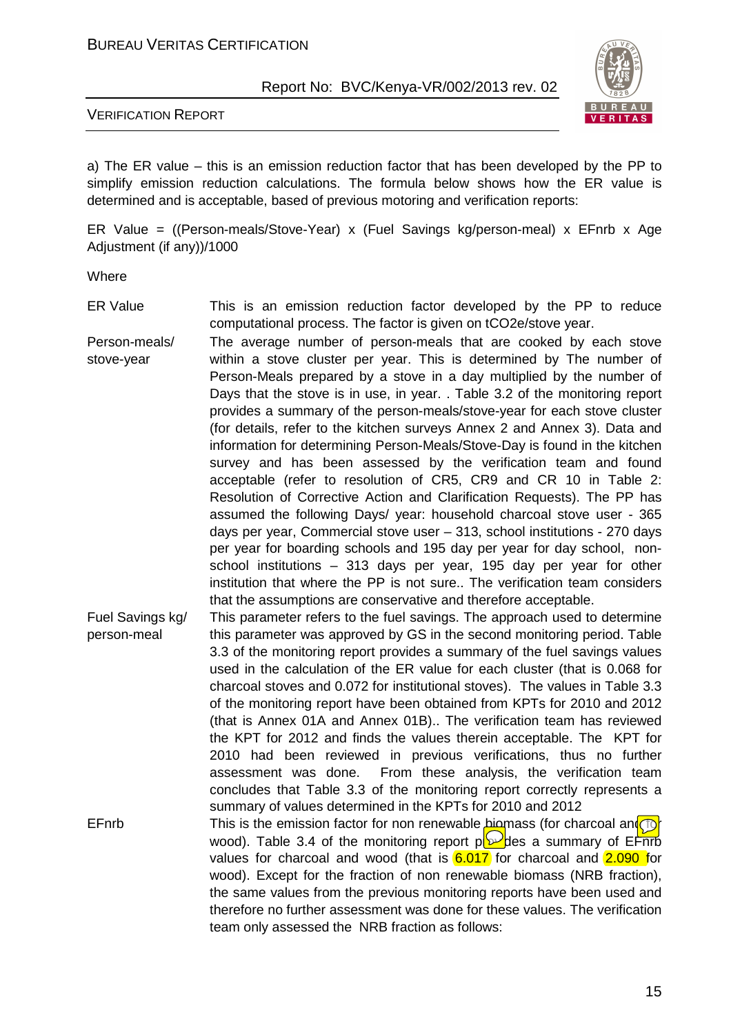a) The ER value – this is an emission reduction factor that has been developed by the PP to simplify emission reduction calculations. The formula below shows how the ER value is determined and is acceptable, based of previous motoring and verification reports:

ER Value = ((Person-meals/Stove-Year) x (Fuel Savings kg/person-meal) x EFnrb x Age Adjustment (if any))/1000

Where

| | |
|---|---|
| ER Value | This is an emission reduction factor developed by the PP to reduce computational process. The factor is given on tCO2e/stove year. |
| Person-meals/ stove-year | The average number of person-meals that are cooked by each stove within a stove cluster per year. This is determined by The number of Person-Meals prepared by a stove in a day multiplied by the number of Days that the stove is in use, in year. . Table 3.2 of the monitoring report provides a summary of the person-meals/stove-year for each stove cluster (for details, refer to the kitchen surveys Annex 2 and Annex 3). Data and information for determining Person-Meals/Stove-Day is found in the kitchen survey and has been assessed by the verification team and found acceptable (refer to resolution of CR5, CR9 and CR 10 in Table 2: Resolution of Corrective Action and Clarification Requests). The PP has assumed the following Days/ year: household charcoal stove user - 365 days per year, Commercial stove user – 313, school institutions - 270 days per year for boarding schools and 195 day per year for day school, non-school institutions – 313 days per year, 195 day per year for other institution that where the PP is not sure.. The verification team considers that the assumptions are conservative and therefore acceptable. |
| Fuel Savings kg/ person-meal | This parameter refers to the fuel savings. The approach used to determine this parameter was approved by GS in the second monitoring period. Table 3.3 of the monitoring report provides a summary of the fuel savings values used in the calculation of the ER value for each cluster (that is 0.068 for charcoal stoves and 0.072 for institutional stoves). The values in Table 3.3 of the monitoring report have been obtained from KPTs for 2010 and 2012 (that is Annex 01A and Annex 01B).. The verification team has reviewed the KPT for 2012 and finds the values therein acceptable. The KPT for 2010 had been reviewed in previous verifications, thus no further assessment was done. From these analysis, the verification team concludes that Table 3.3 of the monitoring report correctly represents a summary of values determined in the KPTs for 2010 and 2012 |
| EFnrb | This is the emission factor for non renewable biomass (for charcoal and for wood). Table 3.4 of the monitoring report provides a summary of EFnrb values for charcoal and wood (that is 6.017 for charcoal and 2.090 for wood). Except for the fraction of non renewable biomass (NRB fraction), the same values from the previous monitoring reports have been used and therefore no further assessment was done for these values. The verification team only assessed the NRB fraction as follows: |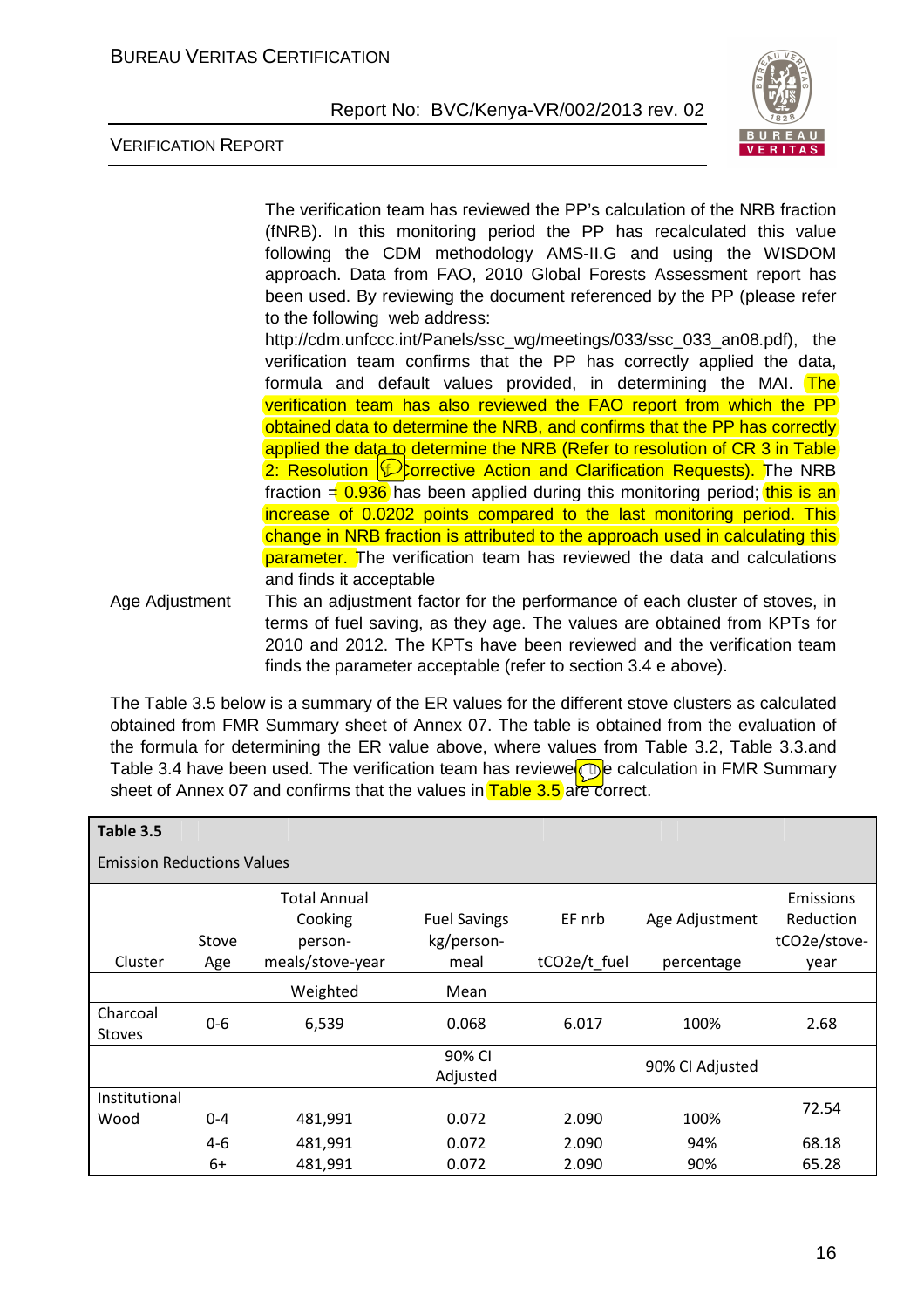| | |
|---|---|
| | The verification team has reviewed the PP's calculation of the NRB fraction (fNRB). In this monitoring period the PP has recalculated this value following the CDM methodology AMS-II.G and using the WISDOM approach. Data from FAO, 2010 Global Forests Assessment report has been used. By reviewing the document referenced by the PP (please refer to the following web address: http://cdm.unfccc.int/Panels/ssc_wg/meetings/033/ssc_033_an08.pdf), the verification team confirms that the PP has correctly applied the data, formula and default values provided, in determining the MAI. The verification team has also reviewed the FAO report from which the PP obtained data to determine the NRB, and confirms that the PP has correctly applied the data to determine the NRB (Refer to resolution of CR 3 in Table 2: Resolution of Corrective Action and Clarification Requests). The NRB fraction = 0.936 has been applied during this monitoring period; this is an increase of 0.0202 points compared to the last monitoring period. This change in NRB fraction is attributed to the approach used in calculating this parameter. The verification team has reviewed the data and calculations and finds it acceptable |
| Age Adjustment | This an adjustment factor for the performance of each cluster of stoves, in terms of fuel saving, as they age. The values are obtained from KPTs for 2010 and 2012. The KPTs have been reviewed and the verification team finds the parameter acceptable (refer to section 3.4 e above). |

The Table 3.5 below is a summary of the ER values for the different stove clusters as calculated obtained from FMR Summary sheet of Annex 07. The table is obtained from the evaluation of the formula for determining the ER value above, where values from Table 3.2, Table 3.3.and Table 3.4 have been used. The verification team has reviewed the calculation in FMR Summary sheet of Annex 07 and confirms that the values in Table 3.5 are correct.

**Table 3.5**

Emission Reductions Values

| Cluster | Stove Age | Total Annual Cooking person-meals/stove-year | Fuel Savings kg/person-meal | EF nrb tCO2e/t_fuel | Age Adjustment percentage | Emissions Reduction tCO2e/stove-year |
|---|---|---|---|---|---|---|
| | | Weighted | Mean | | | |
| Charcoal Stoves | 0-6 | 6,539 | 0.068 | 6.017 | 100% | 2.68 |
| | | | 90% CI Adjusted | | 90% CI Adjusted | |
| Institutional Wood | 0-4 | 481,991 | 0.072 | 2.090 | 100% | 72.54 |
| | 4-6 | 481,991 | 0.072 | 2.090 | 94% | 68.18 |
| | 6+ | 481,991 | 0.072 | 2.090 | 90% | 65.28 |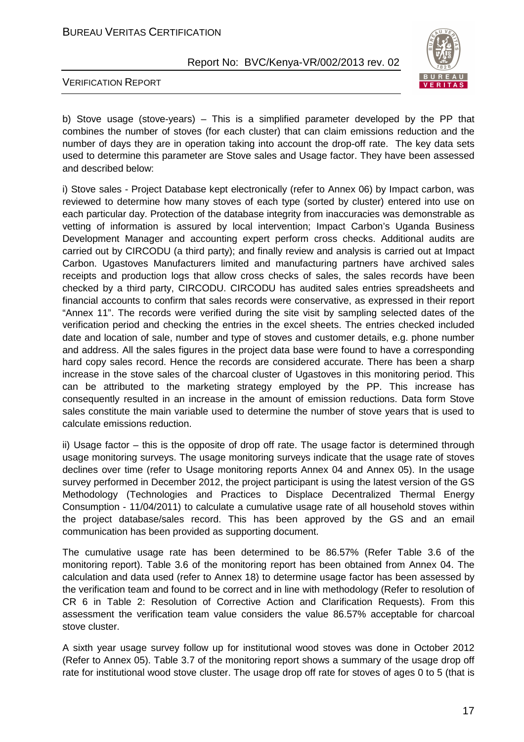b) Stove usage (stove-years) – This is a simplified parameter developed by the PP that combines the number of stoves (for each cluster) that can claim emissions reduction and the number of days they are in operation taking into account the drop-off rate. The key data sets used to determine this parameter are Stove sales and Usage factor. They have been assessed and described below:

i) Stove sales - Project Database kept electronically (refer to Annex 06) by Impact carbon, was reviewed to determine how many stoves of each type (sorted by cluster) entered into use on each particular day. Protection of the database integrity from inaccuracies was demonstrable as vetting of information is assured by local intervention; Impact Carbon's Uganda Business Development Manager and accounting expert perform cross checks. Additional audits are carried out by CIRCODU (a third party); and finally review and analysis is carried out at Impact Carbon. Ugastoves Manufacturers limited and manufacturing partners have archived sales receipts and production logs that allow cross checks of sales, the sales records have been checked by a third party, CIRCODU. CIRCODU has audited sales entries spreadsheets and financial accounts to confirm that sales records were conservative, as expressed in their report "Annex 11". The records were verified during the site visit by sampling selected dates of the verification period and checking the entries in the excel sheets. The entries checked included date and location of sale, number and type of stoves and customer details, e.g. phone number and address. All the sales figures in the project data base were found to have a corresponding hard copy sales record. Hence the records are considered accurate. There has been a sharp increase in the stove sales of the charcoal cluster of Ugastoves in this monitoring period. This can be attributed to the marketing strategy employed by the PP. This increase has consequently resulted in an increase in the amount of emission reductions. Data form Stove sales constitute the main variable used to determine the number of stove years that is used to calculate emissions reduction.

ii) Usage factor – this is the opposite of drop off rate. The usage factor is determined through usage monitoring surveys. The usage monitoring surveys indicate that the usage rate of stoves declines over time (refer to Usage monitoring reports Annex 04 and Annex 05). In the usage survey performed in December 2012, the project participant is using the latest version of the GS Methodology (Technologies and Practices to Displace Decentralized Thermal Energy Consumption - 11/04/2011) to calculate a cumulative usage rate of all household stoves within the project database/sales record. This has been approved by the GS and an email communication has been provided as supporting document.

The cumulative usage rate has been determined to be 86.57% (Refer Table 3.6 of the monitoring report). Table 3.6 of the monitoring report has been obtained from Annex 04. The calculation and data used (refer to Annex 18) to determine usage factor has been assessed by the verification team and found to be correct and in line with methodology (Refer to resolution of CR 6 in Table 2: Resolution of Corrective Action and Clarification Requests). From this assessment the verification team value considers the value 86.57% acceptable for charcoal stove cluster.

A sixth year usage survey follow up for institutional wood stoves was done in October 2012 (Refer to Annex 05). Table 3.7 of the monitoring report shows a summary of the usage drop off rate for institutional wood stove cluster. The usage drop off rate for stoves of ages 0 to 5 (that is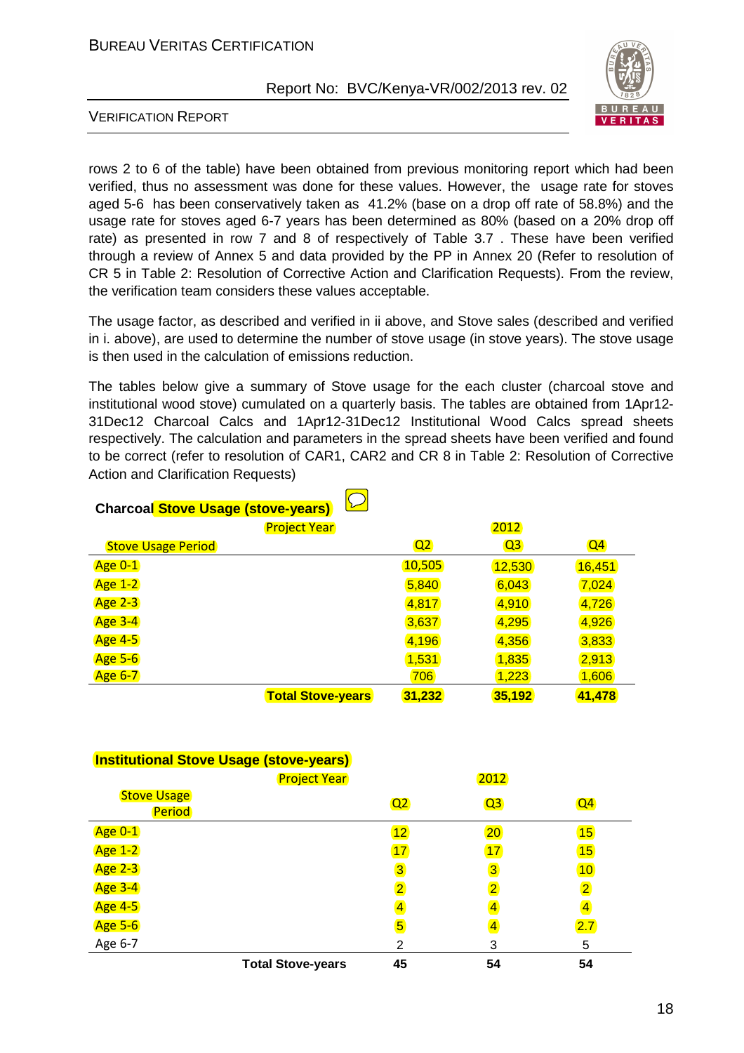rows 2 to 6 of the table) have been obtained from previous monitoring report which had been verified, thus no assessment was done for these values. However, the usage rate for stoves aged 5-6 has been conservatively taken as 41.2% (base on a drop off rate of 58.8%) and the usage rate for stoves aged 6-7 years has been determined as 80% (based on a 20% drop off rate) as presented in row 7 and 8 of respectively of Table 3.7 . These have been verified through a review of Annex 5 and data provided by the PP in Annex 20 (Refer to resolution of CR 5 in Table 2: Resolution of Corrective Action and Clarification Requests). From the review, the verification team considers these values acceptable.

The usage factor, as described and verified in ii above, and Stove sales (described and verified in i. above), are used to determine the number of stove usage (in stove years). The stove usage is then used in the calculation of emissions reduction.

The tables below give a summary of Stove usage for the each cluster (charcoal stove and institutional wood stove) cumulated on a quarterly basis. The tables are obtained from 1Apr12-31Dec12 Charcoal Calcs and 1Apr12-31Dec12 Institutional Wood Calcs spread sheets respectively. The calculation and parameters in the spread sheets have been verified and found to be correct (refer to resolution of CAR1, CAR2 and CR 8 in Table 2: Resolution of Corrective Action and Clarification Requests)

**Charcoal Stove Usage (stove-years)**

| Project Year | 2012 | | |
|---|---|---|---|
| Stove Usage Period | Q2 | Q3 | Q4 |
| Age 0-1 | 10,505 | 12,530 | 16,451 |
| Age 1-2 | 5,840 | 6,043 | 7,024 |
| Age 2-3 | 4,817 | 4,910 | 4,726 |
| Age 3-4 | 3,637 | 4,295 | 4,926 |
| Age 4-5 | 4,196 | 4,356 | 3,833 |
| Age 5-6 | 1,531 | 1,835 | 2,913 |
| Age 6-7 | 706 | 1,223 | 1,606 |
| **Total Stove-years** | **31,232** | **35,192** | **41,478** |

**Institutional Stove Usage (stove-years)**

| Project Year | 2012 | | |
|---|---|---|---|
| Stove Usage Period | Q2 | Q3 | Q4 |
| Age 0-1 | 12 | 20 | 15 |
| Age 1-2 | 17 | 17 | 15 |
| Age 2-3 | 3 | 3 | 10 |
| Age 3-4 | 2 | 2 | 2 |
| Age 4-5 | 4 | 4 | 4 |
| Age 5-6 | 5 | 4 | 2.7 |
| Age 6-7 | 2 | 3 | 5 |
| **Total Stove-years** | **45** | **54** | **54** |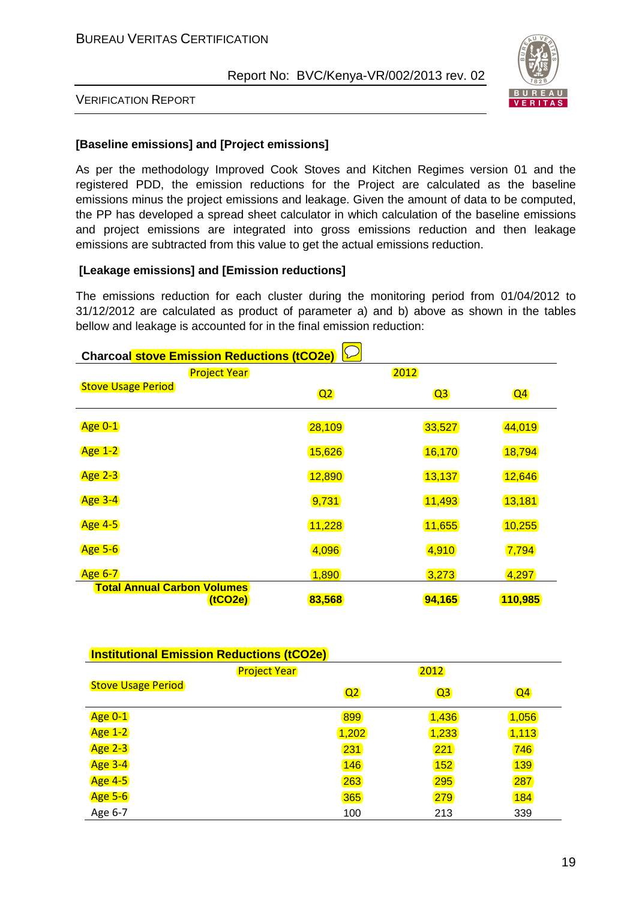**[Baseline emissions] and [Project emissions]**

As per the methodology Improved Cook Stoves and Kitchen Regimes version 01 and the registered PDD, the emission reductions for the Project are calculated as the baseline emissions minus the project emissions and leakage. Given the amount of data to be computed, the PP has developed a spread sheet calculator in which calculation of the baseline emissions and project emissions are integrated into gross emissions reduction and then leakage emissions are subtracted from this value to get the actual emissions reduction.

**[Leakage emissions] and [Emission reductions]**

The emissions reduction for each cluster during the monitoring period from 01/04/2012 to 31/12/2012 are calculated as product of parameter a) and b) above as shown in the tables bellow and leakage is accounted for in the final emission reduction:

**Charcoal stove Emission Reductions ($tCO_2e$)**

| Project Year | 2012 | | |
|---|---|---|---|
| Stove Usage Period | Q2 | Q3 | Q4 |
| Age 0-1 | 28,109 | 33,527 | 44,019 |
| Age 1-2 | 15,626 | 16,170 | 18,794 |
| Age 2-3 | 12,890 | 13,137 | 12,646 |
| Age 3-4 | 9,731 | 11,493 | 13,181 |
| Age 4-5 | 11,228 | 11,655 | 10,255 |
| Age 5-6 | 4,096 | 4,910 | 7,794 |
| Age 6-7 | 1,890 | 3,273 | 4,297 |
| **Total Annual Carbon Volumes ($tCO_2e$)** | **83,568** | **94,165** | **110,985** |

**Institutional Emission Reductions ($tCO_2e$)**

| Project Year | 2012 | | |
|---|---|---|---|
| Stove Usage Period | Q2 | Q3 | Q4 |
| Age 0-1 | 899 | 1,436 | 1,056 |
| Age 1-2 | 1,202 | 1,233 | 1,113 |
| Age 2-3 | 231 | 221 | 746 |
| Age 3-4 | 146 | 152 | 139 |
| Age 4-5 | 263 | 295 | 287 |
| Age 5-6 | 365 | 279 | 184 |
| Age 6-7 | 100 | 213 | 339 |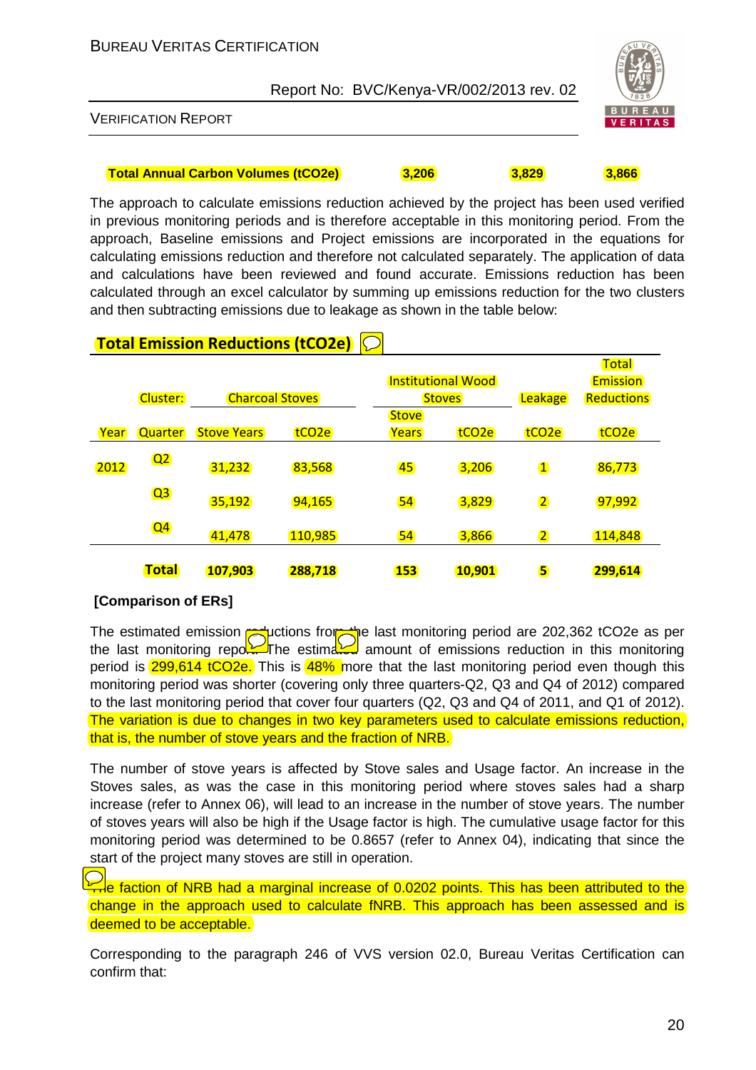| Total Annual Carbon Volumes (tCO2e) | 3,206 | 3,829 | 3,866 |
|---|---|---|---|

The approach to calculate emissions reduction achieved by the project has been used verified in previous monitoring periods and is therefore acceptable in this monitoring period. From the approach, Baseline emissions and Project emissions are incorporated in the equations for calculating emissions reduction and therefore not calculated separately. The application of data and calculations have been reviewed and found accurate. Emissions reduction has been calculated through an excel calculator by summing up emissions reduction for the two clusters and then subtracting emissions due to leakage as shown in the table below:

**Total Emission Reductions (tCO2e)**

| | Cluster: | Charcoal Stoves | | Institutional Wood Stoves | | Leakage | Total Emission Reductions |
|---|---|---|---|---|---|---|---|
| Year | Quarter | Stove Years | tCO2e | Stove Years | tCO2e | tCO2e | tCO2e |
| 2012 | Q2 | 31,232 | 83,568 | 45 | 3,206 | 1 | 86,773 |
| | Q3 | 35,192 | 94,165 | 54 | 3,829 | 2 | 97,992 |
| | Q4 | 41,478 | 110,985 | 54 | 3,866 | 2 | 114,848 |
| | **Total** | **107,903** | **288,718** | **153** | **10,901** | **5** | **299,614** |

**[Comparison of ERs]**

The estimated emission reductions from the last monitoring period are 202,362 tCO2e as per the last monitoring report. The estimated amount of emissions reduction in this monitoring period is 299,614 tCO2e. This is 48% more that the last monitoring period even though this monitoring period was shorter (covering only three quarters-Q2, Q3 and Q4 of 2012) compared to the last monitoring period that cover four quarters (Q2, Q3 and Q4 of 2011, and Q1 of 2012). The variation is due to changes in two key parameters used to calculate emissions reduction, that is, the number of stove years and the fraction of NRB.

The number of stove years is affected by Stove sales and Usage factor. An increase in the Stoves sales, as was the case in this monitoring period where stoves sales had a sharp increase (refer to Annex 06), will lead to an increase in the number of stove years. The number of stoves years will also be high if the Usage factor is high. The cumulative usage factor for this monitoring period was determined to be 0.8657 (refer to Annex 04), indicating that since the start of the project many stoves are still in operation.

The faction of NRB had a marginal increase of 0.0202 points. This has been attributed to the change in the approach used to calculate fNRB. This approach has been assessed and is deemed to be acceptable.

Corresponding to the paragraph 246 of VVS version 02.0, Bureau Veritas Certification can confirm that: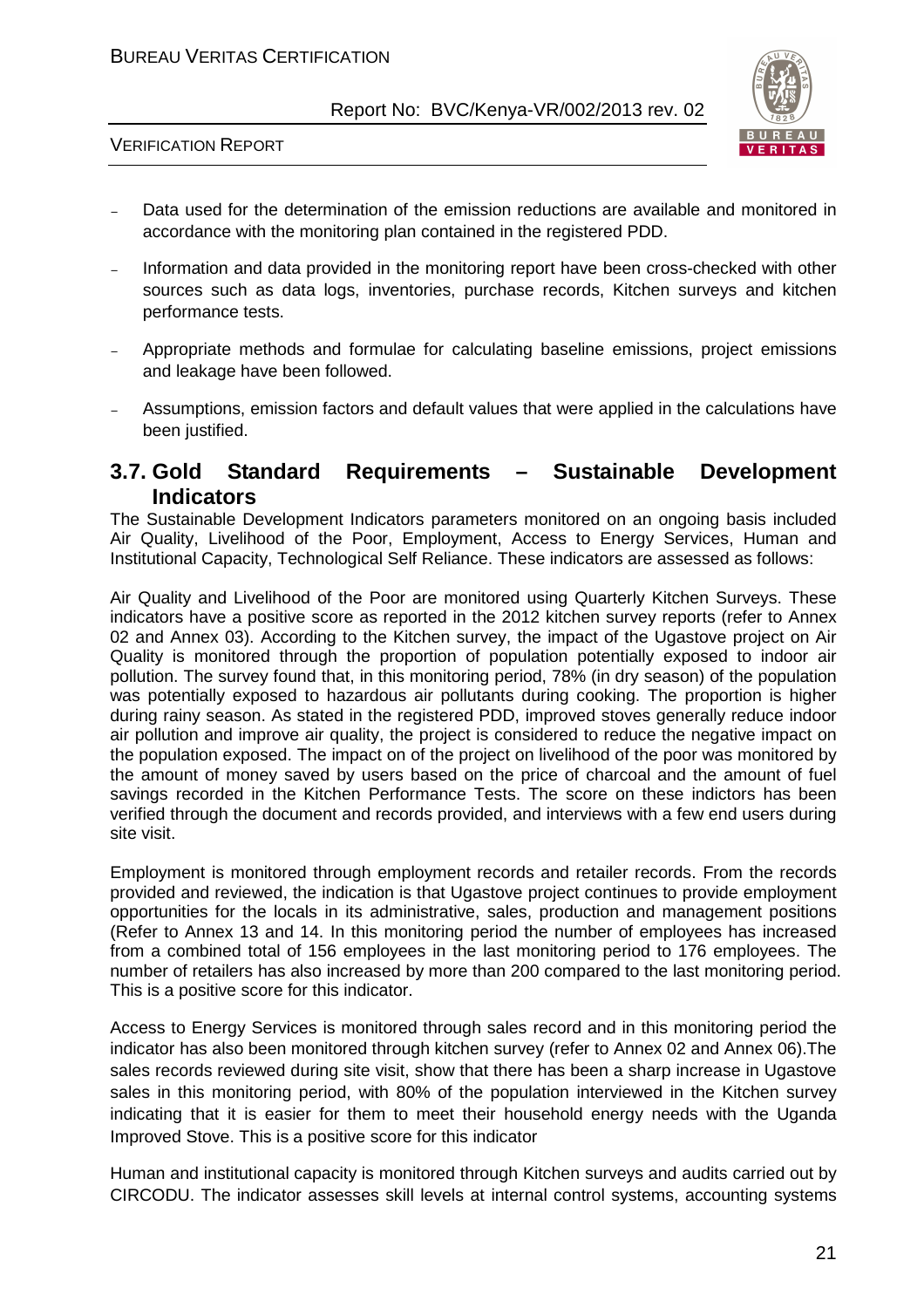- Data used for the determination of the emission reductions are available and monitored in accordance with the monitoring plan contained in the registered PDD.
- Information and data provided in the monitoring report have been cross-checked with other sources such as data logs, inventories, purchase records, Kitchen surveys and kitchen performance tests.
- Appropriate methods and formulae for calculating baseline emissions, project emissions and leakage have been followed.
- Assumptions, emission factors and default values that were applied in the calculations have been justified.

## 3.7. Gold Standard Requirements – Sustainable Development Indicators

The Sustainable Development Indicators parameters monitored on an ongoing basis included Air Quality, Livelihood of the Poor, Employment, Access to Energy Services, Human and Institutional Capacity, Technological Self Reliance. These indicators are assessed as follows:

Air Quality and Livelihood of the Poor are monitored using Quarterly Kitchen Surveys. These indicators have a positive score as reported in the 2012 kitchen survey reports (refer to Annex 02 and Annex 03). According to the Kitchen survey, the impact of the Ugastove project on Air Quality is monitored through the proportion of population potentially exposed to indoor air pollution. The survey found that, in this monitoring period, 78% (in dry season) of the population was potentially exposed to hazardous air pollutants during cooking. The proportion is higher during rainy season. As stated in the registered PDD, improved stoves generally reduce indoor air pollution and improve air quality, the project is considered to reduce the negative impact on the population exposed. The impact on of the project on livelihood of the poor was monitored by the amount of money saved by users based on the price of charcoal and the amount of fuel savings recorded in the Kitchen Performance Tests. The score on these indictors has been verified through the document and records provided, and interviews with a few end users during site visit.

Employment is monitored through employment records and retailer records. From the records provided and reviewed, the indication is that Ugastove project continues to provide employment opportunities for the locals in its administrative, sales, production and management positions (Refer to Annex 13 and 14. In this monitoring period the number of employees has increased from a combined total of 156 employees in the last monitoring period to 176 employees. The number of retailers has also increased by more than 200 compared to the last monitoring period. This is a positive score for this indicator.

Access to Energy Services is monitored through sales record and in this monitoring period the indicator has also been monitored through kitchen survey (refer to Annex 02 and Annex 06).The sales records reviewed during site visit, show that there has been a sharp increase in Ugastove sales in this monitoring period, with 80% of the population interviewed in the Kitchen survey indicating that it is easier for them to meet their household energy needs with the Uganda Improved Stove. This is a positive score for this indicator

Human and institutional capacity is monitored through Kitchen surveys and audits carried out by CIRCODU. The indicator assesses skill levels at internal control systems, accounting systems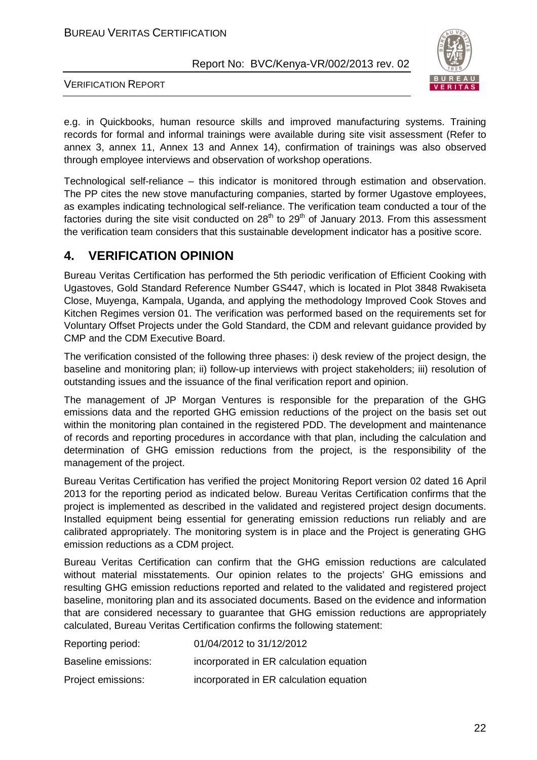e.g. in Quickbooks, human resource skills and improved manufacturing systems. Training records for formal and informal trainings were available during site visit assessment (Refer to annex 3, annex 11, Annex 13 and Annex 14), confirmation of trainings was also observed through employee interviews and observation of workshop operations.

Technological self-reliance – this indicator is monitored through estimation and observation. The PP cites the new stove manufacturing companies, started by former Ugastove employees, as examples indicating technological self-reliance. The verification team conducted a tour of the factories during the site visit conducted on 28th to 29th of January 2013. From this assessment the verification team considers that this sustainable development indicator has a positive score.

## 4. VERIFICATION OPINION

Bureau Veritas Certification has performed the 5th periodic verification of Efficient Cooking with Ugastoves, Gold Standard Reference Number GS447, which is located in Plot 3848 Rwakiseta Close, Muyenga, Kampala, Uganda, and applying the methodology Improved Cook Stoves and Kitchen Regimes version 01. The verification was performed based on the requirements set for Voluntary Offset Projects under the Gold Standard, the CDM and relevant guidance provided by CMP and the CDM Executive Board.

The verification consisted of the following three phases: i) desk review of the project design, the baseline and monitoring plan; ii) follow-up interviews with project stakeholders; iii) resolution of outstanding issues and the issuance of the final verification report and opinion.

The management of JP Morgan Ventures is responsible for the preparation of the GHG emissions data and the reported GHG emission reductions of the project on the basis set out within the monitoring plan contained in the registered PDD. The development and maintenance of records and reporting procedures in accordance with that plan, including the calculation and determination of GHG emission reductions from the project, is the responsibility of the management of the project.

Bureau Veritas Certification has verified the project Monitoring Report version 02 dated 16 April 2013 for the reporting period as indicated below. Bureau Veritas Certification confirms that the project is implemented as described in the validated and registered project design documents. Installed equipment being essential for generating emission reductions run reliably and are calibrated appropriately. The monitoring system is in place and the Project is generating GHG emission reductions as a CDM project.

Bureau Veritas Certification can confirm that the GHG emission reductions are calculated without material misstatements. Our opinion relates to the projects' GHG emissions and resulting GHG emission reductions reported and related to the validated and registered project baseline, monitoring plan and its associated documents. Based on the evidence and information that are considered necessary to guarantee that GHG emission reductions are appropriately calculated, Bureau Veritas Certification confirms the following statement:

| | |
|---|---|
| Reporting period: | 01/04/2012 to 31/12/2012 |
| Baseline emissions: | incorporated in ER calculation equation |
| Project emissions: | incorporated in ER calculation equation |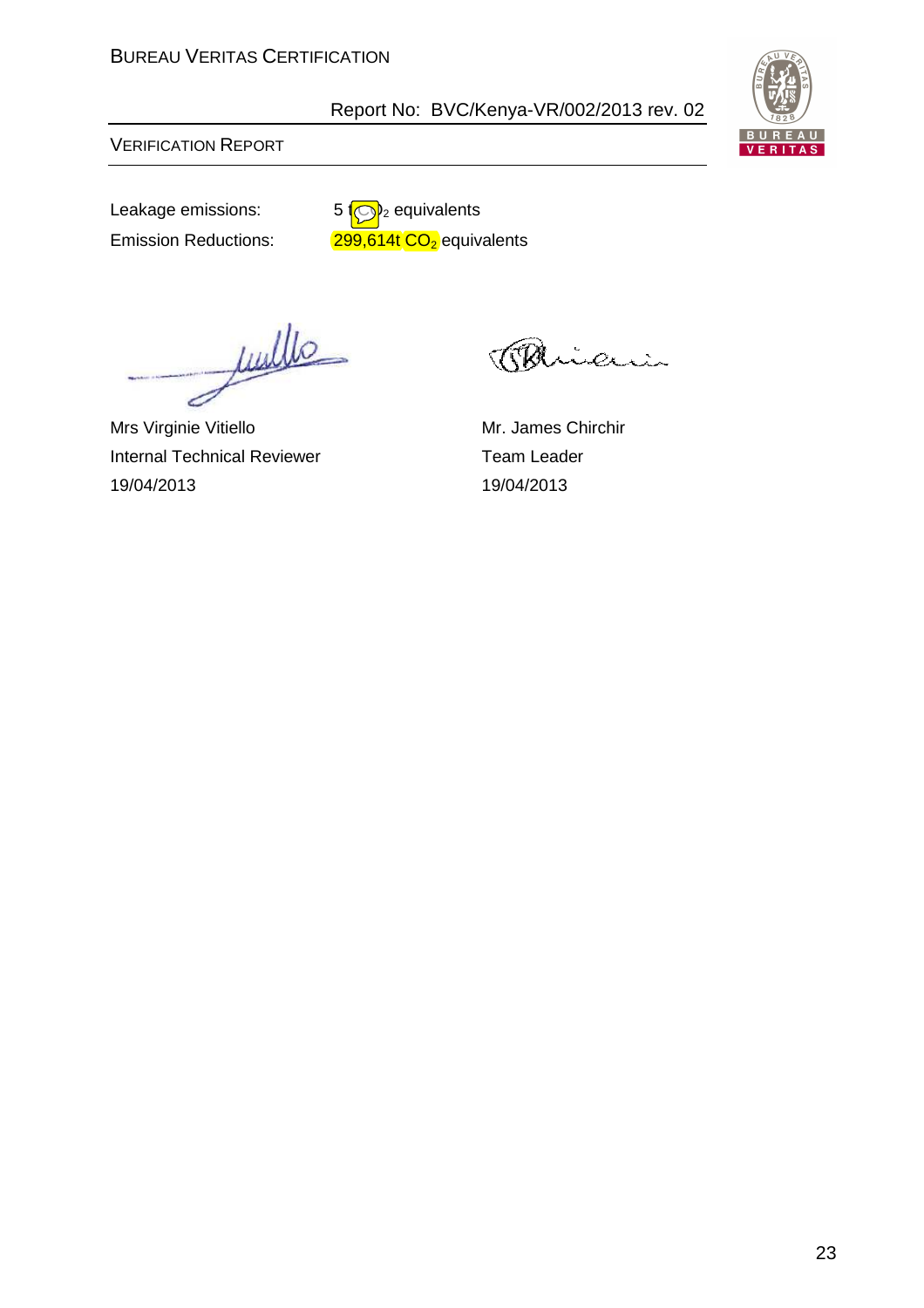Leakage emissions: 5 t $CO_2$ equivalents

Emission Reductions: 299,614t $CO_2$ equivalents

Mrs Virginie Vitiello
Internal Technical Reviewer
19/04/2013

Mr. James Chirchir
Team Leader
19/04/2013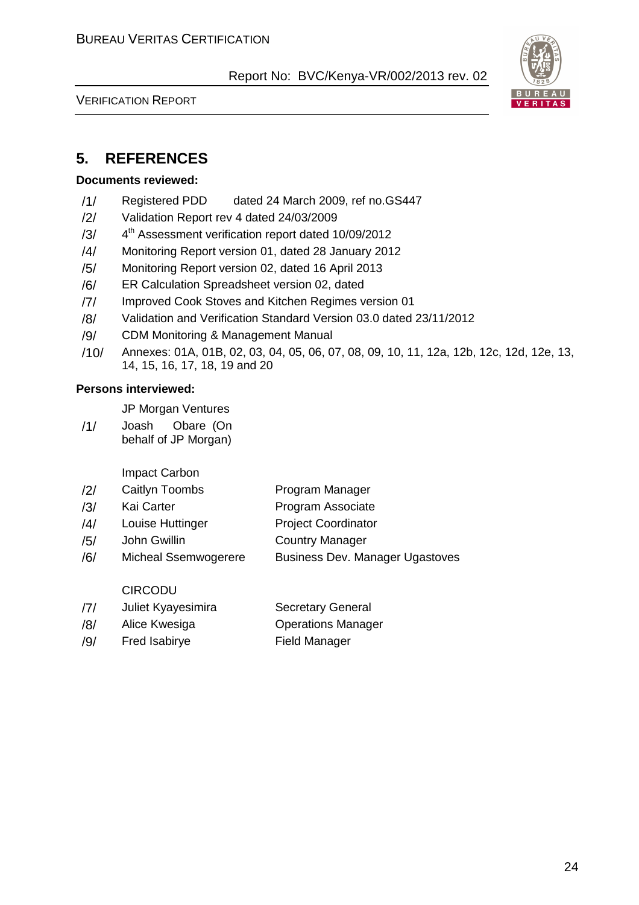## 5. REFERENCES

**Documents reviewed:**

| | |
|---|---|
| /1/ | Registered PDD dated 24 March 2009, ref no.GS447 |
| /2/ | Validation Report rev 4 dated 24/03/2009 |
| /3/ | 4th Assessment verification report dated 10/09/2012 |
| /4/ | Monitoring Report version 01, dated 28 January 2012 |
| /5/ | Monitoring Report version 02, dated 16 April 2013 |
| /6/ | ER Calculation Spreadsheet version 02, dated |
| /7/ | Improved Cook Stoves and Kitchen Regimes version 01 |
| /8/ | Validation and Verification Standard Version 03.0 dated 23/11/2012 |
| /9/ | CDM Monitoring & Management Manual |
| /10/ | Annexes: 01A, 01B, 02, 03, 04, 05, 06, 07, 08, 09, 10, 11, 12a, 12b, 12c, 12d, 12e, 13, 14, 15, 16, 17, 18, 19 and 20 |

**Persons interviewed:**

| | | |
|---|---|---|
| | JP Morgan Ventures | |
| /1/ | Joash Obare (On behalf of JP Morgan) | |
| | Impact Carbon | |
| /2/ | Caitlyn Toombs | Program Manager |
| /3/ | Kai Carter | Program Associate |
| /4/ | Louise Huttinger | Project Coordinator |
| /5/ | John Gwillin | Country Manager |
| /6/ | Micheal Ssemwogerere | Business Dev. Manager Ugastoves |
| | CIRCODU | |
| /7/ | Juliet Kyayesimira | Secretary General |
| /8/ | Alice Kwesiga | Operations Manager |
| /9/ | Fred Isabirye | Field Manager |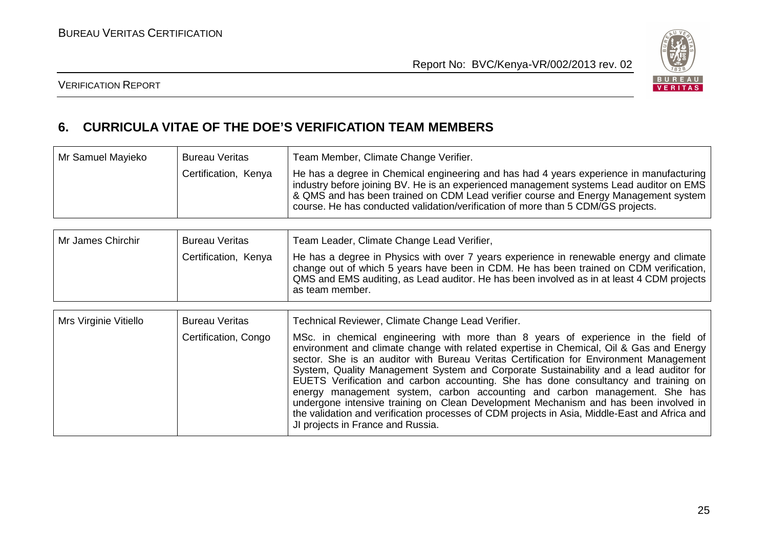## 6. CURRICULA VITAE OF THE DOE'S VERIFICATION TEAM MEMBERS

| | | |
|---|---|---|
| Mr Samuel Mayieko | Bureau Veritas Certification, Kenya | Team Member, Climate Change Verifier.<br>He has a degree in Chemical engineering and has had 4 years experience in manufacturing industry before joining BV. He is an experienced management systems Lead auditor on EMS & QMS and has been trained on CDM Lead verifier course and Energy Management system course. He has conducted validation/verification of more than 5 CDM/GS projects. |

| | | |
|---|---|---|
| Mr James Chirchir | Bureau Veritas Certification, Kenya | Team Leader, Climate Change Lead Verifier,<br>He has a degree in Physics with over 7 years experience in renewable energy and climate change out of which 5 years have been in CDM. He has been trained on CDM verification, QMS and EMS auditing, as Lead auditor. He has been involved as in at least 4 CDM projects as team member. |

| | | |
|---|---|---|
| Mrs Virginie Vitiello | Bureau Veritas Certification, Congo | Technical Reviewer, Climate Change Lead Verifier.<br>MSc. in chemical engineering with more than 8 years of experience in the field of environment and climate change with related expertise in Chemical, Oil & Gas and Energy sector. She is an auditor with Bureau Veritas Certification for Environment Management System, Quality Management System and Corporate Sustainability and a lead auditor for EUETS Verification and carbon accounting. She has done consultancy and training on energy management system, carbon accounting and carbon management. She has undergone intensive training on Clean Development Mechanism and has been involved in the validation and verification processes of CDM projects in Asia, Middle-East and Africa and JI projects in France and Russia. |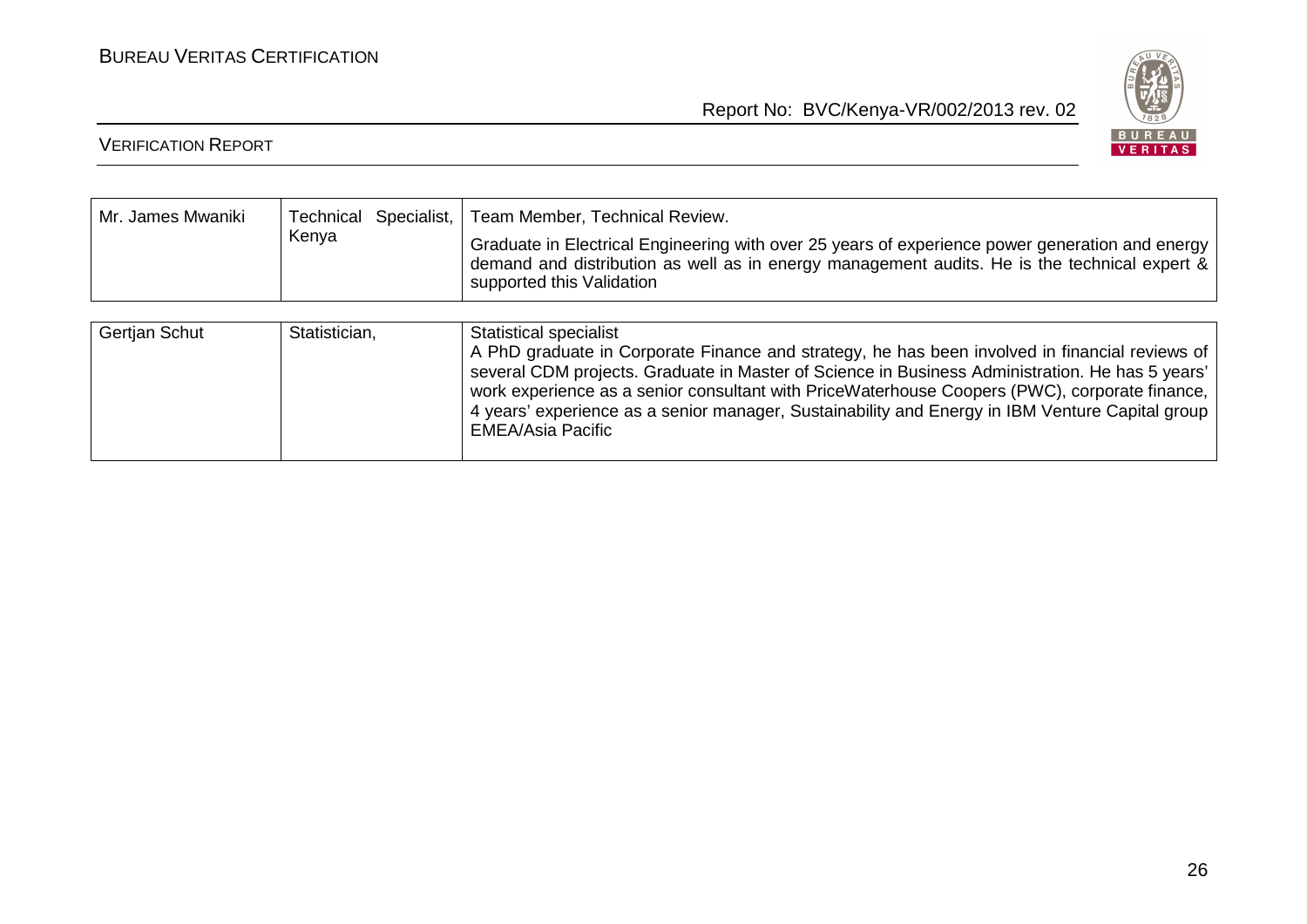| | | |
|---|---|---|
| Mr. James Mwaniki | Technical Specialist, Kenya | Team Member, Technical Review.<br>Graduate in Electrical Engineering with over 25 years of experience power generation and energy demand and distribution as well as in energy management audits. He is the technical expert & supported this Validation |

| | | |
|---|---|---|
| Gertjan Schut | Statistician, | Statistical specialist<br>A PhD graduate in Corporate Finance and strategy, he has been involved in financial reviews of several CDM projects. Graduate in Master of Science in Business Administration. He has 5 years' work experience as a senior consultant with PriceWaterhouse Coopers (PWC), corporate finance, 4 years' experience as a senior manager, Sustainability and Energy in IBM Venture Capital group EMEA/Asia Pacific |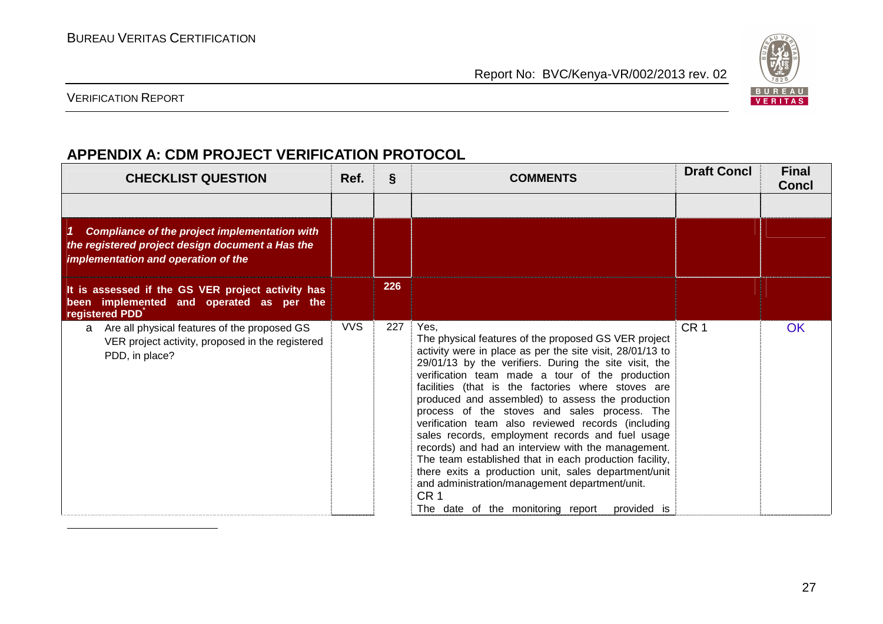## APPENDIX A: CDM PROJECT VERIFICATION PROTOCOL

| CHECKLIST QUESTION | Ref. | § | COMMENTS | Draft Concl | Final Concl |
|---|---|---|---|---|---|
| | | | | | |
| ***1 Compliance of the project implementation with the registered project design document a Has the implementation and operation of the*** | | | | | |
| **It is assessed if the GS VER project activity has been implemented and operated as per the registered PDD*** | | **226** | | | |
| a Are all physical features of the proposed GS VER project activity, proposed in the registered PDD, in place? | VVS | 227 | Yes,<br>The physical features of the proposed GS VER project activity were in place as per the site visit, 28/01/13 to 29/01/13 by the verifiers. During the site visit, the verification team made a tour of the production facilities (that is the factories where stoves are produced and assembled) to assess the production process of the stoves and sales process. The verification team also reviewed records (including sales records, employment records and fuel usage records) and had an interview with the management. The team established that in each production facility, there exits a production unit, sales department/unit and administration/management department/unit.<br>CR 1<br>The date of the monitoring report provided is | CR 1 | OK |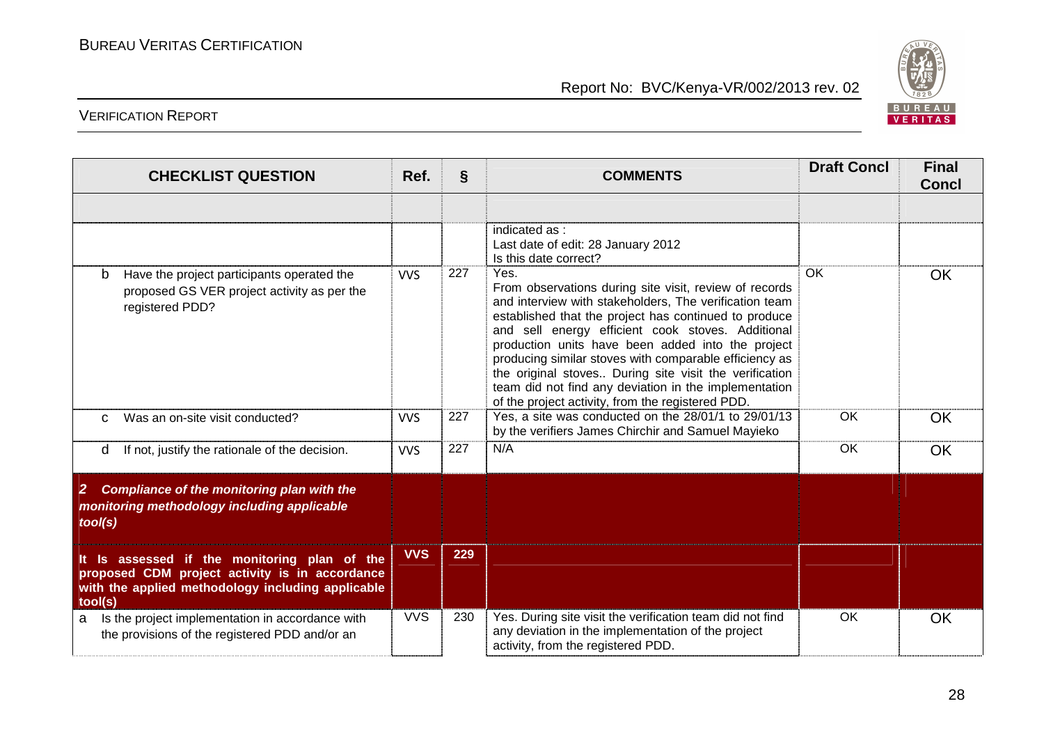| CHECKLIST QUESTION | Ref. | § | COMMENTS | Draft Concl | Final Concl |
|---|---|---|---|---|---|
| | | | | | |
| | | | indicated as :<br>Last date of edit: 28 January 2012<br>Is this date correct? | | |
| b Have the project participants operated the proposed GS VER project activity as per the registered PDD? | VVS | 227 | Yes.<br>From observations during site visit, review of records and interview with stakeholders, The verification team established that the project has continued to produce and sell energy efficient cook stoves. Additional production units have been added into the project producing similar stoves with comparable efficiency as the original stoves.. During site visit the verification team did not find any deviation in the implementation of the project activity, from the registered PDD. | OK | OK |
| c Was an on-site visit conducted? | VVS | 227 | Yes, a site was conducted on the 28/01/1 to 29/01/13 by the verifiers James Chirchir and Samuel Mayieko | OK | OK |
| d If not, justify the rationale of the decision. | VVS | 227 | N/A | OK | OK |
| ***2 Compliance of the monitoring plan with the monitoring methodology including applicable tool(s)*** | | | | | |
| **It Is assessed if the monitoring plan of the proposed CDM project activity is in accordance with the applied methodology including applicable tool(s)** | **VVS** | **229** | | | |
| a Is the project implementation in accordance with the provisions of the registered PDD and/or an | VVS | 230 | Yes. During site visit the verification team did not find any deviation in the implementation of the project activity, from the registered PDD. | OK | OK |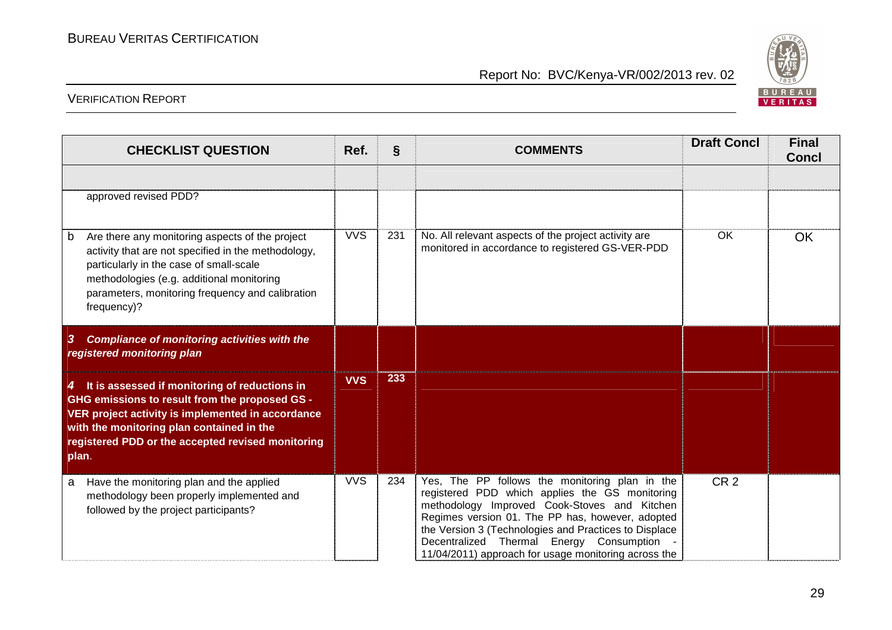| CHECKLIST QUESTION | Ref. | § | COMMENTS | Draft Concl | Final Concl |
|---|---|---|---|---|---|
| | | | | | |
| approved revised PDD? | | | | | |
| b Are there any monitoring aspects of the project activity that are not specified in the methodology, particularly in the case of small-scale methodologies (e.g. additional monitoring parameters, monitoring frequency and calibration frequency)? | VVS | 231 | No. All relevant aspects of the project activity are monitored in accordance to registered GS-VER-PDD | OK | OK |
| ***3 Compliance of monitoring activities with the registered monitoring plan*** | | | | | |
| **4 It is assessed if monitoring of reductions in GHG emissions to result from the proposed GS - VER project activity is implemented in accordance with the monitoring plan contained in the registered PDD or the accepted revised monitoring plan**. | **VVS** | **233** | | | |
| a Have the monitoring plan and the applied methodology been properly implemented and followed by the project participants? | VVS | 234 | Yes, The PP follows the monitoring plan in the registered PDD which applies the GS monitoring methodology Improved Cook-Stoves and Kitchen Regimes version 01. The PP has, however, adopted the Version 3 (Technologies and Practices to Displace Decentralized Thermal Energy Consumption - 11/04/2011) approach for usage monitoring across the | CR 2 | |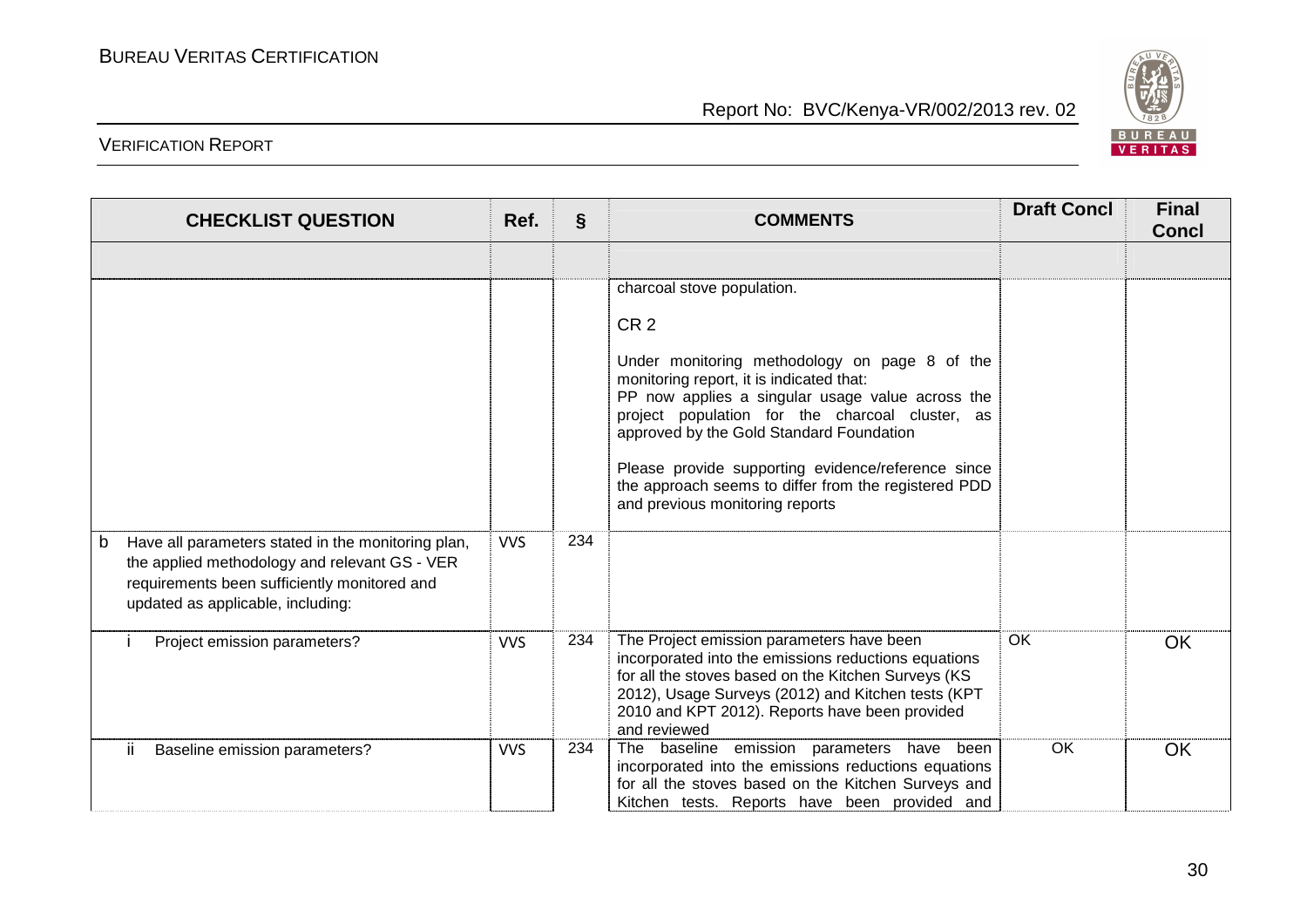| CHECKLIST QUESTION | Ref. | § | COMMENTS | Draft Concl | Final Concl |
|---|---|---|---|---|---|
| | | | | | |
| | | | charcoal stove population.<br><br>CR 2<br><br>Under monitoring methodology on page 8 of the monitoring report, it is indicated that:<br>PP now applies a singular usage value across the project population for the charcoal cluster, as approved by the Gold Standard Foundation<br><br>Please provide supporting evidence/reference since the approach seems to differ from the registered PDD and previous monitoring reports | | |
| b Have all parameters stated in the monitoring plan, the applied methodology and relevant GS - VER requirements been sufficiently monitored and updated as applicable, including: | VVS | 234 | | | |
| i Project emission parameters? | VVS | 234 | The Project emission parameters have been incorporated into the emissions reductions equations for all the stoves based on the Kitchen Surveys (KS 2012), Usage Surveys (2012) and Kitchen tests (KPT 2010 and KPT 2012). Reports have been provided and reviewed | OK | OK |
| ii Baseline emission parameters? | VVS | 234 | The baseline emission parameters have been incorporated into the emissions reductions equations for all the stoves based on the Kitchen Surveys and Kitchen tests. Reports have been provided and | OK | OK |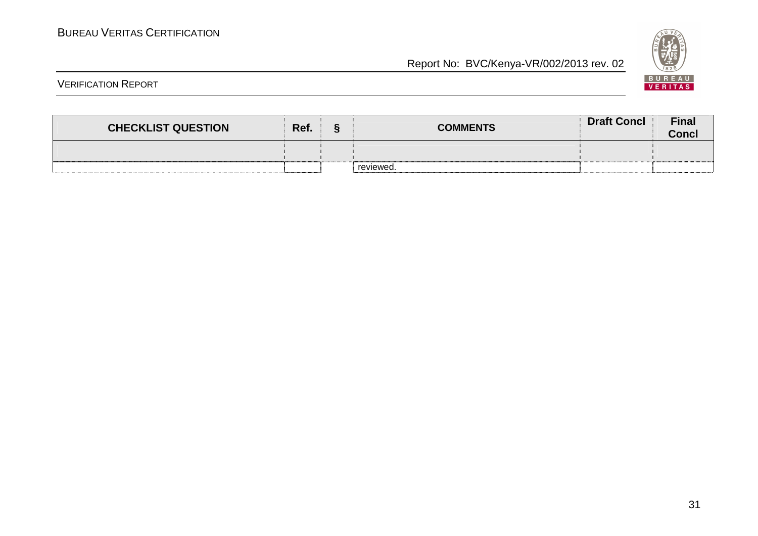| CHECKLIST QUESTION | Ref. | § | COMMENTS | Draft Concl | Final Concl |
|---|---|---|---|---|---|
| | | | | | |
| | | | reviewed. | | |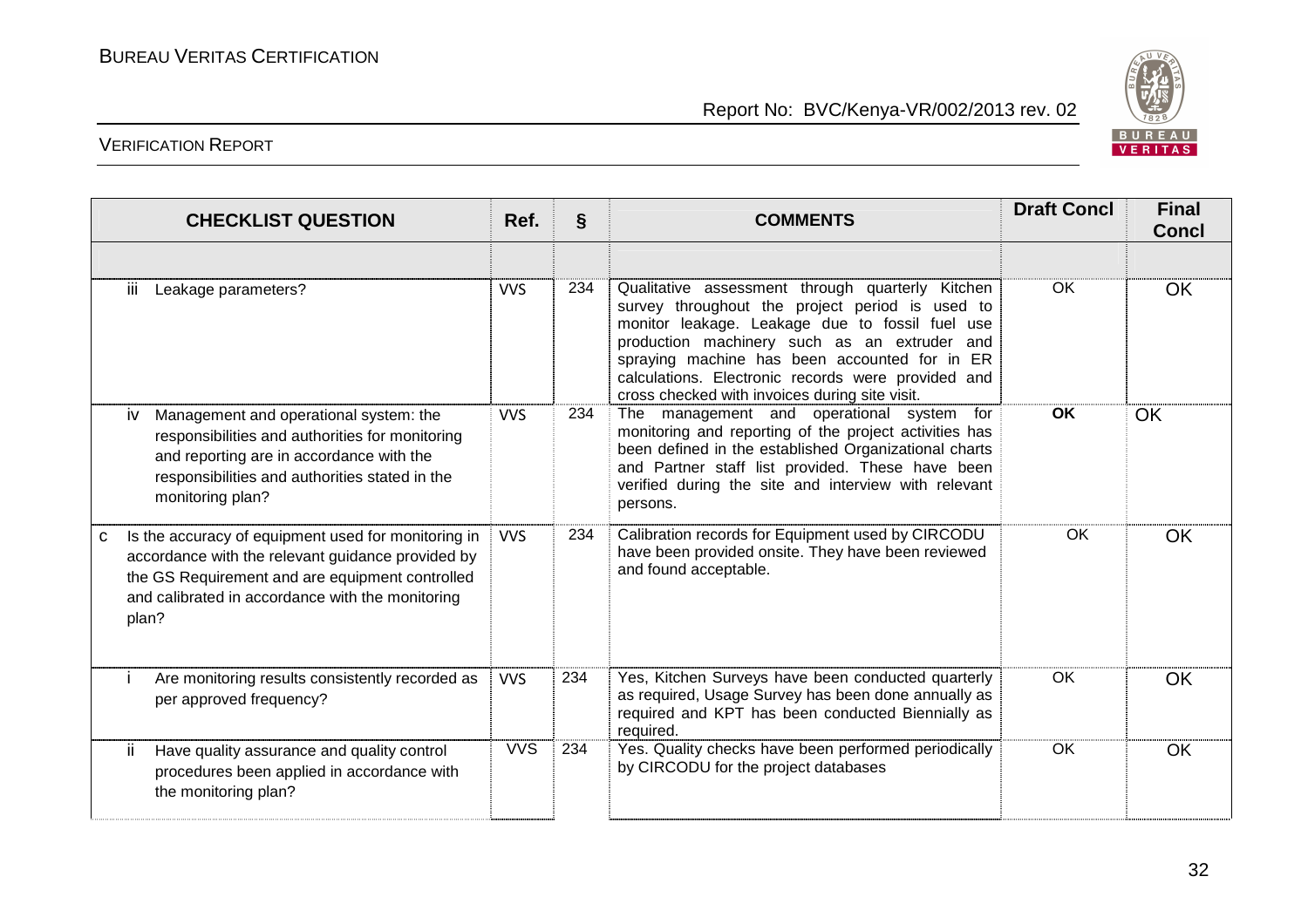| CHECKLIST QUESTION | Ref. | § | COMMENTS | Draft Concl | Final Concl |
|---|---|---|---|---|---|
| | | | | | |
| iii Leakage parameters? | VVS | 234 | Qualitative assessment through quarterly Kitchen survey throughout the project period is used to monitor leakage. Leakage due to fossil fuel use production machinery such as an extruder and spraying machine has been accounted for in ER calculations. Electronic records were provided and cross checked with invoices during site visit. | OK | OK |
| iv Management and operational system: the responsibilities and authorities for monitoring and reporting are in accordance with the responsibilities and authorities stated in the monitoring plan? | VVS | 234 | The management and operational system for monitoring and reporting of the project activities has been defined in the established Organizational charts and Partner staff list provided. These have been verified during the site and interview with relevant persons. | **OK** | OK |
| c Is the accuracy of equipment used for monitoring in accordance with the relevant guidance provided by the GS Requirement and are equipment controlled and calibrated in accordance with the monitoring plan? | VVS | 234 | Calibration records for Equipment used by CIRCODU have been provided onsite. They have been reviewed and found acceptable. | OK | OK |
| i Are monitoring results consistently recorded as per approved frequency? | VVS | 234 | Yes, Kitchen Surveys have been conducted quarterly as required, Usage Survey has been done annually as required and KPT has been conducted Biennially as required. | OK | OK |
| ii Have quality assurance and quality control procedures been applied in accordance with the monitoring plan? | VVS | 234 | Yes. Quality checks have been performed periodically by CIRCODU for the project databases | OK | OK |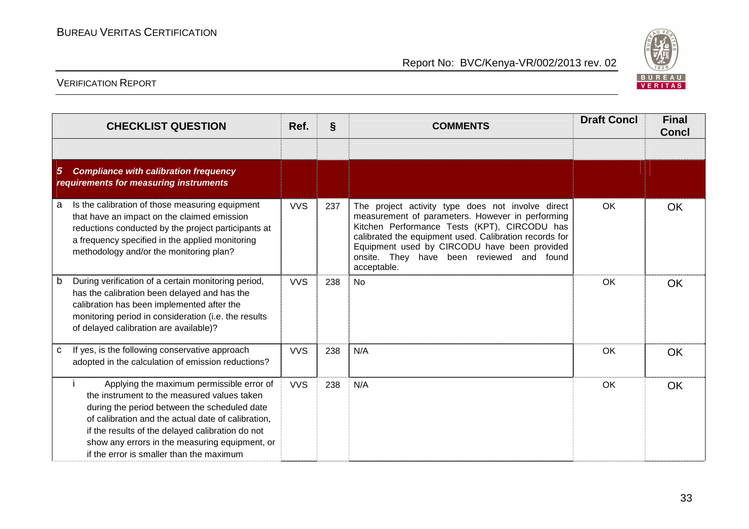| CHECKLIST QUESTION | Ref. | § | COMMENTS | Draft Concl | Final Concl |
|---|---|---|---|---|---|
| | | | | | |
| **5 *Compliance with calibration frequency requirements for measuring instruments*** | | | | | |
| a Is the calibration of those measuring equipment that have an impact on the claimed emission reductions conducted by the project participants at a frequency specified in the applied monitoring methodology and/or the monitoring plan? | VVS | 237 | The project activity type does not involve direct measurement of parameters. However in performing Kitchen Performance Tests (KPT), CIRCODU has calibrated the equipment used. Calibration records for Equipment used by CIRCODU have been provided onsite. They have been reviewed and found acceptable. | OK | OK |
| b During verification of a certain monitoring period, has the calibration been delayed and has the calibration has been implemented after the monitoring period in consideration (i.e. the results of delayed calibration are available)? | VVS | 238 | No | OK | OK |
| c If yes, is the following conservative approach adopted in the calculation of emission reductions? | VVS | 238 | N/A | OK | OK |
| i Applying the maximum permissible error of the instrument to the measured values taken during the period between the scheduled date of calibration and the actual date of calibration, if the results of the delayed calibration do not show any errors in the measuring equipment, or if the error is smaller than the maximum | VVS | 238 | N/A | OK | OK |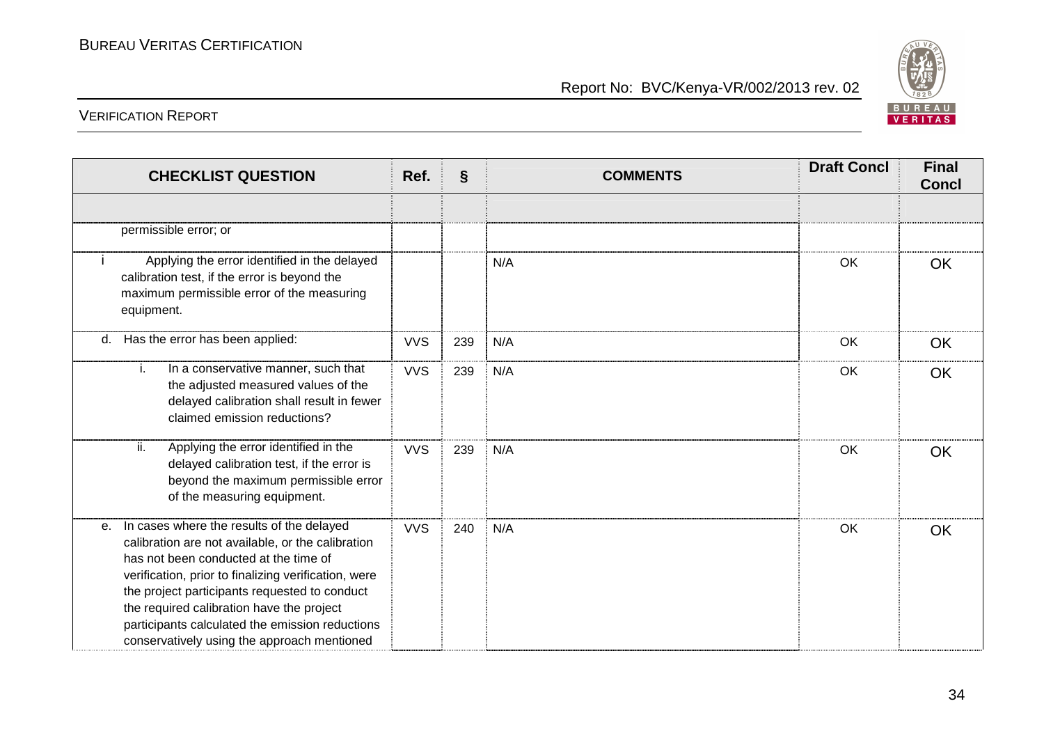| CHECKLIST QUESTION | Ref. | § | COMMENTS | Draft Concl | Final Concl |
|---|---|---|---|---|---|
| | | | | | |
| permissible error; or | | | | | |
| i Applying the error identified in the delayed calibration test, if the error is beyond the maximum permissible error of the measuring equipment. | | | N/A | OK | OK |
| d. Has the error has been applied: | VVS | 239 | N/A | OK | OK |
| i. In a conservative manner, such that the adjusted measured values of the delayed calibration shall result in fewer claimed emission reductions? | VVS | 239 | N/A | OK | OK |
| ii. Applying the error identified in the delayed calibration test, if the error is beyond the maximum permissible error of the measuring equipment. | VVS | 239 | N/A | OK | OK |
| e. In cases where the results of the delayed calibration are not available, or the calibration has not been conducted at the time of verification, prior to finalizing verification, were the project participants requested to conduct the required calibration have the project participants calculated the emission reductions conservatively using the approach mentioned | VVS | 240 | N/A | OK | OK |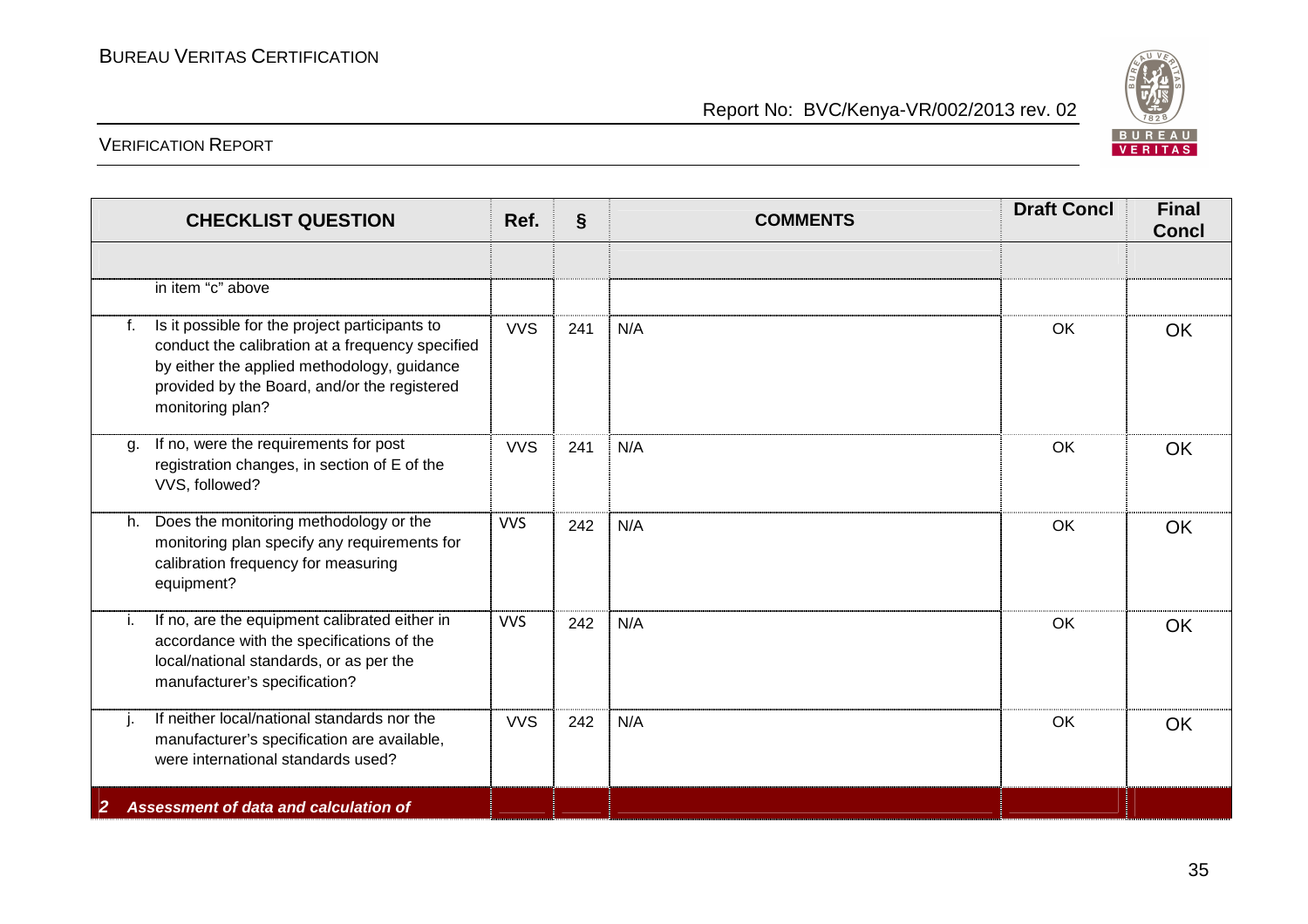| CHECKLIST QUESTION | Ref. | § | COMMENTS | Draft Concl | Final Concl |
|---|---|---|---|---|---|
| | | | | | |
| in item "c" above | | | | | |
| f. Is it possible for the project participants to conduct the calibration at a frequency specified by either the applied methodology, guidance provided by the Board, and/or the registered monitoring plan? | VVS | 241 | N/A | OK | OK |
| g. If no, were the requirements for post registration changes, in section of E of the VVS, followed? | VVS | 241 | N/A | OK | OK |
| h. Does the monitoring methodology or the monitoring plan specify any requirements for calibration frequency for measuring equipment? | VVS | 242 | N/A | OK | OK |
| i. If no, are the equipment calibrated either in accordance with the specifications of the local/national standards, or as per the manufacturer's specification? | VVS | 242 | N/A | OK | OK |
| j. If neither local/national standards nor the manufacturer's specification are available, were international standards used? | VVS | 242 | N/A | OK | OK |
| ***2 Assessment of data and calculation of*** | | | | | |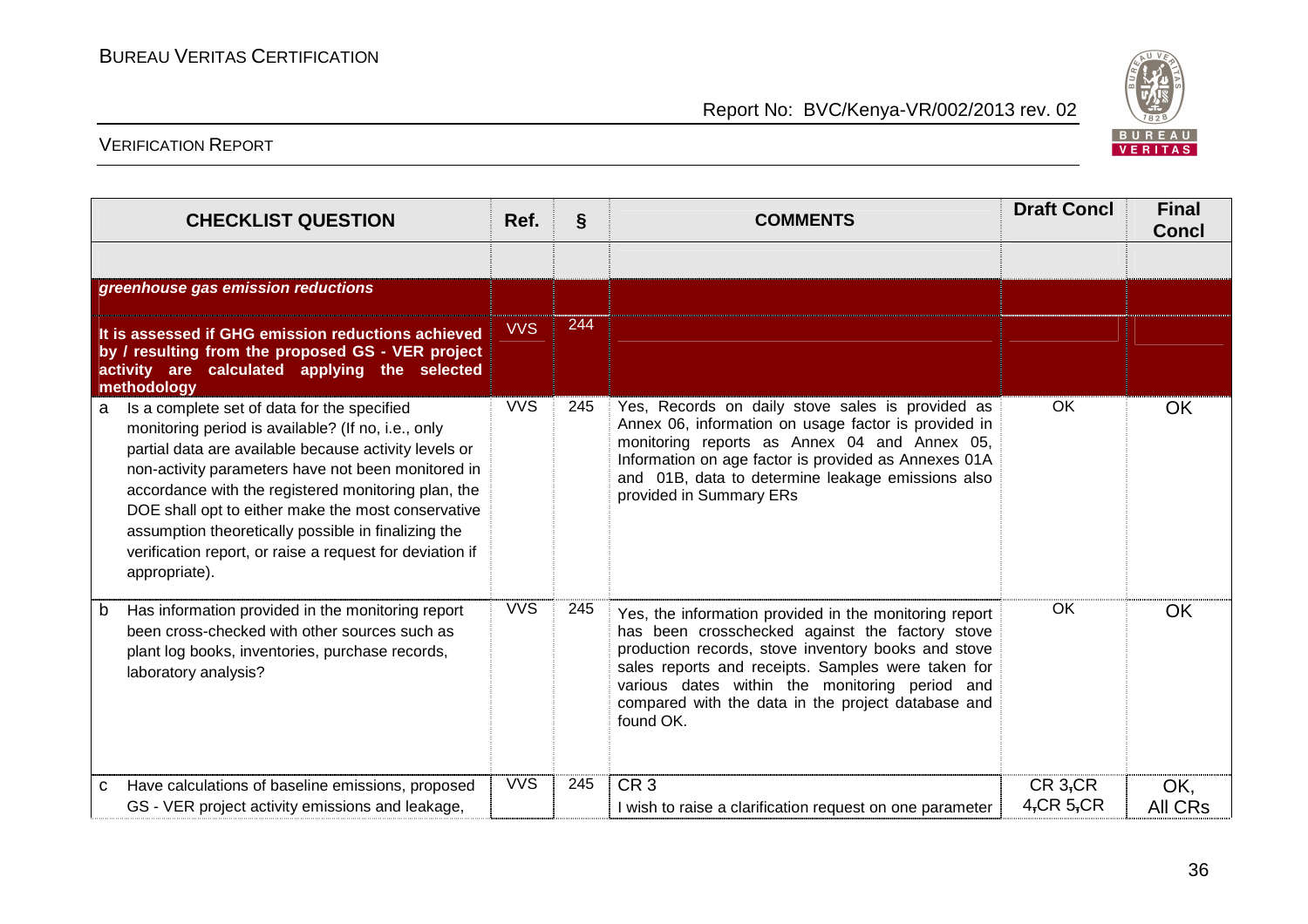| CHECKLIST QUESTION | Ref. | § | COMMENTS | Draft Concl | Final Concl |
|---|---|---|---|---|---|
| | | | | | |
| ***greenhouse gas emission reductions*** | | | | | |
| **It is assessed if GHG emission reductions achieved by / resulting from the proposed GS - VER project activity are calculated applying the selected methodology** | VVS | 244 | | | |
| a Is a complete set of data for the specified monitoring period is available? (If no, i.e., only partial data are available because activity levels or non-activity parameters have not been monitored in accordance with the registered monitoring plan, the DOE shall opt to either make the most conservative assumption theoretically possible in finalizing the verification report, or raise a request for deviation if appropriate). | VVS | 245 | Yes, Records on daily stove sales is provided as Annex 06, information on usage factor is provided in monitoring reports as Annex 04 and Annex 05, Information on age factor is provided as Annexes 01A and 01B, data to determine leakage emissions also provided in Summary ERs | OK | OK |
| b Has information provided in the monitoring report been cross-checked with other sources such as plant log books, inventories, purchase records, laboratory analysis? | VVS | 245 | Yes, the information provided in the monitoring report has been crosschecked against the factory stove production records, stove inventory books and stove sales reports and receipts. Samples were taken for various dates within the monitoring period and compared with the data in the project database and found OK. | OK | OK |
| c Have calculations of baseline emissions, proposed GS - VER project activity emissions and leakage, | VVS | 245 | CR 3<br>I wish to raise a clarification request on one parameter | CR 3,CR 4,CR 5,CR | OK, All CRs |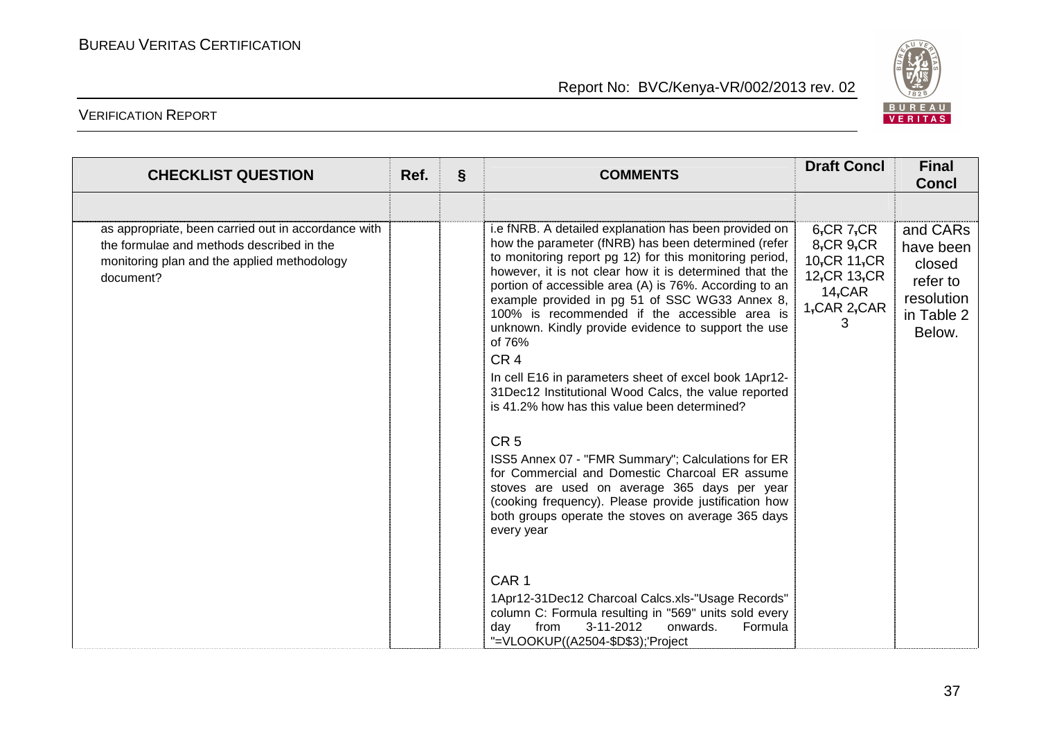| CHECKLIST QUESTION | Ref. | § | COMMENTS | Draft Concl | Final Concl |
|---|---|---|---|---|---|
| | | | | | |
| as appropriate, been carried out in accordance with the formulae and methods described in the monitoring plan and the applied methodology document? | | | i.e fNRB. A detailed explanation has been provided on how the parameter (fNRB) has been determined (refer to monitoring report pg 12) for this monitoring period, however, it is not clear how it is determined that the portion of accessible area (A) is 76%. According to an example provided in pg 51 of SSC WG33 Annex 8, 100% is recommended if the accessible area is unknown. Kindly provide evidence to support the use of 76%<br><br>CR 4<br><br>In cell E16 in parameters sheet of excel book 1Apr12-31Dec12 Institutional Wood Calcs, the value reported is 41.2% how has this value been determined?<br><br>CR 5<br><br>ISS5 Annex 07 - "FMR Summary"; Calculations for ER for Commercial and Domestic Charcoal ER assume stoves are used on average 365 days per year (cooking frequency). Please provide justification how both groups operate the stoves on average 365 days every year<br><br>CAR 1<br><br>1Apr12-31Dec12 Charcoal Calcs.xls-"Usage Records" column C: Formula resulting in "569" units sold every day from 3-11-2012 onwards. Formula "=VLOOKUP((A2504-$D$3);'Project | 6,CR 7,CR 8,CR 9,CR 10,CR 11,CR 12,CR 13,CR 14,CAR 1,CAR 2,CAR 3 | and CARs have been closed refer to resolution in Table 2 Below. |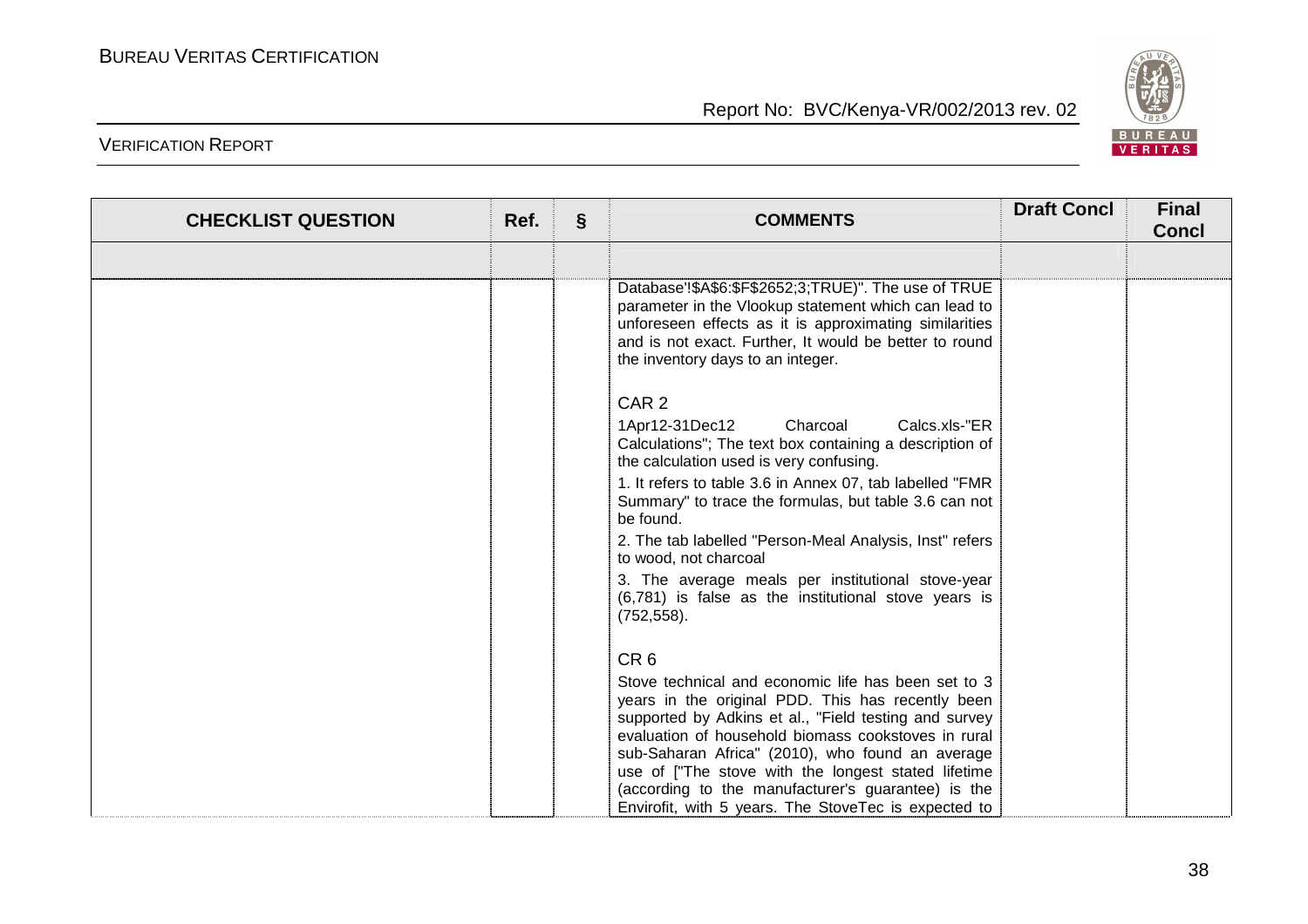| CHECKLIST QUESTION | Ref. | § | COMMENTS | Draft Concl | Final Concl |
|---|---|---|---|---|---|
| | | | | | |
| | | | Database'!$A$6:$F$2652;3;TRUE)". The use of TRUE parameter in the Vlookup statement which can lead to unforeseen effects as it is approximating similarities and is not exact. Further, It would be better to round the inventory days to an integer.<br><br>CAR 2<br>1Apr12-31Dec12 Charcoal Calcs.xls-"ER Calculations"; The text box containing a description of the calculation used is very confusing.<br>1. It refers to table 3.6 in Annex 07, tab labelled "FMR Summary" to trace the formulas, but table 3.6 can not be found.<br>2. The tab labelled "Person-Meal Analysis, Inst" refers to wood, not charcoal<br>3. The average meals per institutional stove-year (6,781) is false as the institutional stove years is (752,558).<br><br>CR 6<br>Stove technical and economic life has been set to 3 years in the original PDD. This has recently been supported by Adkins et al., "Field testing and survey evaluation of household biomass cookstoves in rural sub-Saharan Africa" (2010), who found an average use of ["The stove with the longest stated lifetime (according to the manufacturer's guarantee) is the Envirofit, with 5 years. The StoveTec is expected to | | |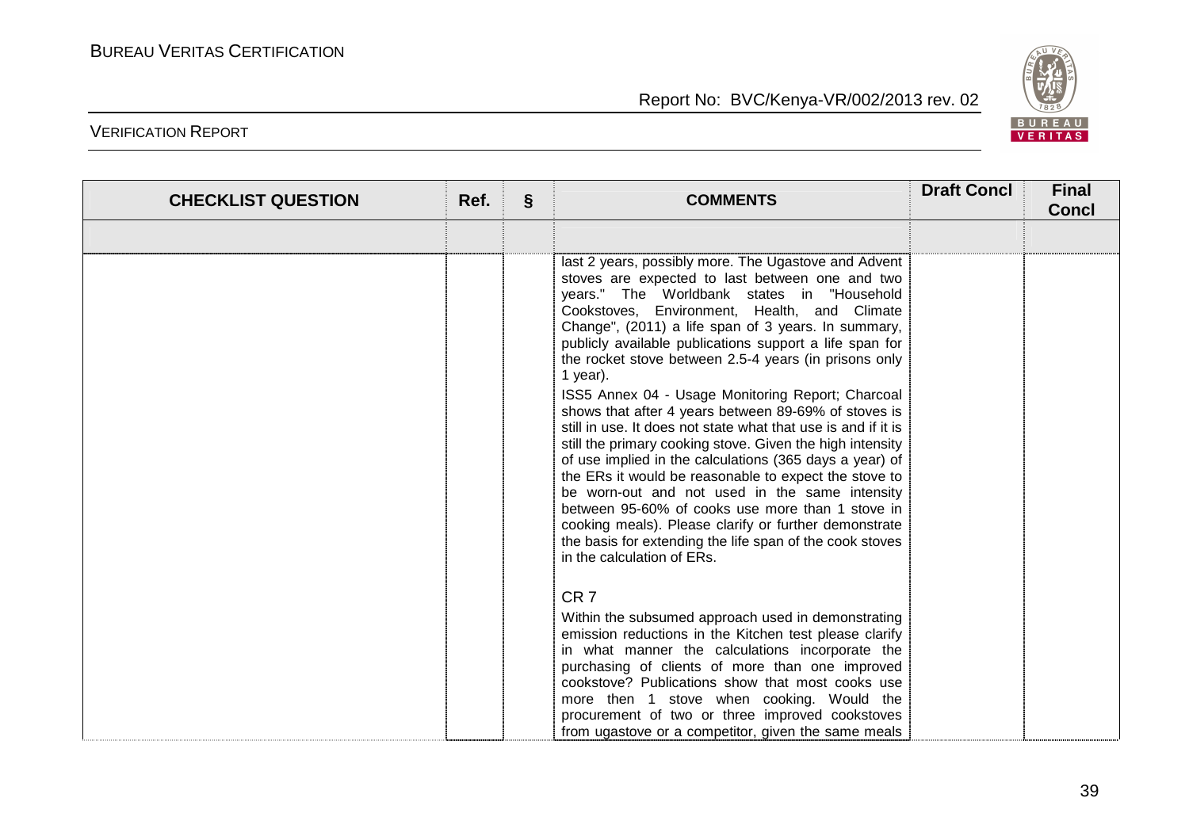| CHECKLIST QUESTION | Ref. | § | COMMENTS | Draft Concl | Final Concl |
|---|---|---|---|---|---|
| | | | | | |
| | | | last 2 years, possibly more. The Ugastove and Advent stoves are expected to last between one and two years." The Worldbank states in "Household Cookstoves, Environment, Health, and Climate Change", (2011) a life span of 3 years. In summary, publicly available publications support a life span for the rocket stove between 2.5-4 years (in prisons only 1 year).<br><br>ISS5 Annex 04 - Usage Monitoring Report; Charcoal shows that after 4 years between 89-69% of stoves is still in use. It does not state what that use is and if it is still the primary cooking stove. Given the high intensity of use implied in the calculations (365 days a year) of the ERs it would be reasonable to expect the stove to be worn-out and not used in the same intensity between 95-60% of cooks use more than 1 stove in cooking meals). Please clarify or further demonstrate the basis for extending the life span of the cook stoves in the calculation of ERs.<br><br>CR 7<br><br>Within the subsumed approach used in demonstrating emission reductions in the Kitchen test please clarify in what manner the calculations incorporate the purchasing of clients of more than one improved cookstove? Publications show that most cooks use more then 1 stove when cooking. Would the procurement of two or three improved cookstoves from ugastove or a competitor, given the same meals | | |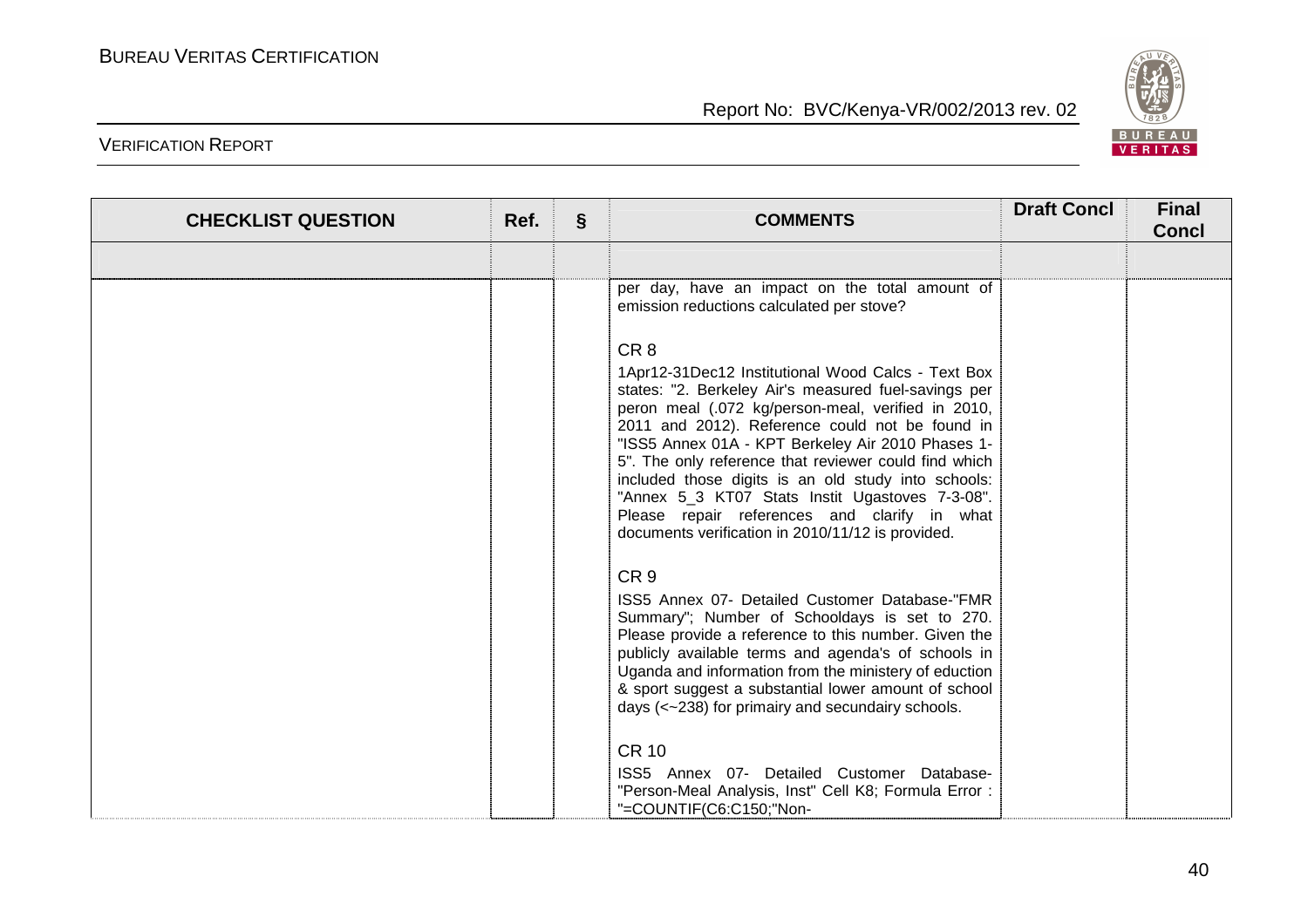| CHECKLIST QUESTION | Ref. | § | COMMENTS | Draft Concl | Final Concl |
|---|---|---|---|---|---|
| | | | | | |
| | | | per day, have an impact on the total amount of emission reductions calculated per stove?<br><br>CR 8<br>1Apr12-31Dec12 Institutional Wood Calcs - Text Box states: "2. Berkeley Air's measured fuel-savings per peron meal (.072 kg/person-meal, verified in 2010, 2011 and 2012). Reference could not be found in "ISS5 Annex 01A - KPT Berkeley Air 2010 Phases 1-5". The only reference that reviewer could find which included those digits is an old study into schools: "Annex 5_3 KT07 Stats Instit Ugastoves 7-3-08". Please repair references and clarify in what documents verification in 2010/11/12 is provided.<br><br>CR 9<br>ISS5 Annex 07- Detailed Customer Database-"FMR Summary"; Number of Schooldays is set to 270. Please provide a reference to this number. Given the publicly available terms and agenda's of schools in Uganda and information from the ministery of eduction & sport suggest a substantial lower amount of school days (<~238) for primairy and secundairy schools.<br><br>CR 10<br>ISS5 Annex 07- Detailed Customer Database-"Person-Meal Analysis, Inst" Cell K8; Formula Error : "=COUNTIF(C6:C150;"Non- | | |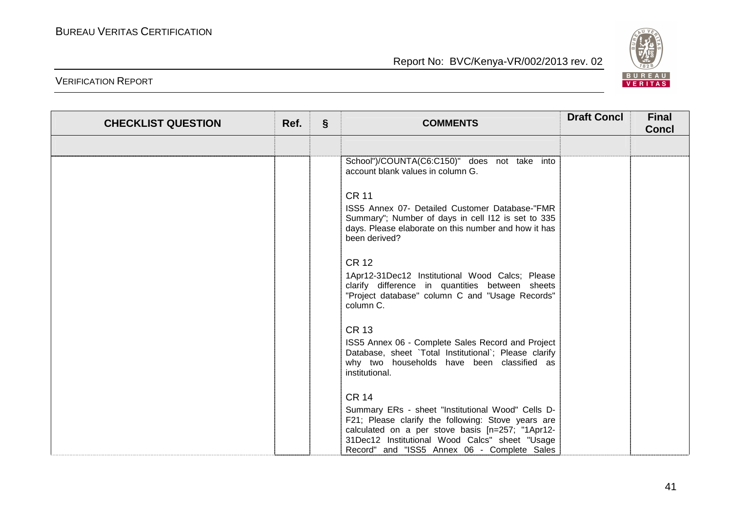| CHECKLIST QUESTION | Ref. | § | COMMENTS | Draft Concl | Final Concl |
|---|---|---|---|---|---|
| | | | | | |
| | | | School")/COUNTA(C6:C150)" does not take into account blank values in column G.<br><br>CR 11<br>ISS5 Annex 07- Detailed Customer Database-"FMR Summary"; Number of days in cell I12 is set to 335 days. Please elaborate on this number and how it has been derived?<br><br>CR 12<br>1Apr12-31Dec12 Institutional Wood Calcs; Please clarify difference in quantities between sheets "Project database" column C and "Usage Records" column C.<br><br>CR 13<br>ISS5 Annex 06 - Complete Sales Record and Project Database, sheet `Total Institutional`; Please clarify why two households have been classified as institutional.<br><br>CR 14<br>Summary ERs - sheet "Institutional Wood" Cells D-F21; Please clarify the following: Stove years are calculated on a per stove basis [n=257; "1Apr12-31Dec12 Institutional Wood Calcs" sheet "Usage Record" and "ISS5 Annex 06 - Complete Sales | | |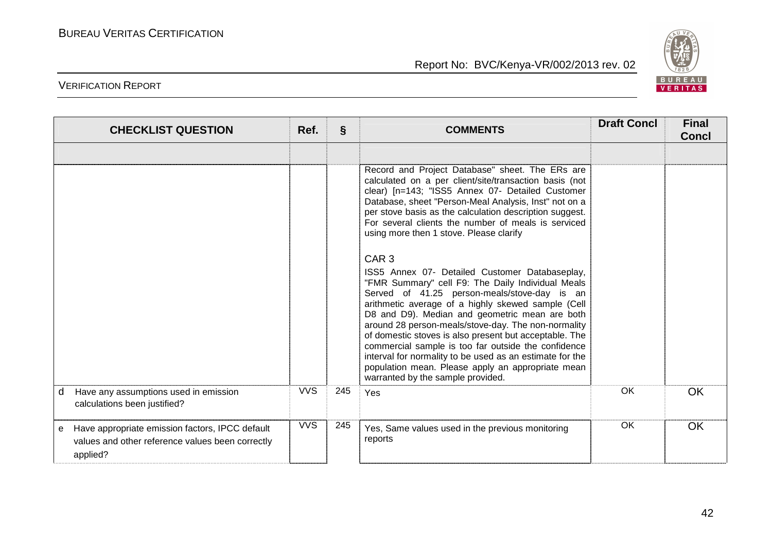| CHECKLIST QUESTION | Ref. | § | COMMENTS | Draft Concl | Final Concl |
|---|---|---|---|---|---|
| | | | | | |
| | | | Record and Project Database" sheet. The ERs are calculated on a per client/site/transaction basis (not clear) [n=143; "ISS5 Annex 07- Detailed Customer Database, sheet "Person-Meal Analysis, Inst" not on a per stove basis as the calculation description suggest. For several clients the number of meals is serviced using more then 1 stove. Please clarify<br><br>CAR 3<br><br>ISS5 Annex 07- Detailed Customer Databaseplay, "FMR Summary" cell F9: The Daily Individual Meals Served of 41.25 person-meals/stove-day is an arithmetic average of a highly skewed sample (Cell D8 and D9). Median and geometric mean are both around 28 person-meals/stove-day. The non-normality of domestic stoves is also present but acceptable. The commercial sample is too far outside the confidence interval for normality to be used as an estimate for the population mean. Please apply an appropriate mean warranted by the sample provided. | | |
| d Have any assumptions used in emission calculations been justified? | VVS | 245 | Yes | OK | OK |
| e Have appropriate emission factors, IPCC default values and other reference values been correctly applied? | VVS | 245 | Yes, Same values used in the previous monitoring reports | OK | OK |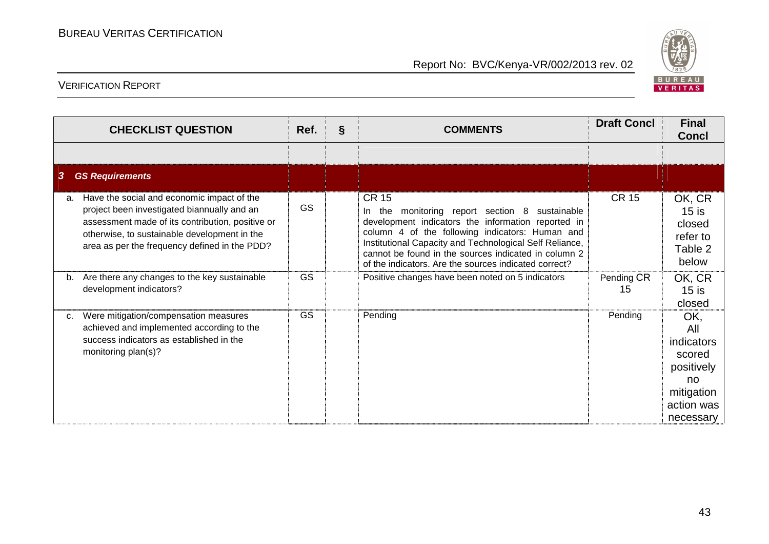| CHECKLIST QUESTION | Ref. | § | COMMENTS | Draft Concl | Final Concl |
|---|---|---|---|---|---|
| | | | | | |
| ***3 GS Requirements*** | | | | | |
| a. Have the social and economic impact of the project been investigated biannually and an assessment made of its contribution, positive or otherwise, to sustainable development in the area as per the frequency defined in the PDD? | GS | | CR 15<br>In the monitoring report section 8 sustainable development indicators the information reported in column 4 of the following indicators: Human and Institutional Capacity and Technological Self Reliance, cannot be found in the sources indicated in column 2 of the indicators. Are the sources indicated correct? | CR 15 | OK, CR 15 is closed refer to Table 2 below |
| b. Are there any changes to the key sustainable development indicators? | GS | | Positive changes have been noted on 5 indicators | Pending CR 15 | OK, CR 15 is closed |
| c. Were mitigation/compensation measures achieved and implemented according to the success indicators as established in the monitoring plan(s)? | GS | | Pending | Pending | OK, All indicators scored positively no mitigation action was necessary |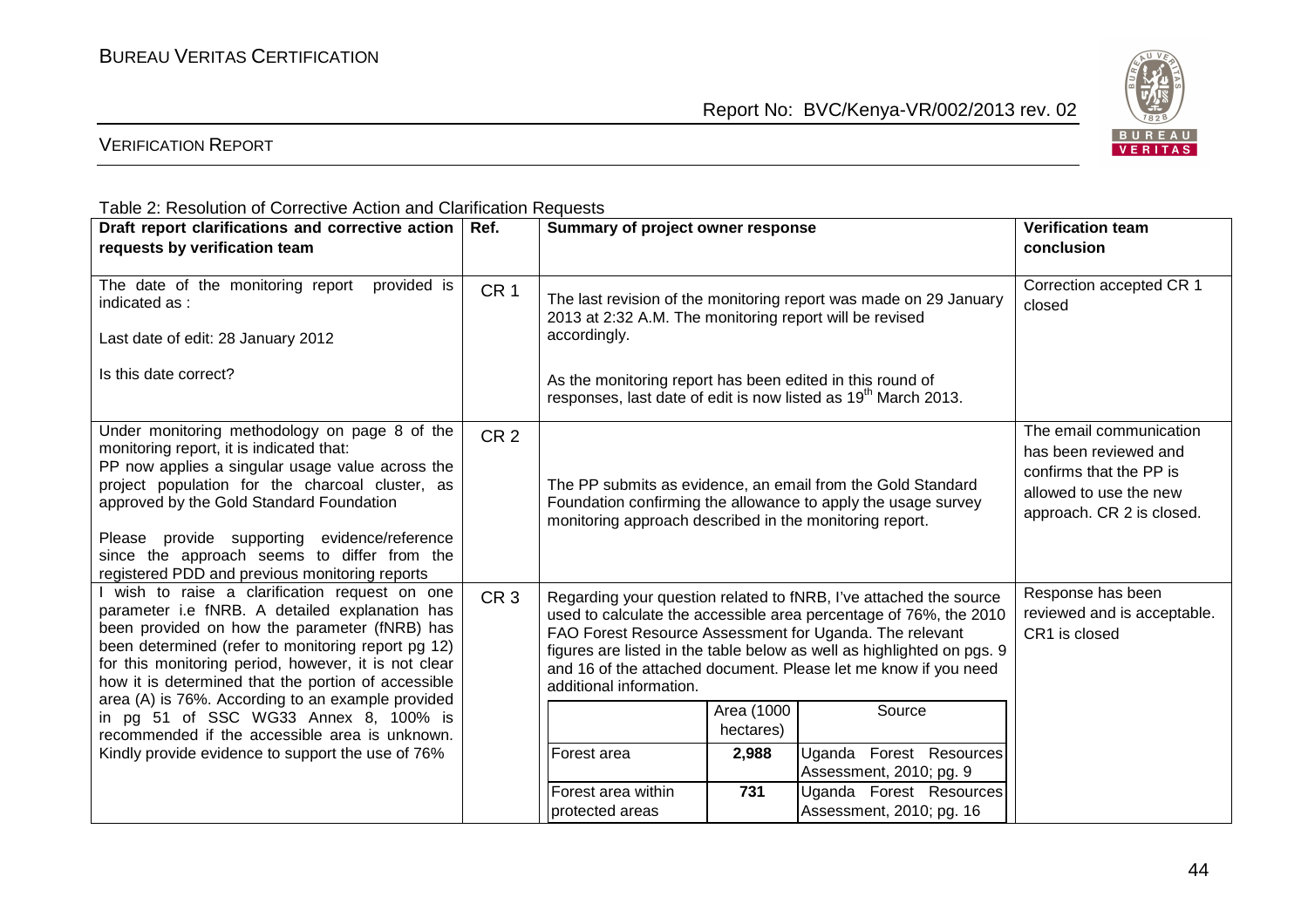Table 2: Resolution of Corrective Action and Clarification Requests

| Draft report clarifications and corrective action requests by verification team | Ref. | Summary of project owner response | Verification team conclusion |
|---|---|---|---|
| The date of the monitoring report provided is indicated as :<br><br>Last date of edit: 28 January 2012<br><br>Is this date correct? | CR 1 | The last revision of the monitoring report was made on 29 January 2013 at 2:32 A.M. The monitoring report will be revised accordingly.<br><br>As the monitoring report has been edited in this round of responses, last date of edit is now listed as 19th March 2013. | Correction accepted CR 1 closed |
| Under monitoring methodology on page 8 of the monitoring report, it is indicated that:<br>PP now applies a singular usage value across the project population for the charcoal cluster, as approved by the Gold Standard Foundation<br><br>Please provide supporting evidence/reference since the approach seems to differ from the registered PDD and previous monitoring reports | CR 2 | The PP submits as evidence, an email from the Gold Standard Foundation confirming the allowance to apply the usage survey monitoring approach described in the monitoring report. | The email communication has been reviewed and confirms that the PP is allowed to use the new approach. CR 2 is closed. |
| I wish to raise a clarification request on one parameter i.e fNRB. A detailed explanation has been provided on how the parameter (fNRB) has been determined (refer to monitoring report pg 12) for this monitoring period, however, it is not clear how it is determined that the portion of accessible area (A) is 76%. According to an example provided in pg 51 of SSC WG33 Annex 8, 100% is recommended if the accessible area is unknown. Kindly provide evidence to support the use of 76% | CR 3 | Regarding your question related to fNRB, I've attached the source used to calculate the accessible area percentage of 76%, the 2010 FAO Forest Resource Assessment for Uganda. The relevant figures are listed in the table below as well as highlighted on pgs. 9 and 16 of the attached document. Please let me know if you need additional information.<br><br>\| \| Area (1000 hectares) \| Source \|<br>\| Forest area \| **2,988** \| Uganda Forest Resources Assessment, 2010; pg. 9 \|<br>\| Forest area within protected areas \| **731** \| Uganda Forest Resources Assessment, 2010; pg. 16 \| | Response has been reviewed and is acceptable. CR1 is closed |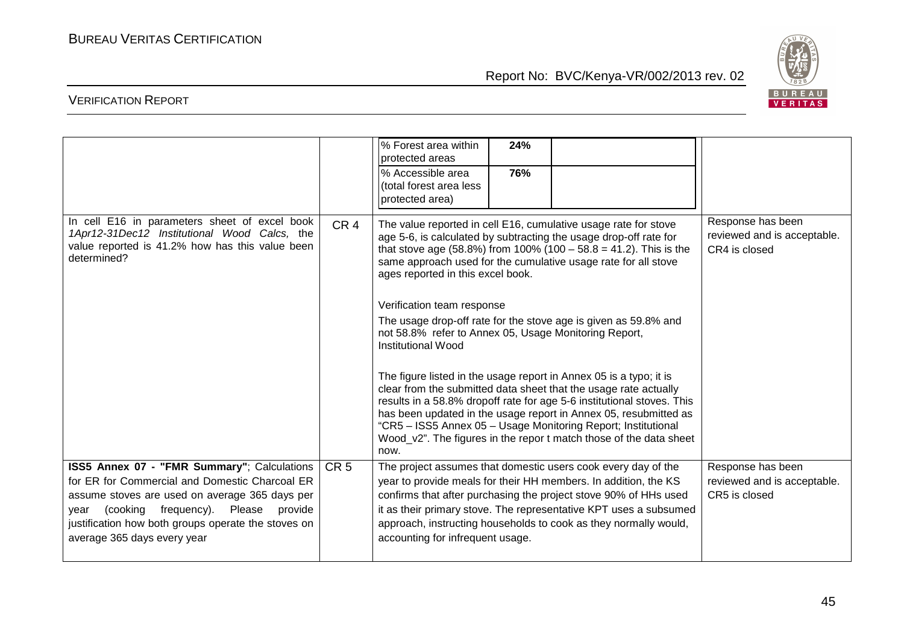| | | | |
|---|---|---|---|
| | | % Forest area within protected areas — 24%<br>% Accessible area (total forest area less protected area) — 76% | |
| In cell E16 in parameters sheet of excel book *1Apr12-31Dec12 Institutional Wood Calcs*, the value reported is 41.2% how has this value been determined? | CR 4 | The value reported in cell E16, cumulative usage rate for stove age 5-6, is calculated by subtracting the usage drop-off rate for that stove age (58.8%) from 100% (100 – 58.8 = 41.2). This is the same approach used for the cumulative usage rate for all stove ages reported in this excel book.<br><br>Verification team response<br><br>The usage drop-off rate for the stove age is given as 59.8% and not 58.8% refer to Annex 05, Usage Monitoring Report, Institutional Wood<br><br>The figure listed in the usage report in Annex 05 is a typo; it is clear from the submitted data sheet that the usage rate actually results in a 58.8% dropoff rate for age 5-6 institutional stoves. This has been updated in the usage report in Annex 05, resubmitted as "CR5 – ISS5 Annex 05 – Usage Monitoring Report; Institutional Wood_v2". The figures in the repor t match those of the data sheet now. | Response has been reviewed and is acceptable. CR4 is closed |
| **ISS5 Annex 07 - "FMR Summary"**; Calculations for ER for Commercial and Domestic Charcoal ER assume stoves are used on average 365 days per year (cooking frequency). Please provide justification how both groups operate the stoves on average 365 days every year | CR 5 | The project assumes that domestic users cook every day of the year to provide meals for their HH members. In addition, the KS confirms that after purchasing the project stove 90% of HHs used it as their primary stove. The representative KPT uses a subsumed approach, instructing households to cook as they normally would, accounting for infrequent usage. | Response has been reviewed and is acceptable. CR5 is closed |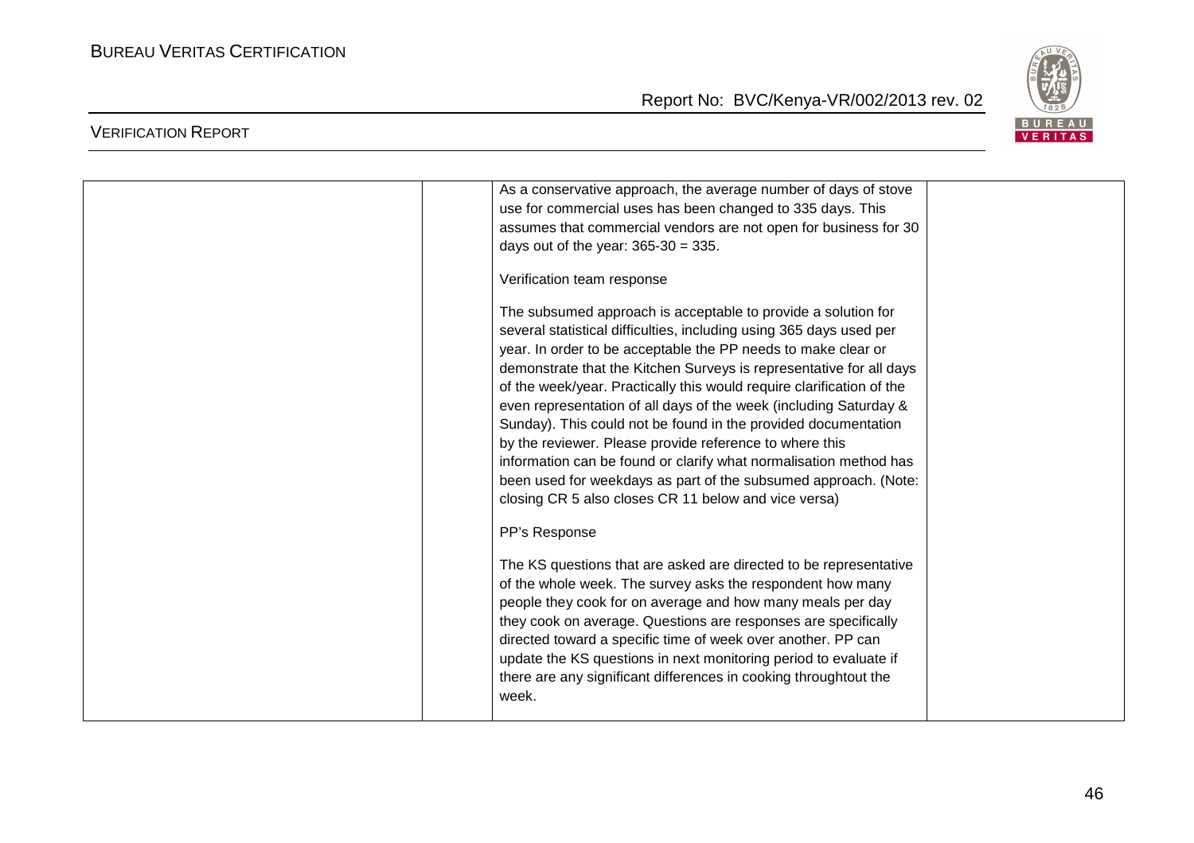| | | | |
|---|---|---|---|
| | | As a conservative approach, the average number of days of stove use for commercial uses has been changed to 335 days. This assumes that commercial vendors are not open for business for 30 days out of the year: 365-30 = 335.<br><br>Verification team response<br><br>The subsumed approach is acceptable to provide a solution for several statistical difficulties, including using 365 days used per year. In order to be acceptable the PP needs to make clear or demonstrate that the Kitchen Surveys is representative for all days of the week/year. Practically this would require clarification of the even representation of all days of the week (including Saturday & Sunday). This could not be found in the provided documentation by the reviewer. Please provide reference to where this information can be found or clarify what normalisation method has been used for weekdays as part of the subsumed approach. (Note: closing CR 5 also closes CR 11 below and vice versa)<br><br>PP's Response<br><br>The KS questions that are asked are directed to be representative of the whole week. The survey asks the respondent how many people they cook for on average and how many meals per day they cook on average. Questions are responses are specifically directed toward a specific time of week over another. PP can update the KS questions in next monitoring period to evaluate if there are any significant differences in cooking throughtout the week. | |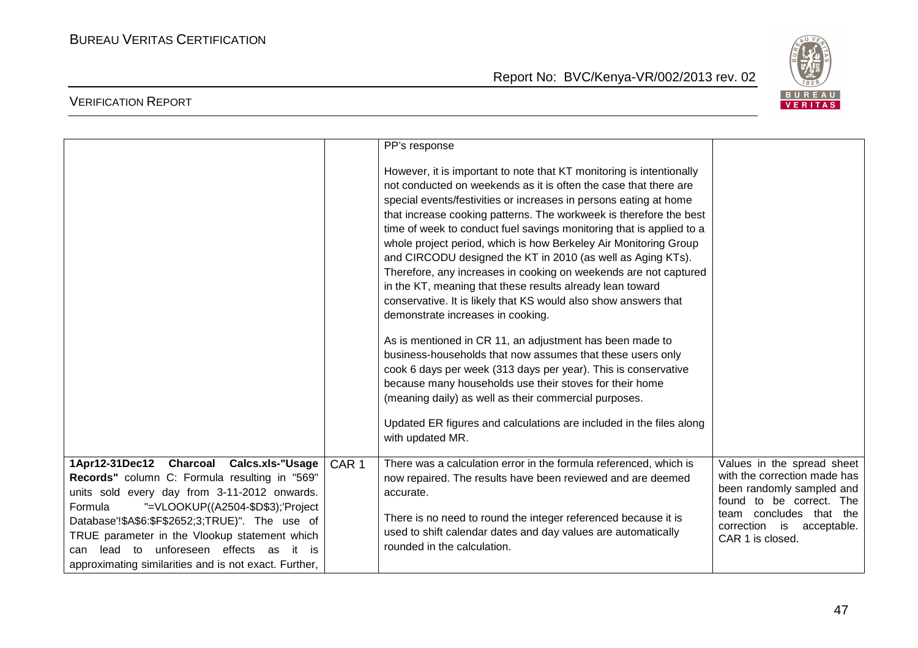| | | | |
|---|---|---|---|
| | | PP's response<br><br>However, it is important to note that KT monitoring is intentionally not conducted on weekends as it is often the case that there are special events/festivities or increases in persons eating at home that increase cooking patterns. The workweek is therefore the best time of week to conduct fuel savings monitoring that is applied to a whole project period, which is how Berkeley Air Monitoring Group and CIRCODU designed the KT in 2010 (as well as Aging KTs). Therefore, any increases in cooking on weekends are not captured in the KT, meaning that these results already lean toward conservative. It is likely that KS would also show answers that demonstrate increases in cooking.<br><br>As is mentioned in CR 11, an adjustment has been made to business-households that now assumes that these users only cook 6 days per week (313 days per year). This is conservative because many households use their stoves for their home (meaning daily) as well as their commercial purposes.<br><br>Updated ER figures and calculations are included in the files along with updated MR. | |
| **1Apr12-31Dec12 Charcoal Calcs.xls-"Usage Records"** column C: Formula resulting in "569" units sold every day from 3-11-2012 onwards. Formula "=VLOOKUP((A2504-$D$3);'Project Database'!$A$6:$F$2652;3;TRUE)". The use of TRUE parameter in the Vlookup statement which can lead to unforeseen effects as it is approximating similarities and is not exact. Further, | CAR 1 | There was a calculation error in the formula referenced, which is now repaired. The results have been reviewed and are deemed accurate.<br><br>There is no need to round the integer referenced because it is used to shift calendar dates and day values are automatically rounded in the calculation. | Values in the spread sheet with the correction made has been randomly sampled and found to be correct. The team concludes that the correction is acceptable. CAR 1 is closed. |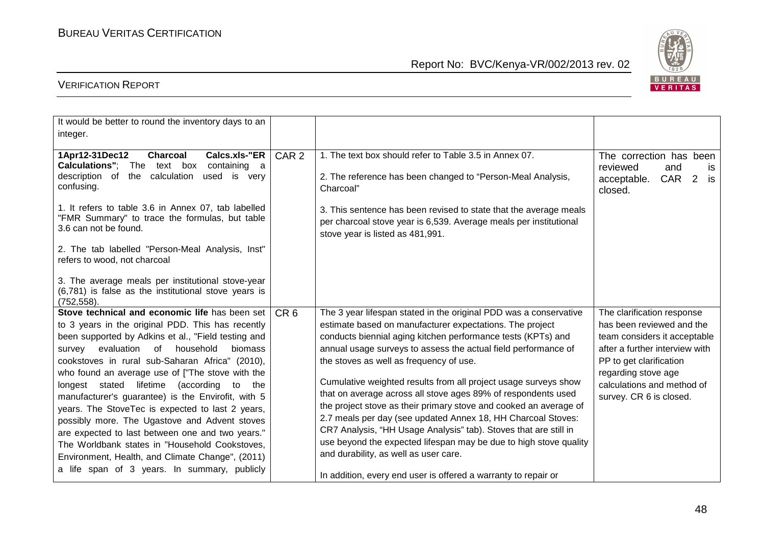| | | | |
|---|---|---|---|
| It would be better to round the inventory days to an integer. | | | |
| **1Apr12-31Dec12 Charcoal Calcs.xls-"ER Calculations"**; The text box containing a description of the calculation used is very confusing.<br><br>1. It refers to table 3.6 in Annex 07, tab labelled "FMR Summary" to trace the formulas, but table 3.6 can not be found.<br><br>2. The tab labelled "Person-Meal Analysis, Inst" refers to wood, not charcoal<br><br>3. The average meals per institutional stove-year (6,781) is false as the institutional stove years is (752,558). | CAR 2 | 1. The text box should refer to Table 3.5 in Annex 07.<br><br>2. The reference has been changed to "Person-Meal Analysis, Charcoal"<br><br>3. This sentence has been revised to state that the average meals per charcoal stove year is 6,539. Average meals per institutional stove year is listed as 481,991. | The correction has been reviewed and is acceptable. CAR 2 is closed. |
| **Stove technical and economic life** has been set to 3 years in the original PDD. This has recently been supported by Adkins et al., "Field testing and survey evaluation of household biomass cookstoves in rural sub-Saharan Africa" (2010), who found an average use of ["The stove with the longest stated lifetime (according to the manufacturer's guarantee) is the Envirofit, with 5 years. The StoveTec is expected to last 2 years, possibly more. The Ugastove and Advent stoves are expected to last between one and two years." The Worldbank states in "Household Cookstoves, Environment, Health, and Climate Change", (2011) a life span of 3 years. In summary, publicly | CR 6 | The 3 year lifespan stated in the original PDD was a conservative estimate based on manufacturer expectations. The project conducts biennial aging kitchen performance tests (KPTs) and annual usage surveys to assess the actual field performance of the stoves as well as frequency of use.<br><br>Cumulative weighted results from all project usage surveys show that on average across all stove ages 89% of respondents used the project stove as their primary stove and cooked an average of 2.7 meals per day (see updated Annex 18, HH Charcoal Stoves: CR7 Analysis, "HH Usage Analysis" tab). Stoves that are still in use beyond the expected lifespan may be due to high stove quality and durability, as well as user care.<br><br>In addition, every end user is offered a warranty to repair or | The clarification response has been reviewed and the team considers it acceptable after a further interview with PP to get clarification regarding stove age calculations and method of survey. CR 6 is closed. |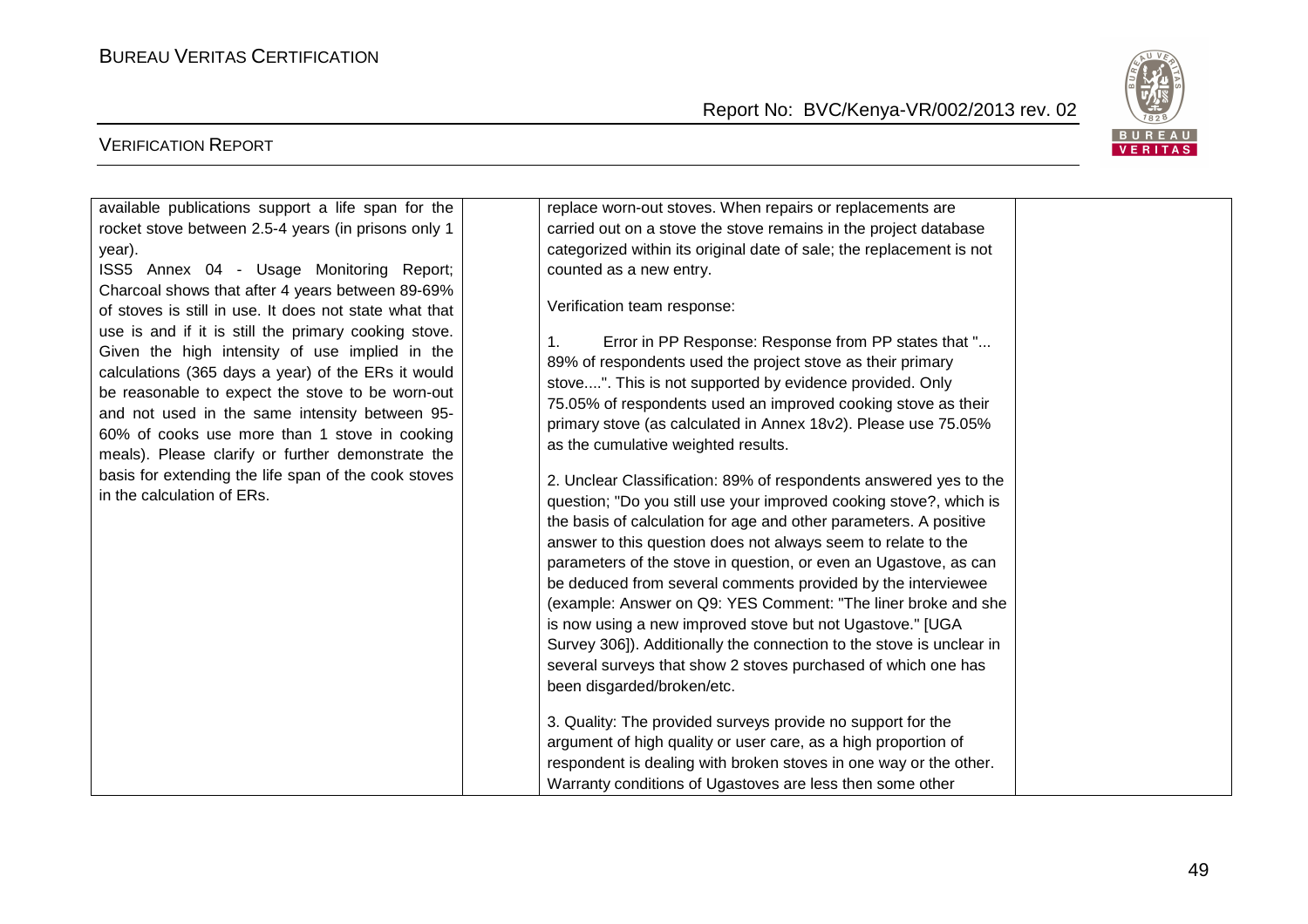| | | | |
|---|---|---|---|
| available publications support a life span for the rocket stove between 2.5-4 years (in prisons only 1 year).<br><br>ISS5 Annex 04 - Usage Monitoring Report; Charcoal shows that after 4 years between 89-69% of stoves is still in use. It does not state what that use is and if it is still the primary cooking stove. Given the high intensity of use implied in the calculations (365 days a year) of the ERs it would be reasonable to expect the stove to be worn-out and not used in the same intensity between 95-60% of cooks use more than 1 stove in cooking meals). Please clarify or further demonstrate the basis for extending the life span of the cook stoves in the calculation of ERs. | | replace worn-out stoves. When repairs or replacements are carried out on a stove the stove remains in the project database categorized within its original date of sale; the replacement is not counted as a new entry.<br><br>Verification team response:<br><br>1. Error in PP Response: Response from PP states that "... 89% of respondents used the project stove as their primary stove....". This is not supported by evidence provided. Only 75.05% of respondents used an improved cooking stove as their primary stove (as calculated in Annex 18v2). Please use 75.05% as the cumulative weighted results.<br><br>2. Unclear Classification: 89% of respondents answered yes to the question; "Do you still use your improved cooking stove?, which is the basis of calculation for age and other parameters. A positive answer to this question does not always seem to relate to the parameters of the stove in question, or even an Ugastove, as can be deduced from several comments provided by the interviewee (example: Answer on Q9: YES Comment: "The liner broke and she is now using a new improved stove but not Ugastove." [UGA Survey 306]). Additionally the connection to the stove is unclear in several surveys that show 2 stoves purchased of which one has been disgarded/broken/etc.<br><br>3. Quality: The provided surveys provide no support for the argument of high quality or user care, as a high proportion of respondent is dealing with broken stoves in one way or the other. Warranty conditions of Ugastoves are less then some other | |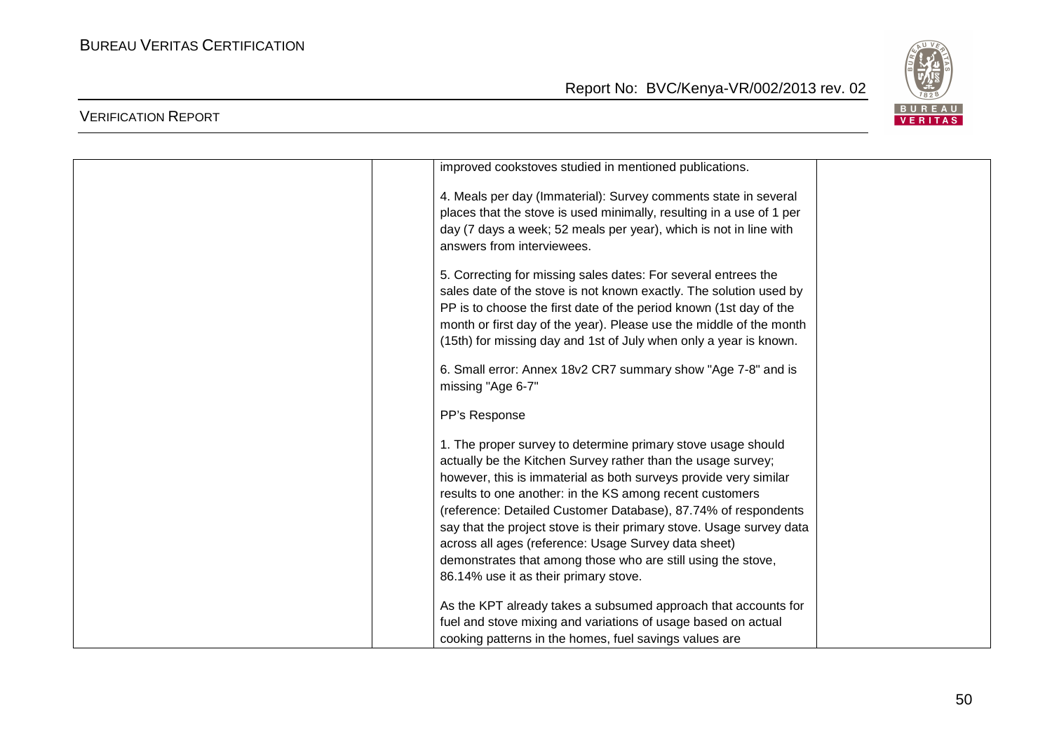| | | | |
|---|---|---|---|
| | | improved cookstoves studied in mentioned publications.<br><br>4. Meals per day (Immaterial): Survey comments state in several places that the stove is used minimally, resulting in a use of 1 per day (7 days a week; 52 meals per year), which is not in line with answers from interviewees.<br><br>5. Correcting for missing sales dates: For several entrees the sales date of the stove is not known exactly. The solution used by PP is to choose the first date of the period known (1st day of the month or first day of the year). Please use the middle of the month (15th) for missing day and 1st of July when only a year is known.<br><br>6. Small error: Annex 18v2 CR7 summary show "Age 7-8" and is missing "Age 6-7"<br><br>PP's Response<br><br>1. The proper survey to determine primary stove usage should actually be the Kitchen Survey rather than the usage survey; however, this is immaterial as both surveys provide very similar results to one another: in the KS among recent customers (reference: Detailed Customer Database), 87.74% of respondents say that the project stove is their primary stove. Usage survey data across all ages (reference: Usage Survey data sheet) demonstrates that among those who are still using the stove, 86.14% use it as their primary stove.<br><br>As the KPT already takes a subsumed approach that accounts for fuel and stove mixing and variations of usage based on actual cooking patterns in the homes, fuel savings values are | |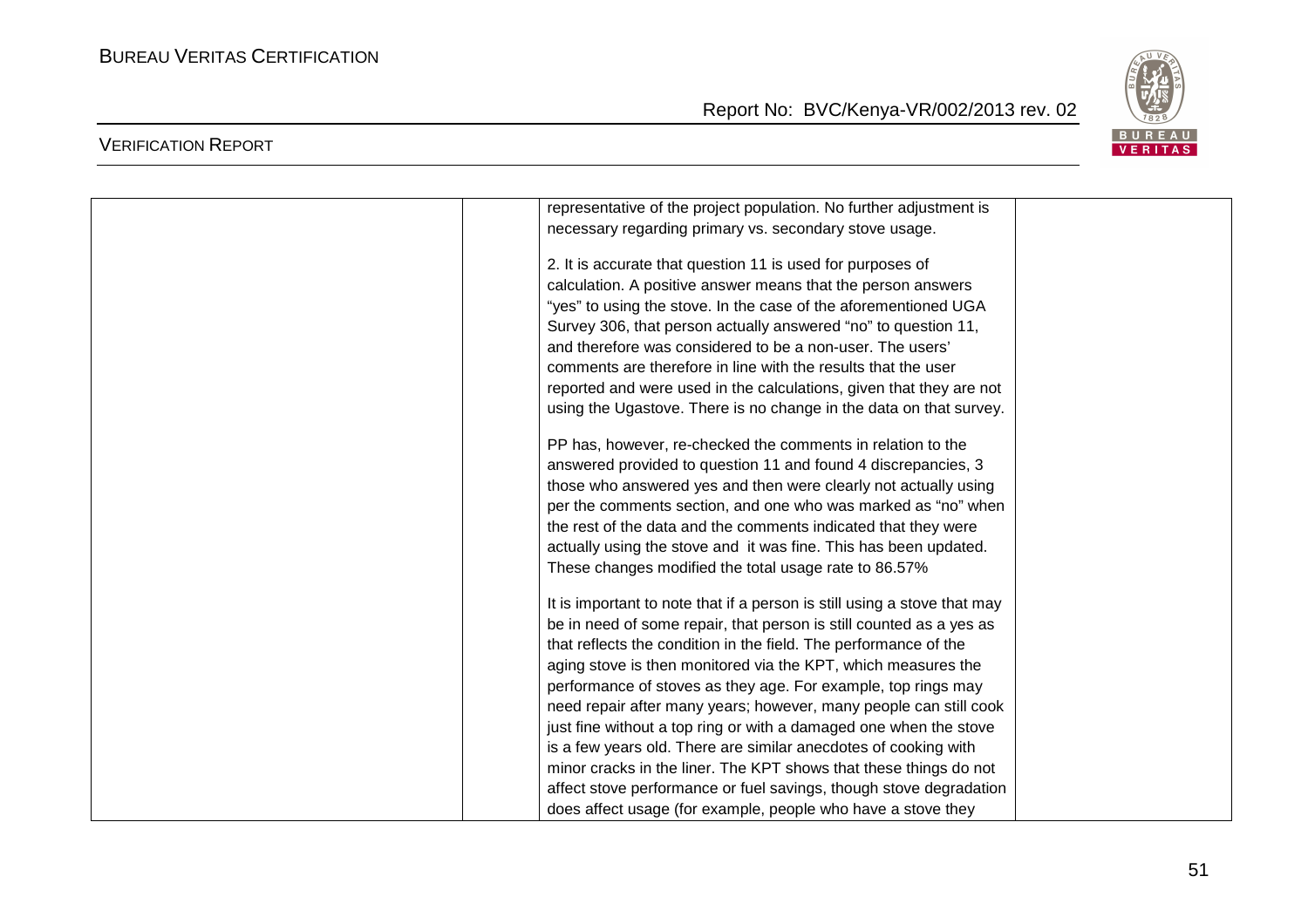| | | | |
|---|---|---|---|
| | | representative of the project population. No further adjustment is necessary regarding primary vs. secondary stove usage.<br><br>2. It is accurate that question 11 is used for purposes of calculation. A positive answer means that the person answers "yes" to using the stove. In the case of the aforementioned UGA Survey 306, that person actually answered "no" to question 11, and therefore was considered to be a non-user. The users' comments are therefore in line with the results that the user reported and were used in the calculations, given that they are not using the Ugastove. There is no change in the data on that survey.<br><br>PP has, however, re-checked the comments in relation to the answered provided to question 11 and found 4 discrepancies, 3 those who answered yes and then were clearly not actually using per the comments section, and one who was marked as "no" when the rest of the data and the comments indicated that they were actually using the stove and it was fine. This has been updated. These changes modified the total usage rate to 86.57%<br><br>It is important to note that if a person is still using a stove that may be in need of some repair, that person is still counted as a yes as that reflects the condition in the field. The performance of the aging stove is then monitored via the KPT, which measures the performance of stoves as they age. For example, top rings may need repair after many years; however, many people can still cook just fine without a top ring or with a damaged one when the stove is a few years old. There are similar anecdotes of cooking with minor cracks in the liner. The KPT shows that these things do not affect stove performance or fuel savings, though stove degradation does affect usage (for example, people who have a stove they | |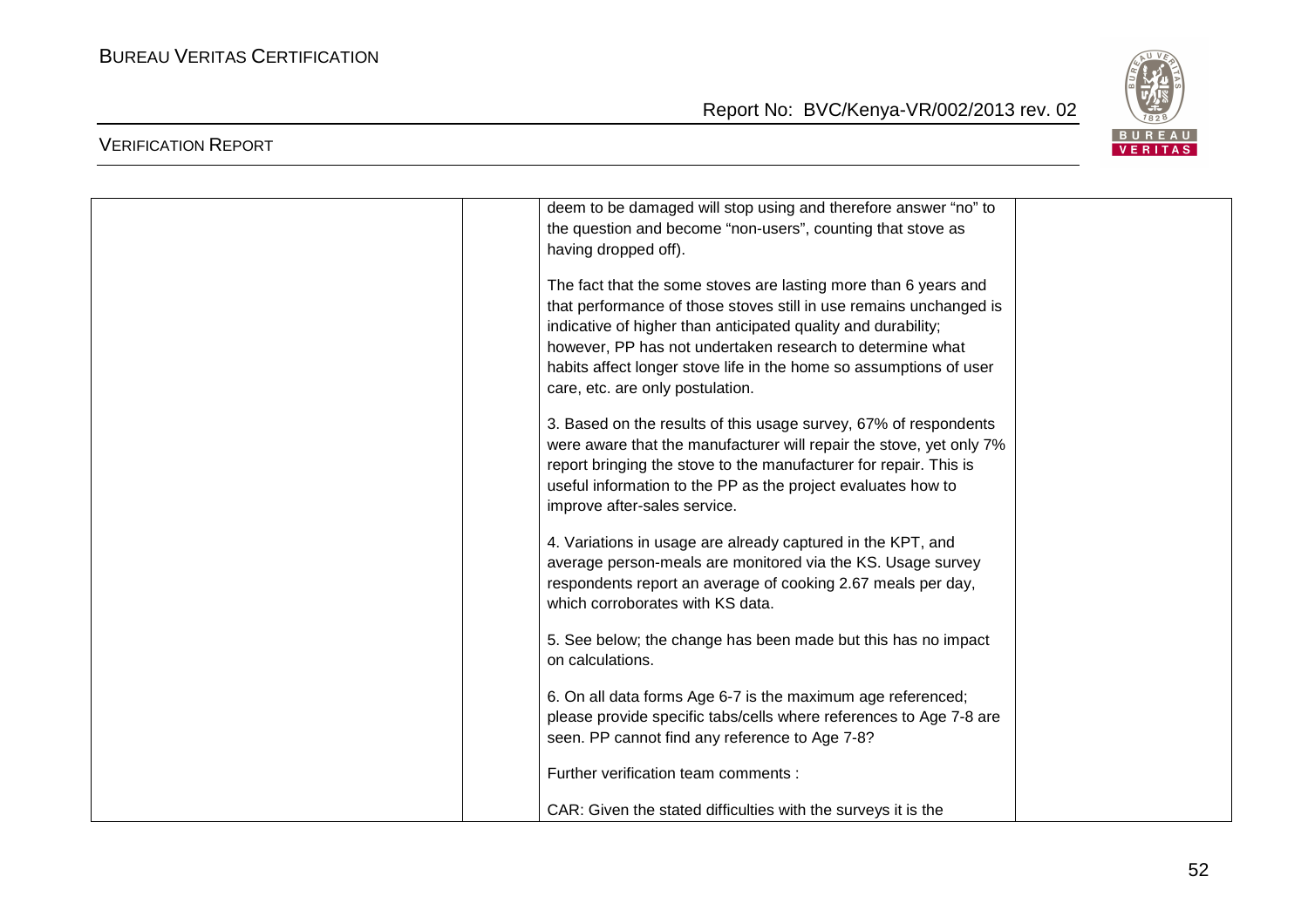| | | | |
|---|---|---|---|
| | | deem to be damaged will stop using and therefore answer "no" to the question and become "non-users", counting that stove as having dropped off).<br><br>The fact that the some stoves are lasting more than 6 years and that performance of those stoves still in use remains unchanged is indicative of higher than anticipated quality and durability; however, PP has not undertaken research to determine what habits affect longer stove life in the home so assumptions of user care, etc. are only postulation.<br><br>3. Based on the results of this usage survey, 67% of respondents were aware that the manufacturer will repair the stove, yet only 7% report bringing the stove to the manufacturer for repair. This is useful information to the PP as the project evaluates how to improve after-sales service.<br><br>4. Variations in usage are already captured in the KPT, and average person-meals are monitored via the KS. Usage survey respondents report an average of cooking 2.67 meals per day, which corroborates with KS data.<br><br>5. See below; the change has been made but this has no impact on calculations.<br><br>6. On all data forms Age 6-7 is the maximum age referenced; please provide specific tabs/cells where references to Age 7-8 are seen. PP cannot find any reference to Age 7-8?<br><br>Further verification team comments :<br><br>CAR: Given the stated difficulties with the surveys it is the | |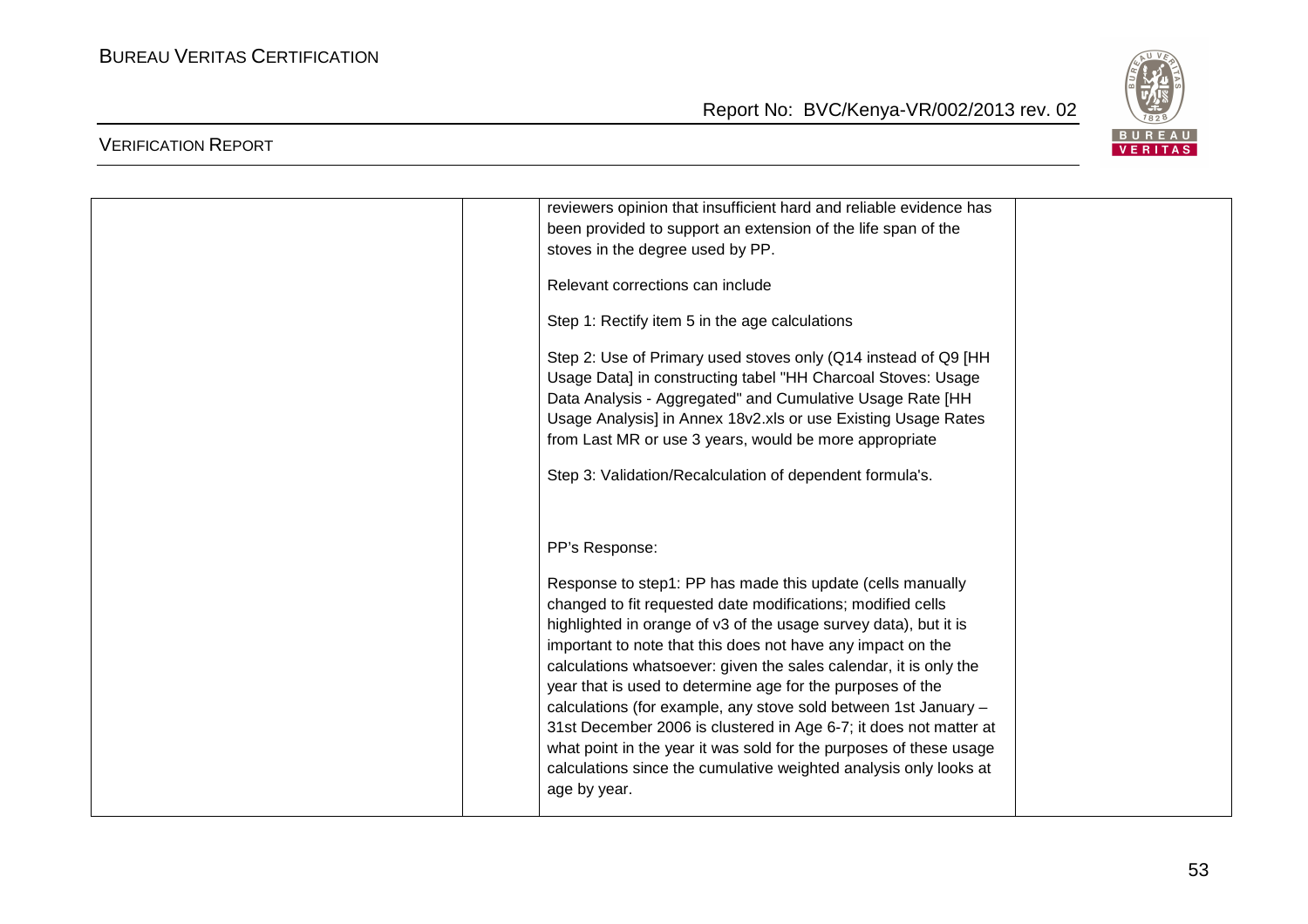| | | | |
|---|---|---|---|
| | | reviewers opinion that insufficient hard and reliable evidence has been provided to support an extension of the life span of the stoves in the degree used by PP.<br><br>Relevant corrections can include<br><br>Step 1: Rectify item 5 in the age calculations<br><br>Step 2: Use of Primary used stoves only (Q14 instead of Q9 [HH Usage Data] in constructing tabel "HH Charcoal Stoves: Usage Data Analysis - Aggregated" and Cumulative Usage Rate [HH Usage Analysis] in Annex 18v2.xls or use Existing Usage Rates from Last MR or use 3 years, would be more appropriate<br><br>Step 3: Validation/Recalculation of dependent formula's.<br><br><br>PP's Response:<br><br>Response to step1: PP has made this update (cells manually changed to fit requested date modifications; modified cells highlighted in orange of v3 of the usage survey data), but it is important to note that this does not have any impact on the calculations whatsoever: given the sales calendar, it is only the year that is used to determine age for the purposes of the calculations (for example, any stove sold between 1st January – 31st December 2006 is clustered in Age 6-7; it does not matter at what point in the year it was sold for the purposes of these usage calculations since the cumulative weighted analysis only looks at age by year. | |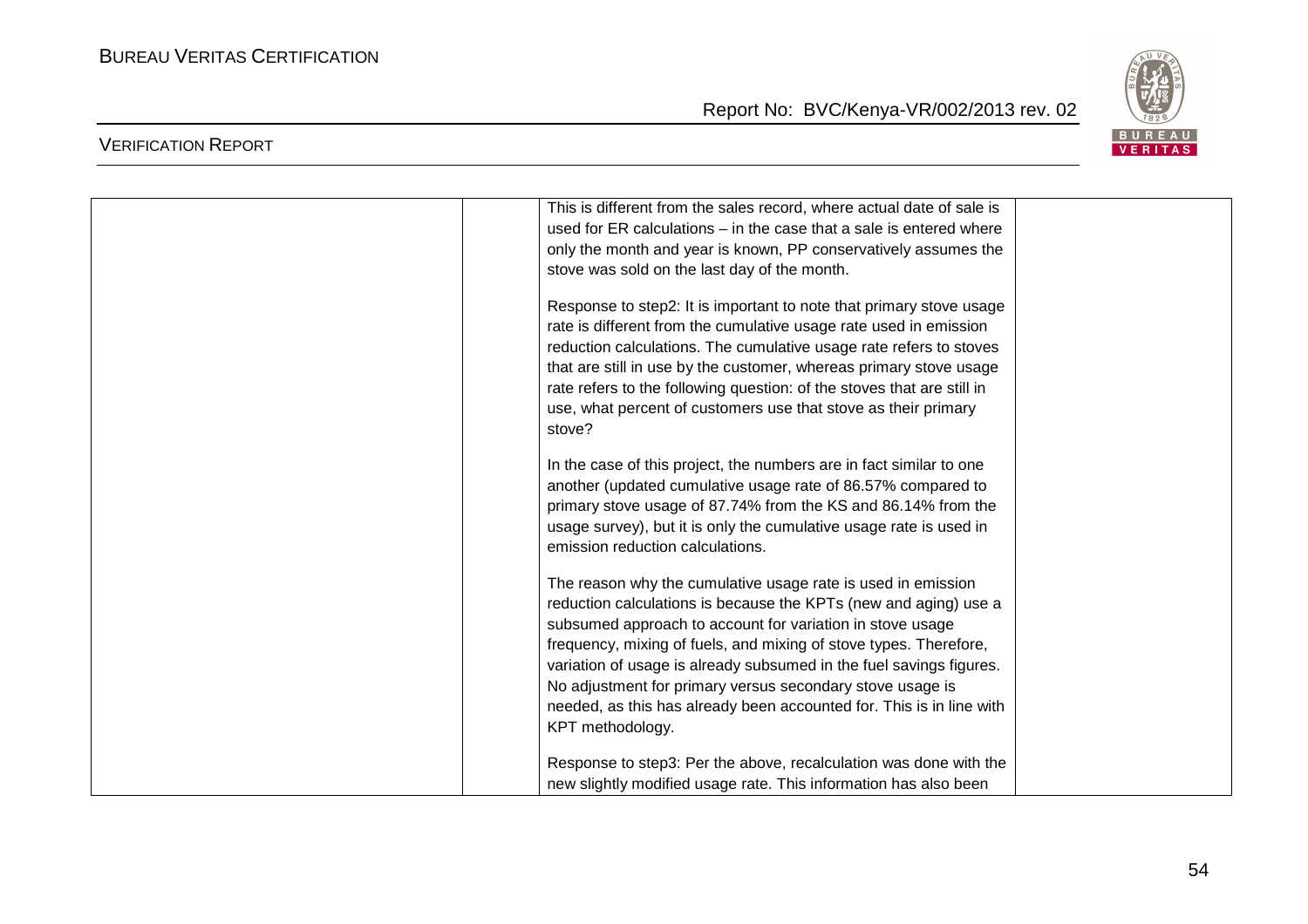| | | | |
|---|---|---|---|
| | | This is different from the sales record, where actual date of sale is used for ER calculations – in the case that a sale is entered where only the month and year is known, PP conservatively assumes the stove was sold on the last day of the month.<br><br>Response to step2: It is important to note that primary stove usage rate is different from the cumulative usage rate used in emission reduction calculations. The cumulative usage rate refers to stoves that are still in use by the customer, whereas primary stove usage rate refers to the following question: of the stoves that are still in use, what percent of customers use that stove as their primary stove?<br><br>In the case of this project, the numbers are in fact similar to one another (updated cumulative usage rate of 86.57% compared to primary stove usage of 87.74% from the KS and 86.14% from the usage survey), but it is only the cumulative usage rate is used in emission reduction calculations.<br><br>The reason why the cumulative usage rate is used in emission reduction calculations is because the KPTs (new and aging) use a subsumed approach to account for variation in stove usage frequency, mixing of fuels, and mixing of stove types. Therefore, variation of usage is already subsumed in the fuel savings figures. No adjustment for primary versus secondary stove usage is needed, as this has already been accounted for. This is in line with KPT methodology.<br><br>Response to step3: Per the above, recalculation was done with the new slightly modified usage rate. This information has also been | |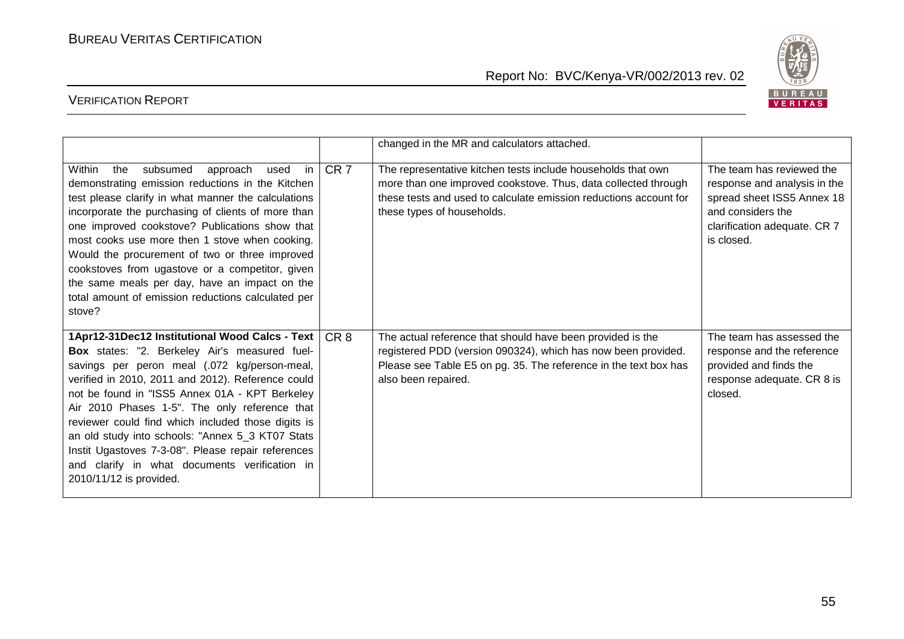| | | | |
|---|---|---|---|
| | | changed in the MR and calculators attached. | |
| Within the subsumed approach used in demonstrating emission reductions in the Kitchen test please clarify in what manner the calculations incorporate the purchasing of clients of more than one improved cookstove? Publications show that most cooks use more then 1 stove when cooking. Would the procurement of two or three improved cookstoves from ugastove or a competitor, given the same meals per day, have an impact on the total amount of emission reductions calculated per stove? | CR 7 | The representative kitchen tests include households that own more than one improved cookstove. Thus, data collected through these tests and used to calculate emission reductions account for these types of households. | The team has reviewed the response and analysis in the spread sheet ISS5 Annex 18 and considers the clarification adequate. CR 7 is closed. |
| **1Apr12-31Dec12 Institutional Wood Calcs - Text Box** states: "2. Berkeley Air's measured fuel-savings per peron meal (.072 kg/person-meal, verified in 2010, 2011 and 2012). Reference could not be found in "ISS5 Annex 01A - KPT Berkeley Air 2010 Phases 1-5". The only reference that reviewer could find which included those digits is an old study into schools: "Annex 5_3 KT07 Stats Instit Ugastoves 7-3-08". Please repair references and clarify in what documents verification in 2010/11/12 is provided. | CR 8 | The actual reference that should have been provided is the registered PDD (version 090324), which has now been provided. Please see Table E5 on pg. 35. The reference in the text box has also been repaired. | The team has assessed the response and the reference provided and finds the response adequate. CR 8 is closed. |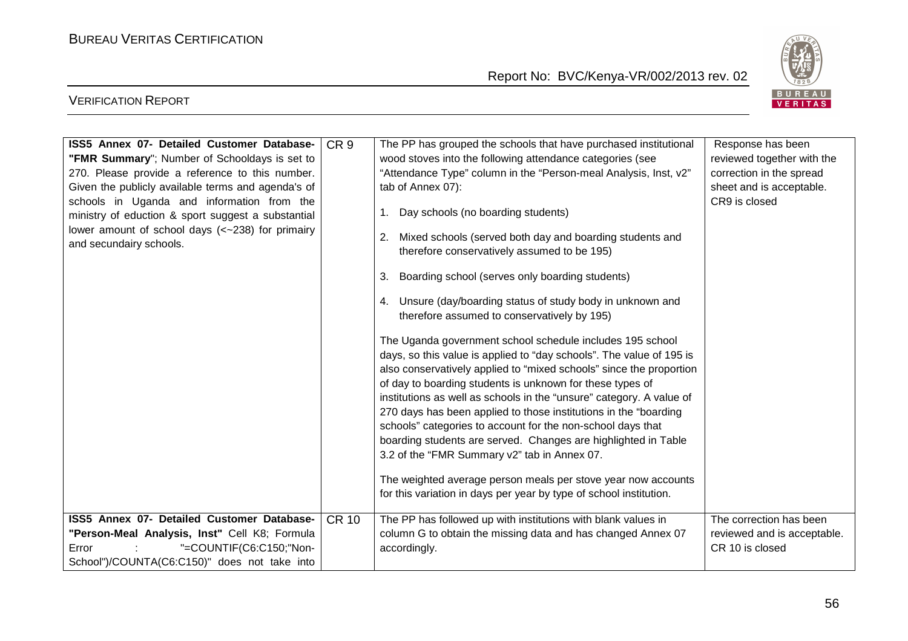| | | | |
|---|---|---|---|
| **ISS5 Annex 07- Detailed Customer Database- "FMR Summary**"; Number of Schooldays is set to 270. Please provide a reference to this number. Given the publicly available terms and agenda's of schools in Uganda and information from the ministry of eduction & sport suggest a substantial lower amount of school days (<~238) for primairy and secundairy schools. | CR 9 | The PP has grouped the schools that have purchased institutional wood stoves into the following attendance categories (see "Attendance Type" column in the "Person-meal Analysis, Inst, v2" tab of Annex 07):<br><br>1. Day schools (no boarding students)<br>2. Mixed schools (served both day and boarding students and therefore conservatively assumed to be 195)<br>3. Boarding school (serves only boarding students)<br>4. Unsure (day/boarding status of study body in unknown and therefore assumed to conservatively by 195)<br><br>The Uganda government school schedule includes 195 school days, so this value is applied to "day schools". The value of 195 is also conservatively applied to "mixed schools" since the proportion of day to boarding students is unknown for these types of institutions as well as schools in the "unsure" category. A value of 270 days has been applied to those institutions in the "boarding schools" categories to account for the non-school days that boarding students are served. Changes are highlighted in Table 3.2 of the "FMR Summary v2" tab in Annex 07.<br><br>The weighted average person meals per stove year now accounts for this variation in days per year by type of school institution. | Response has been reviewed together with the correction in the spread sheet and is acceptable. CR9 is closed |
| **ISS5 Annex 07- Detailed Customer Database- "Person-Meal Analysis, Inst"** Cell K8; Formula Error : "=COUNTIF(C6:C150;"Non-School")/COUNTA(C6:C150)" does not take into | CR 10 | The PP has followed up with institutions with blank values in column G to obtain the missing data and has changed Annex 07 accordingly. | The correction has been reviewed and is acceptable. CR 10 is closed |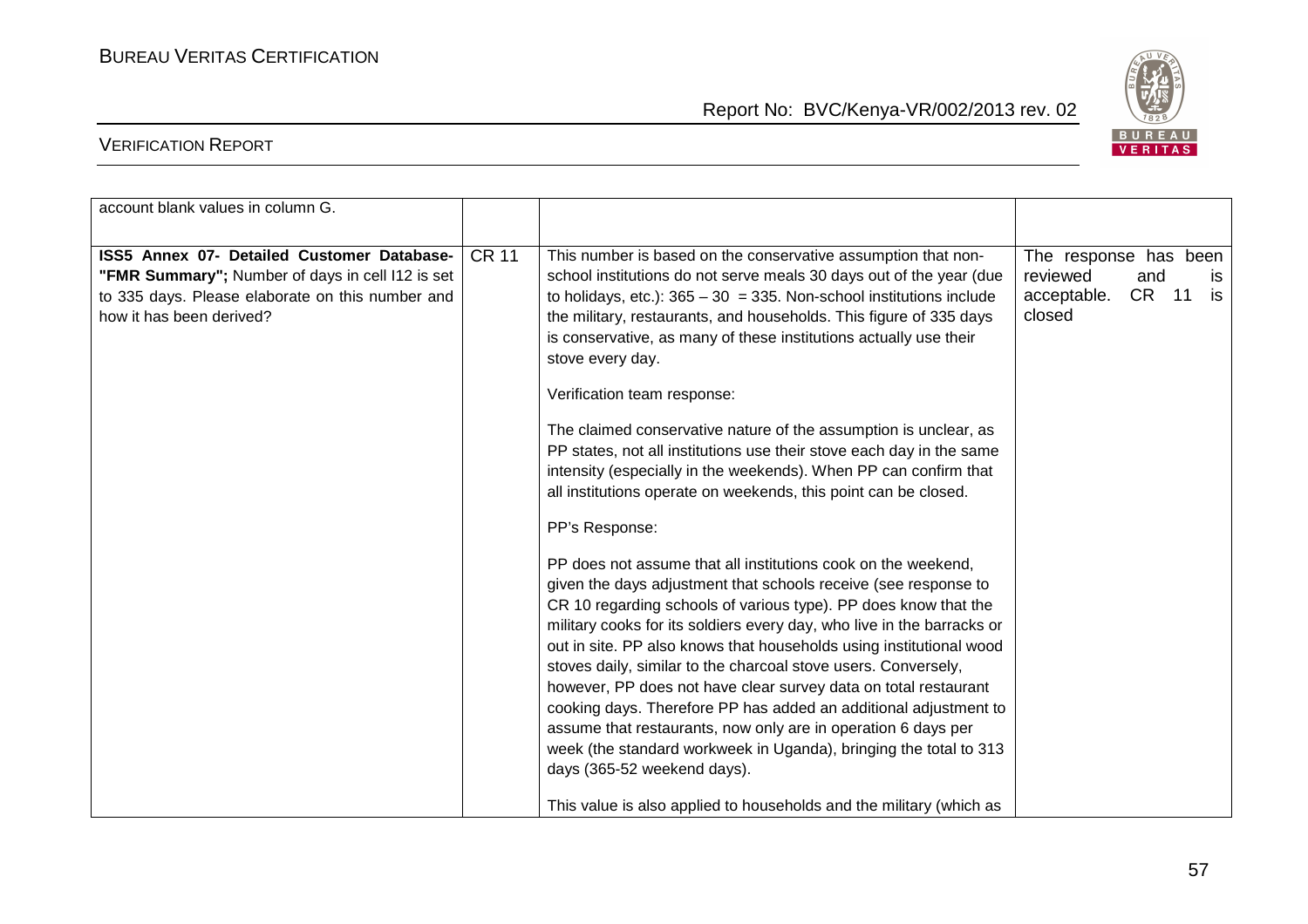| | | | |
|---|---|---|---|
| account blank values in column G. | | | |
| **ISS5 Annex 07- Detailed Customer Database- "FMR Summary";** Number of days in cell I12 is set to 335 days. Please elaborate on this number and how it has been derived? | CR 11 | This number is based on the conservative assumption that non-school institutions do not serve meals 30 days out of the year (due to holidays, etc.): 365 – 30 = 335. Non-school institutions include the military, restaurants, and households. This figure of 335 days is conservative, as many of these institutions actually use their stove every day.<br><br>Verification team response:<br><br>The claimed conservative nature of the assumption is unclear, as PP states, not all institutions use their stove each day in the same intensity (especially in the weekends). When PP can confirm that all institutions operate on weekends, this point can be closed.<br><br>PP's Response:<br><br>PP does not assume that all institutions cook on the weekend, given the days adjustment that schools receive (see response to CR 10 regarding schools of various type). PP does know that the military cooks for its soldiers every day, who live in the barracks or out in site. PP also knows that households using institutional wood stoves daily, similar to the charcoal stove users. Conversely, however, PP does not have clear survey data on total restaurant cooking days. Therefore PP has added an additional adjustment to assume that restaurants, now only are in operation 6 days per week (the standard workweek in Uganda), bringing the total to 313 days (365-52 weekend days).<br><br>This value is also applied to households and the military (which as | The response has been reviewed and is acceptable. CR 11 is closed |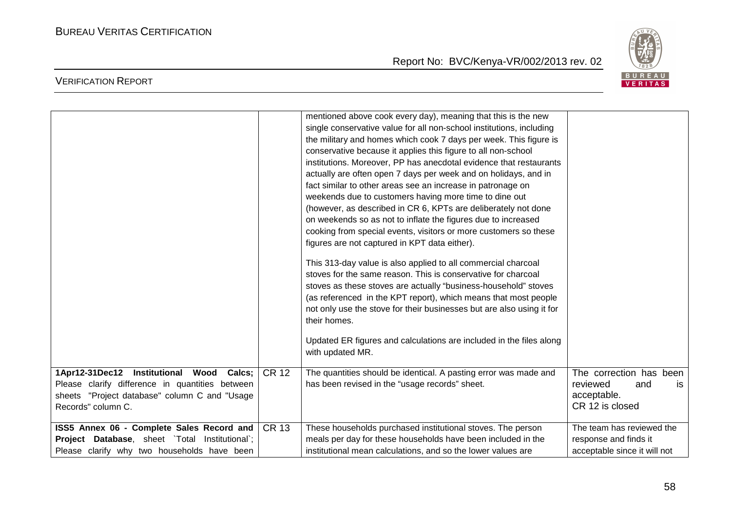| | | | |
|---|---|---|---|
| | | mentioned above cook every day), meaning that this is the new single conservative value for all non-school institutions, including the military and homes which cook 7 days per week. This figure is conservative because it applies this figure to all non-school institutions. Moreover, PP has anecdotal evidence that restaurants actually are often open 7 days per week and on holidays, and in fact similar to other areas see an increase in patronage on weekends due to customers having more time to dine out (however, as described in CR 6, KPTs are deliberately not done on weekends so as not to inflate the figures due to increased cooking from special events, visitors or more customers so these figures are not captured in KPT data either).<br><br>This 313-day value is also applied to all commercial charcoal stoves for the same reason. This is conservative for charcoal stoves as these stoves are actually "business-household" stoves (as referenced in the KPT report), which means that most people not only use the stove for their businesses but are also using it for their homes.<br><br>Updated ER figures and calculations are included in the files along with updated MR. | |
| **1Apr12-31Dec12 Institutional Wood Calcs;** Please clarify difference in quantities between sheets "Project database" column C and "Usage Records" column C. | CR 12 | The quantities should be identical. A pasting error was made and has been revised in the "usage records" sheet. | The correction has been reviewed and is acceptable.<br>CR 12 is closed |
| **ISS5 Annex 06 - Complete Sales Record and Project Database**, sheet `Total Institutional`; Please clarify why two households have been | CR 13 | These households purchased institutional stoves. The person meals per day for these households have been included in the institutional mean calculations, and so the lower values are | The team has reviewed the response and finds it acceptable since it will not |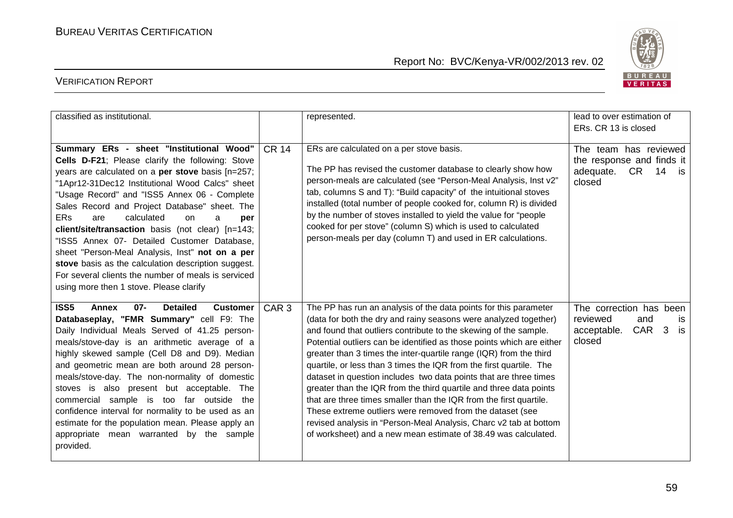| | | | |
|---|---|---|---|
| classified as institutional. | | represented. | lead to over estimation of ERs. CR 13 is closed |
| **Summary ERs - sheet "Institutional Wood" Cells D-F21**; Please clarify the following: Stove years are calculated on a **per stove** basis [n=257; "1Apr12-31Dec12 Institutional Wood Calcs" sheet "Usage Record" and "ISS5 Annex 06 - Complete Sales Record and Project Database" sheet. The ERs are calculated on a **per client/site/transaction** basis (not clear) [n=143; "ISS5 Annex 07- Detailed Customer Database, sheet "Person-Meal Analysis, Inst" **not on a per stove** basis as the calculation description suggest. For several clients the number of meals is serviced using more then 1 stove. Please clarify | CR 14 | ERs are calculated on a per stove basis.<br><br>The PP has revised the customer database to clearly show how person-meals are calculated (see "Person-Meal Analysis, Inst v2" tab, columns S and T): "Build capacity" of the intuitional stoves installed (total number of people cooked for, column R) is divided by the number of stoves installed to yield the value for "people cooked for per stove" (column S) which is used to calculated person-meals per day (column T) and used in ER calculations. | The team has reviewed the response and finds it adequate. CR 14 is closed |
| **ISS5 Annex 07- Detailed Customer Databaseplay, "FMR Summary"** cell F9: The Daily Individual Meals Served of 41.25 person-meals/stove-day is an arithmetic average of a highly skewed sample (Cell D8 and D9). Median and geometric mean are both around 28 person-meals/stove-day. The non-normality of domestic stoves is also present but acceptable. The commercial sample is too far outside the confidence interval for normality to be used as an estimate for the population mean. Please apply an appropriate mean warranted by the sample provided. | CAR 3 | The PP has run an analysis of the data points for this parameter (data for both the dry and rainy seasons were analyzed together) and found that outliers contribute to the skewing of the sample. Potential outliers can be identified as those points which are either greater than 3 times the inter-quartile range (IQR) from the third quartile, or less than 3 times the IQR from the first quartile. The dataset in question includes two data points that are three times greater than the IQR from the third quartile and three data points that are three times smaller than the IQR from the first quartile. These extreme outliers were removed from the dataset (see revised analysis in "Person-Meal Analysis, Charc v2 tab at bottom of worksheet) and a new mean estimate of 38.49 was calculated. | The correction has been reviewed and is acceptable. CAR 3 is closed |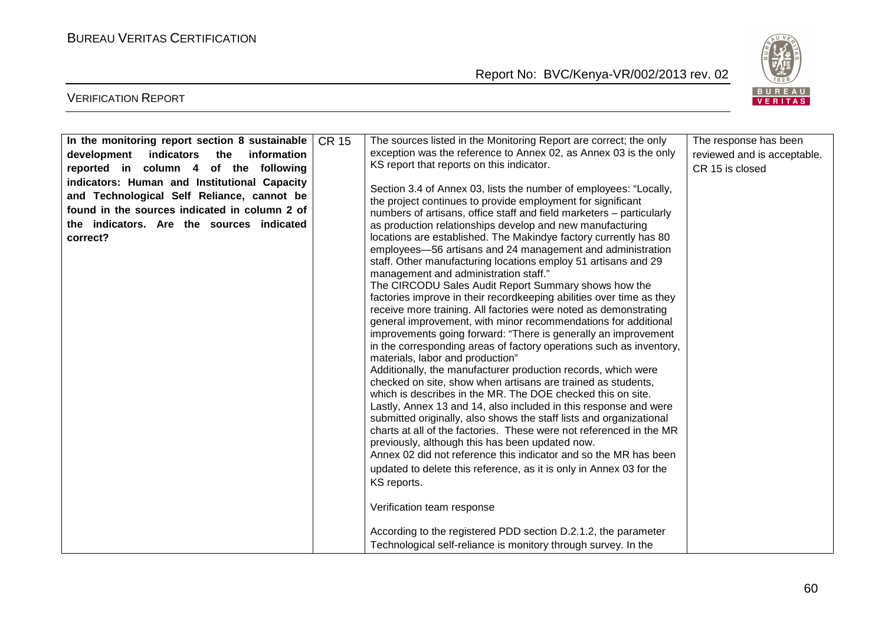| In the monitoring report section 8 sustainable development indicators the information reported in column 4 of the following indicators: Human and Institutional Capacity and Technological Self Reliance, cannot be found in the sources indicated in column 2 of the indicators. Are the sources indicated correct? | CR 15 | The sources listed in the Monitoring Report are correct; the only exception was the reference to Annex 02, as Annex 03 is the only KS report that reports on this indicator.<br><br>Section 3.4 of Annex 03, lists the number of employees: "Locally, the project continues to provide employment for significant numbers of artisans, office staff and field marketers – particularly as production relationships develop and new manufacturing locations are established. The Makindye factory currently has 80 employees—56 artisans and 24 management and administration staff. Other manufacturing locations employ 51 artisans and 29 management and administration staff."<br>The CIRCODU Sales Audit Report Summary shows how the factories improve in their recordkeeping abilities over time as they receive more training. All factories were noted as demonstrating general improvement, with minor recommendations for additional improvements going forward: "There is generally an improvement in the corresponding areas of factory operations such as inventory, materials, labor and production"<br>Additionally, the manufacturer production records, which were checked on site, show when artisans are trained as students, which is describes in the MR. The DOE checked this on site.<br>Lastly, Annex 13 and 14, also included in this response and were submitted originally, also shows the staff lists and organizational charts at all of the factories. These were not referenced in the MR previously, although this has been updated now.<br>Annex 02 did not reference this indicator and so the MR has been updated to delete this reference, as it is only in Annex 03 for the KS reports.<br><br>Verification team response<br><br>According to the registered PDD section D.2.1.2, the parameter Technological self-reliance is monitory through survey. In the | The response has been reviewed and is acceptable. CR 15 is closed |
|---|---|---|---|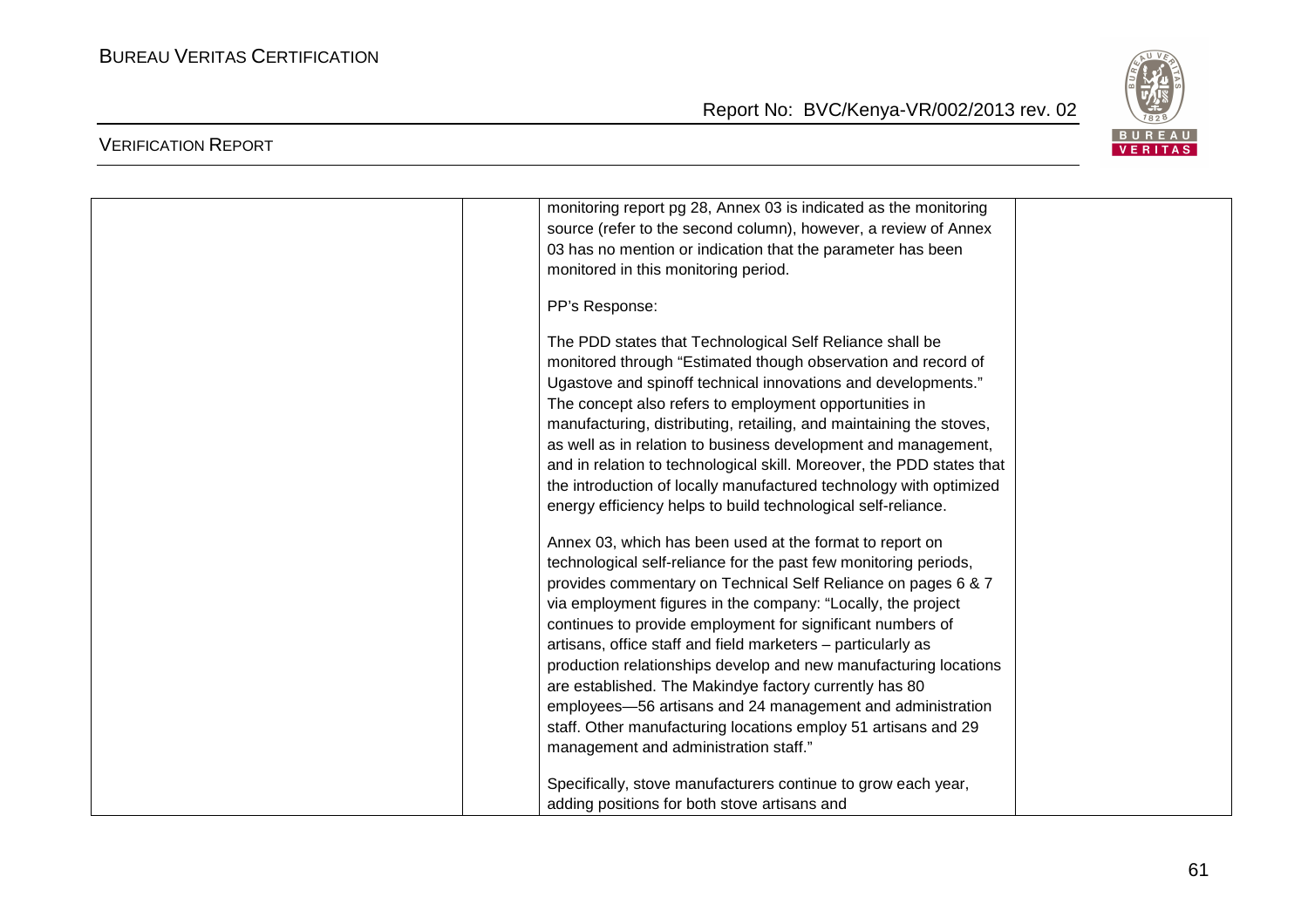| | | | |
|---|---|---|---|
| | | monitoring report pg 28, Annex 03 is indicated as the monitoring source (refer to the second column), however, a review of Annex 03 has no mention or indication that the parameter has been monitored in this monitoring period.<br><br>PP's Response:<br><br>The PDD states that Technological Self Reliance shall be monitored through "Estimated though observation and record of Ugastove and spinoff technical innovations and developments." The concept also refers to employment opportunities in manufacturing, distributing, retailing, and maintaining the stoves, as well as in relation to business development and management, and in relation to technological skill. Moreover, the PDD states that the introduction of locally manufactured technology with optimized energy efficiency helps to build technological self-reliance.<br><br>Annex 03, which has been used at the format to report on technological self-reliance for the past few monitoring periods, provides commentary on Technical Self Reliance on pages 6 & 7 via employment figures in the company: "Locally, the project continues to provide employment for significant numbers of artisans, office staff and field marketers – particularly as production relationships develop and new manufacturing locations are established. The Makindye factory currently has 80 employees—56 artisans and 24 management and administration staff. Other manufacturing locations employ 51 artisans and 29 management and administration staff."<br><br>Specifically, stove manufacturers continue to grow each year, adding positions for both stove artisans and | |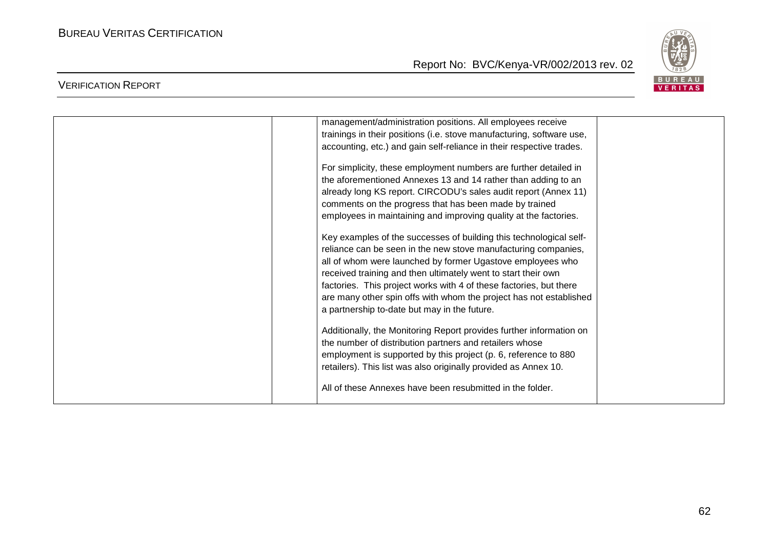| | | | |
|---|---|---|---|
| | | management/administration positions. All employees receive trainings in their positions (i.e. stove manufacturing, software use, accounting, etc.) and gain self-reliance in their respective trades.<br><br>For simplicity, these employment numbers are further detailed in the aforementioned Annexes 13 and 14 rather than adding to an already long KS report. CIRCODU's sales audit report (Annex 11) comments on the progress that has been made by trained employees in maintaining and improving quality at the factories.<br><br>Key examples of the successes of building this technological self-reliance can be seen in the new stove manufacturing companies, all of whom were launched by former Ugastove employees who received training and then ultimately went to start their own factories. This project works with 4 of these factories, but there are many other spin offs with whom the project has not established a partnership to-date but may in the future.<br><br>Additionally, the Monitoring Report provides further information on the number of distribution partners and retailers whose employment is supported by this project (p. 6, reference to 880 retailers). This list was also originally provided as Annex 10.<br><br>All of these Annexes have been resubmitted in the folder. | |